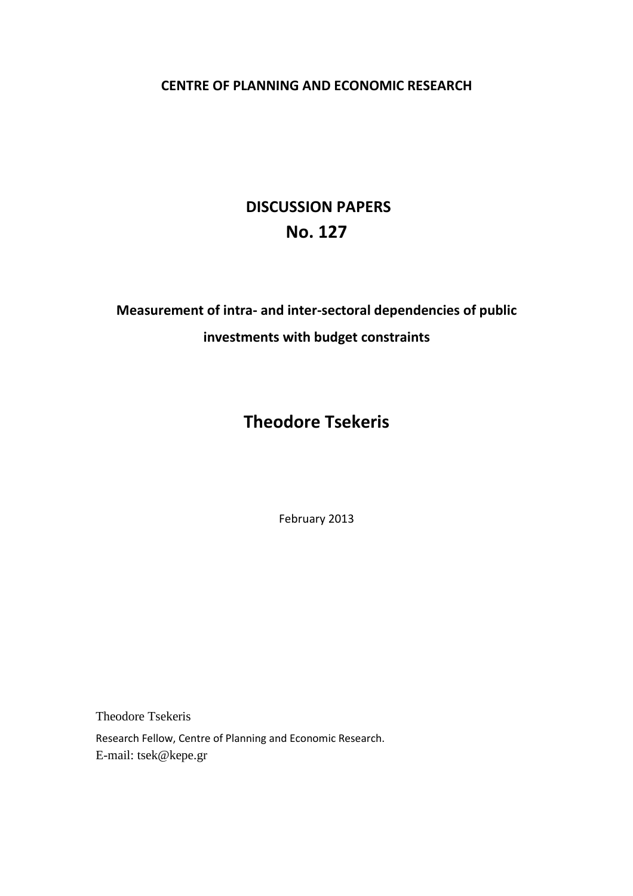**CENTRE OF PLANNING AND ECONOMIC RESEARCH**

# DISCUSSION PAPERS
# No. 127

## Measurement of intra- and inter-sectoral dependencies of public investments with budget constraints

## Theodore Tsekeris

February 2013

Theodore Tsekeris

Research Fellow, Centre of Planning and Economic Research.
E-mail: tsek@kepe.gr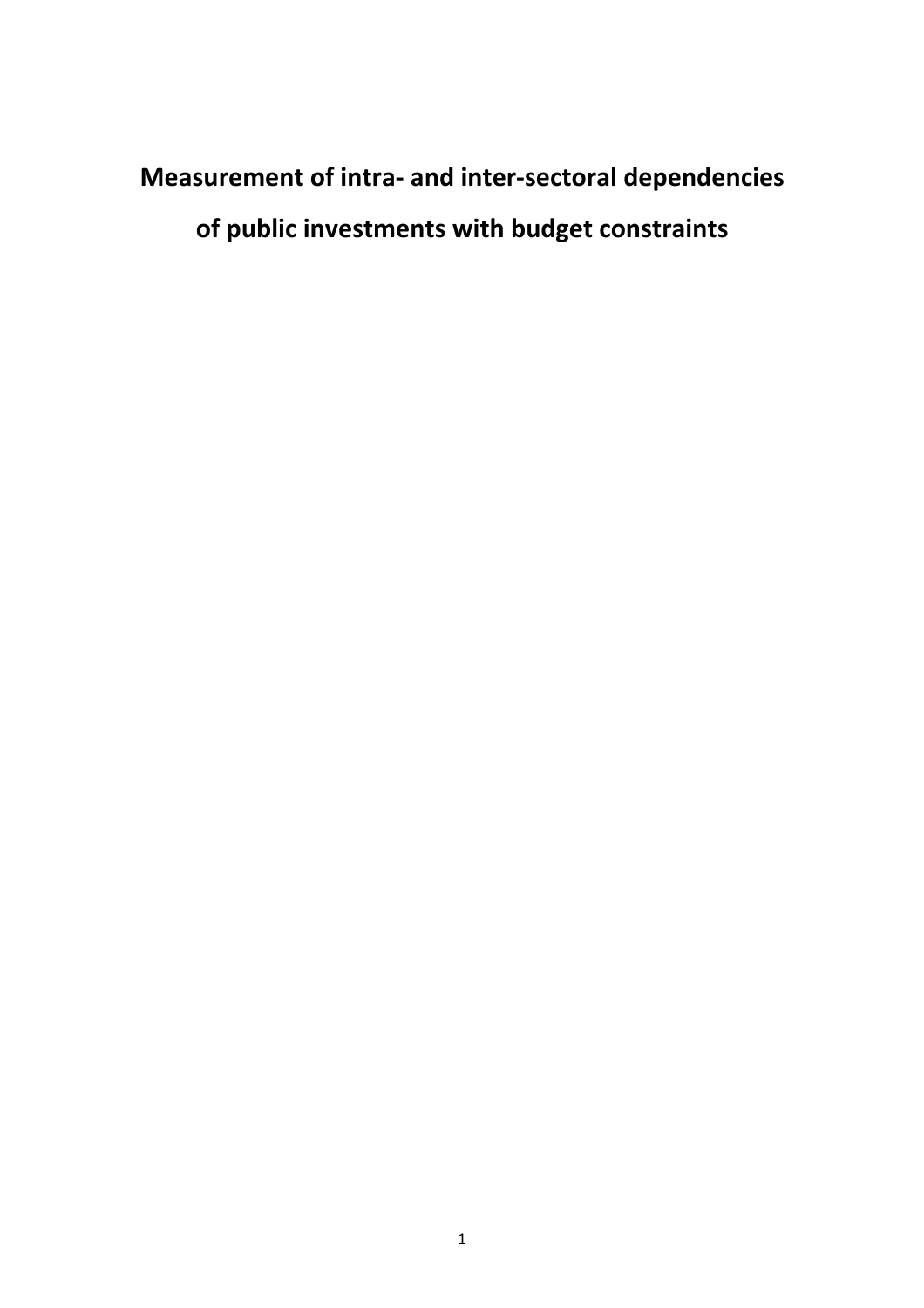# Measurement of intra- and inter-sectoral dependencies of public investments with budget constraints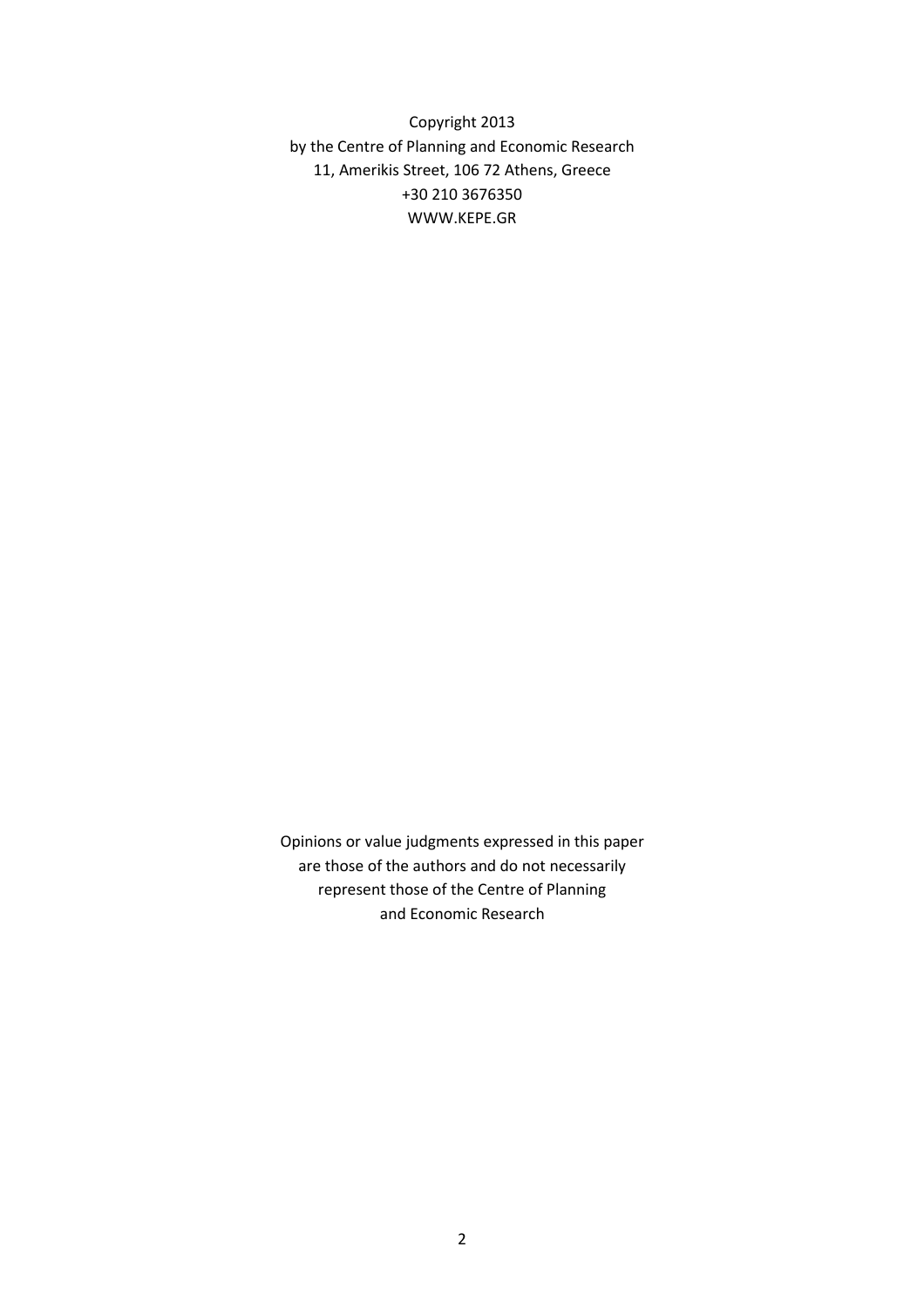Copyright 2013
by the Centre of Planning and Economic Research
11, Amerikis Street, 106 72 Athens, Greece
+30 210 3676350
WWW.KEPE.GR

Opinions or value judgments expressed in this paper
are those of the authors and do not necessarily
represent those of the Centre of Planning
and Economic Research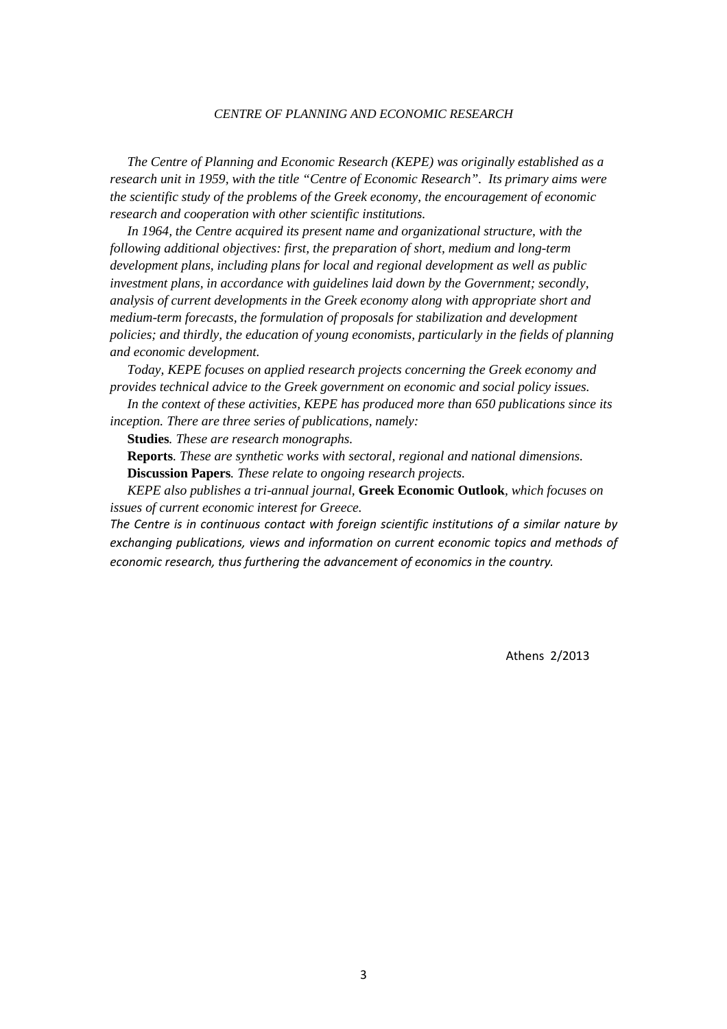*CENTRE OF PLANNING AND ECONOMIC RESEARCH*

*The Centre of Planning and Economic Research (KEPE) was originally established as a research unit in 1959, with the title "Centre of Economic Research". Its primary aims were the scientific study of the problems of the Greek economy, the encouragement of economic research and cooperation with other scientific institutions.*

*In 1964, the Centre acquired its present name and organizational structure, with the following additional objectives: first, the preparation of short, medium and long-term development plans, including plans for local and regional development as well as public investment plans, in accordance with guidelines laid down by the Government; secondly, analysis of current developments in the Greek economy along with appropriate short and medium-term forecasts, the formulation of proposals for stabilization and development policies; and thirdly, the education of young economists, particularly in the fields of planning and economic development.*

*Today, KEPE focuses on applied research projects concerning the Greek economy and provides technical advice to the Greek government on economic and social policy issues.*

*In the context of these activities, KEPE has produced more than 650 publications since its inception. There are three series of publications, namely:*

**Studies***. These are research monographs.*

**Reports***. These are synthetic works with sectoral, regional and national dimensions.*

**Discussion Papers***. These relate to ongoing research projects.*

*KEPE also publishes a tri-annual journal,* **Greek Economic Outlook***, which focuses on issues of current economic interest for Greece.*

*The Centre is in continuous contact with foreign scientific institutions of a similar nature by exchanging publications, views and information on current economic topics and methods of economic research, thus furthering the advancement of economics in the country.*

Athens 2/2013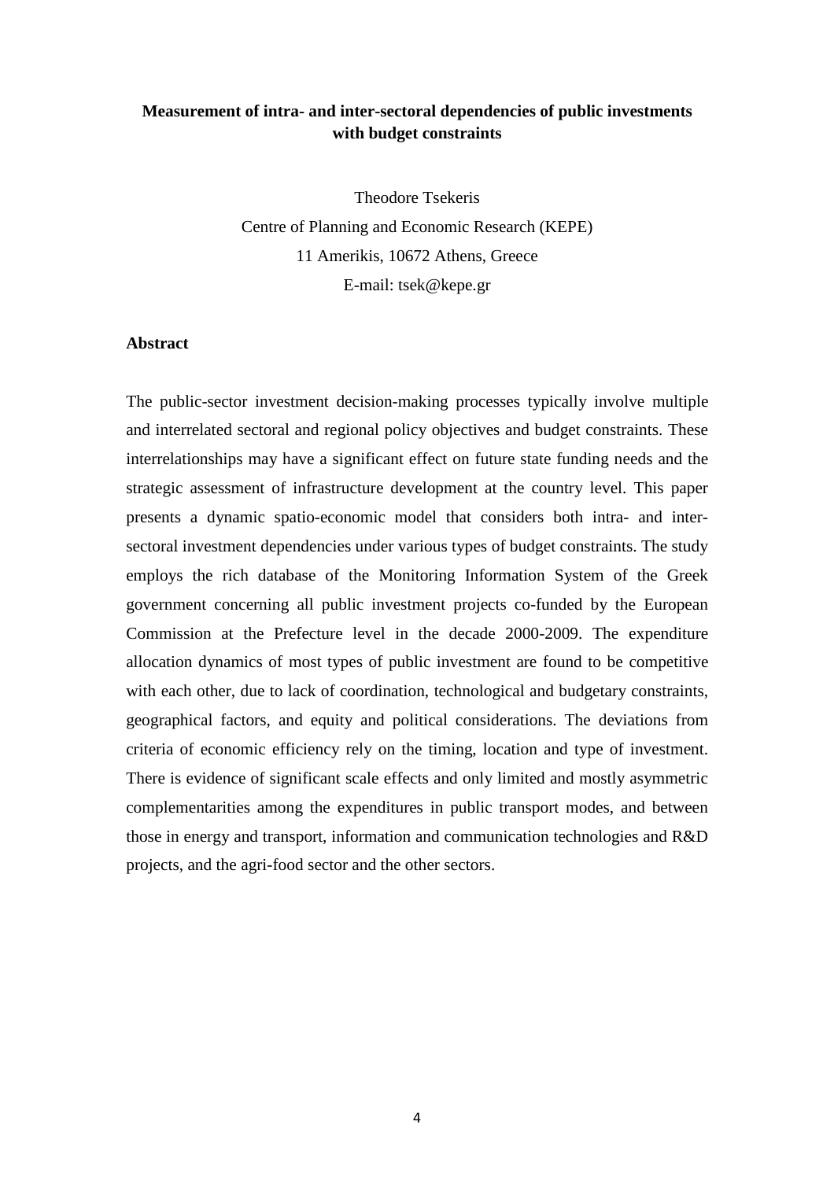**Measurement of intra- and inter-sectoral dependencies of public investments with budget constraints**

Theodore Tsekeris

Centre of Planning and Economic Research (KEPE)

11 Amerikis, 10672 Athens, Greece

E-mail: tsek@kepe.gr

**Abstract**

The public-sector investment decision-making processes typically involve multiple and interrelated sectoral and regional policy objectives and budget constraints. These interrelationships may have a significant effect on future state funding needs and the strategic assessment of infrastructure development at the country level. This paper presents a dynamic spatio-economic model that considers both intra- and inter-sectoral investment dependencies under various types of budget constraints. The study employs the rich database of the Monitoring Information System of the Greek government concerning all public investment projects co-funded by the European Commission at the Prefecture level in the decade 2000-2009. The expenditure allocation dynamics of most types of public investment are found to be competitive with each other, due to lack of coordination, technological and budgetary constraints, geographical factors, and equity and political considerations. The deviations from criteria of economic efficiency rely on the timing, location and type of investment. There is evidence of significant scale effects and only limited and mostly asymmetric complementarities among the expenditures in public transport modes, and between those in energy and transport, information and communication technologies and R&D projects, and the agri-food sector and the other sectors.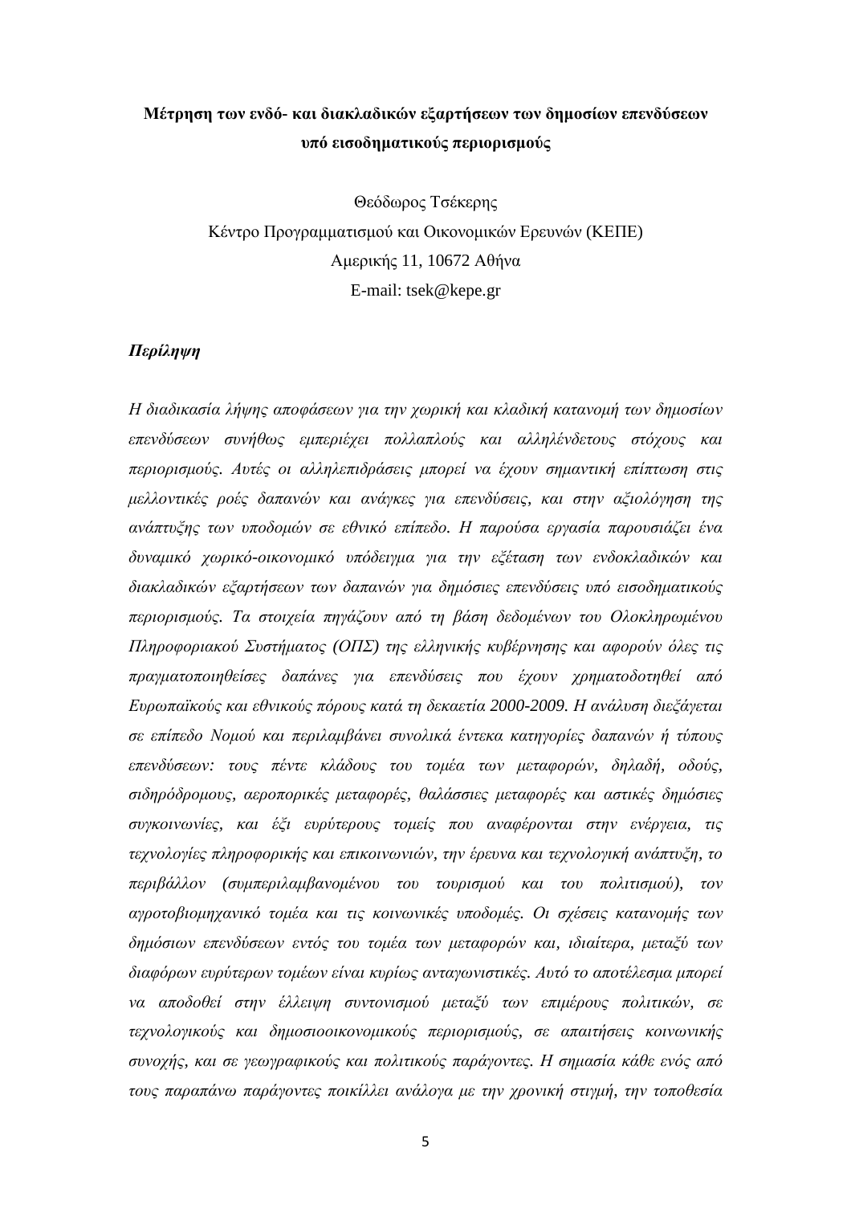**Μέτρηση των ενδό- και διακλαδικών εξαρτήσεων των δημοσίων επενδύσεων υπό εισοδηματικούς περιορισμούς**

Θεόδωρος Τσέκερης
Κέντρο Προγραμματισμού και Οικονομικών Ερευνών (ΚΕΠΕ)
Αμερικής 11, 10672 Αθήνα
E-mail: tsek@kepe.gr

***Περίληψη***

*Η διαδικασία λήψης αποφάσεων για την χωρική και κλαδική κατανομή των δημοσίων επενδύσεων συνήθως εμπεριέχει πολλαπλούς και αλληλένδετους στόχους και περιορισμούς. Αυτές οι αλληλεπιδράσεις μπορεί να έχουν σημαντική επίπτωση στις μελλοντικές ροές δαπανών και ανάγκες για επενδύσεις, και στην αξιολόγηση της ανάπτυξης των υποδομών σε εθνικό επίπεδο. Η παρούσα εργασία παρουσιάζει ένα δυναμικό χωρικό-οικονομικό υπόδειγμα για την εξέταση των ενδοκλαδικών και διακλαδικών εξαρτήσεων των δαπανών για δημόσιες επενδύσεις υπό εισοδηματικούς περιορισμούς. Τα στοιχεία πηγάζουν από τη βάση δεδομένων του Ολοκληρωμένου Πληροφοριακού Συστήματος (ΟΠΣ) της ελληνικής κυβέρνησης και αφορούν όλες τις πραγματοποιηθείσες δαπάνες για επενδύσεις που έχουν χρηματοδοτηθεί από Ευρωπαϊκούς και εθνικούς πόρους κατά τη δεκαετία 2000-2009. Η ανάλυση διεξάγεται σε επίπεδο Νομού και περιλαμβάνει συνολικά έντεκα κατηγορίες δαπανών ή τύπους επενδύσεων: τους πέντε κλάδους του τομέα των μεταφορών, δηλαδή, οδούς, σιδηρόδρομους, αεροπορικές μεταφορές, θαλάσσιες μεταφορές και αστικές δημόσιες συγκοινωνίες, και έξι ευρύτερους τομείς που αναφέρονται στην ενέργεια, τις τεχνολογίες πληροφορικής και επικοινωνιών, την έρευνα και τεχνολογική ανάπτυξη, το περιβάλλον (συμπεριλαμβανομένου του τουρισμού και του πολιτισμού), τον αγροτοβιομηχανικό τομέα και τις κοινωνικές υποδομές. Οι σχέσεις κατανομής των δημόσιων επενδύσεων εντός του τομέα των μεταφορών και, ιδιαίτερα, μεταξύ των διαφόρων ευρύτερων τομέων είναι κυρίως ανταγωνιστικές. Αυτό το αποτέλεσμα μπορεί να αποδοθεί στην έλλειψη συντονισμού μεταξύ των επιμέρους πολιτικών, σε τεχνολογικούς και δημοσιοοικονομικούς περιορισμούς, σε απαιτήσεις κοινωνικής συνοχής, και σε γεωγραφικούς και πολιτικούς παράγοντες. Η σημασία κάθε ενός από τους παραπάνω παράγοντες ποικίλλει ανάλογα με την χρονική στιγμή, την τοποθεσία*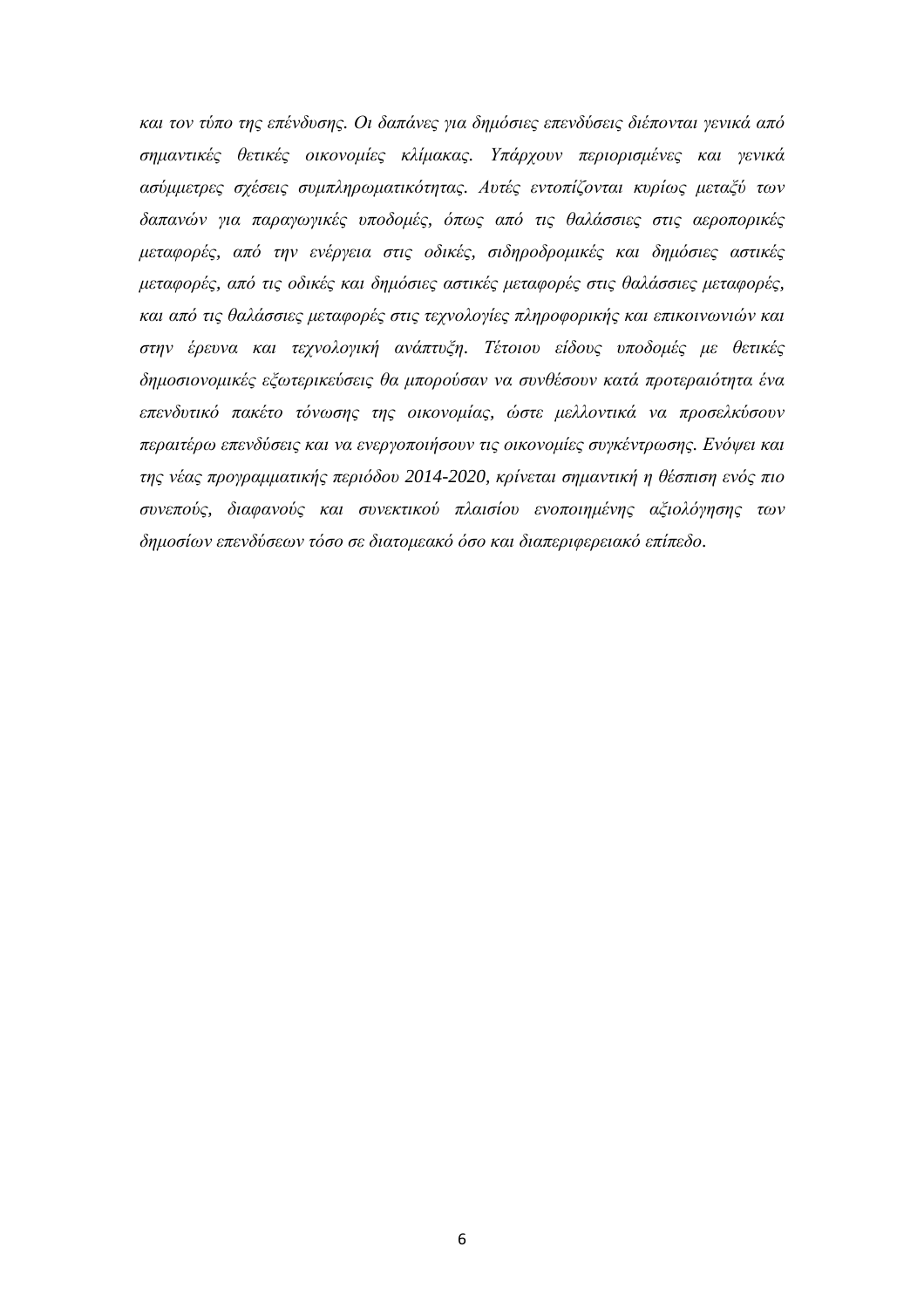*και τον τύπο της επένδυσης. Οι δαπάνες για δημόσιες επενδύσεις διέπονται γενικά από σημαντικές θετικές οικονομίες κλίμακας. Υπάρχουν περιορισμένες και γενικά ασύμμετρες σχέσεις συμπληρωματικότητας. Αυτές εντοπίζονται κυρίως μεταξύ των δαπανών για παραγωγικές υποδομές, όπως από τις θαλάσσιες στις αεροπορικές μεταφορές, από την ενέργεια στις οδικές, σιδηροδρομικές και δημόσιες αστικές μεταφορές, από τις οδικές και δημόσιες αστικές μεταφορές στις θαλάσσιες μεταφορές, και από τις θαλάσσιες μεταφορές στις τεχνολογίες πληροφορικής και επικοινωνιών και στην έρευνα και τεχνολογική ανάπτυξη. Τέτοιου είδους υποδομές με θετικές δημοσιονομικές εξωτερικεύσεις θα μπορούσαν να συνθέσουν κατά προτεραιότητα ένα επενδυτικό πακέτο τόνωσης της οικονομίας, ώστε μελλοντικά να προσελκύσουν περαιτέρω επενδύσεις και να ενεργοποιήσουν τις οικονομίες συγκέντρωσης. Ενόψει και της νέας προγραμματικής περιόδου 2014-2020, κρίνεται σημαντική η θέσπιση ενός πιο συνεπούς, διαφανούς και συνεκτικού πλαισίου ενοποιημένης αξιολόγησης των δημοσίων επενδύσεων τόσο σε διατομεακό όσο και διαπεριφερειακό επίπεδο.*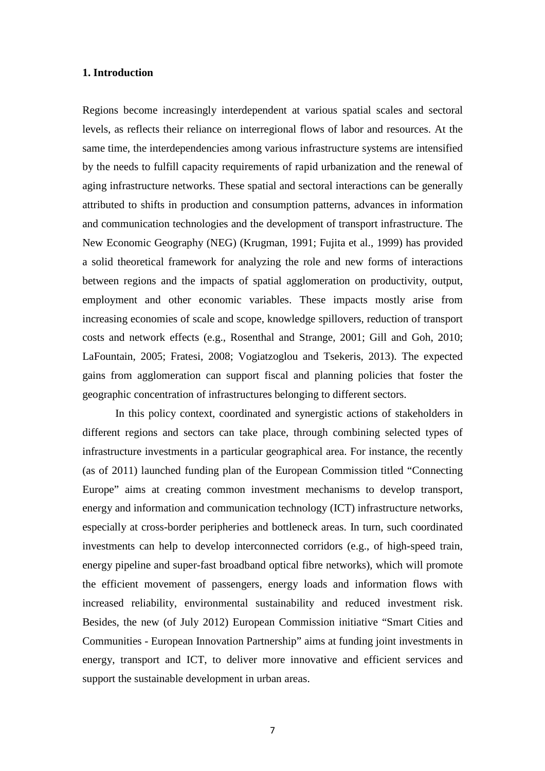## 1. Introduction

Regions become increasingly interdependent at various spatial scales and sectoral levels, as reflects their reliance on interregional flows of labor and resources. At the same time, the interdependencies among various infrastructure systems are intensified by the needs to fulfill capacity requirements of rapid urbanization and the renewal of aging infrastructure networks. These spatial and sectoral interactions can be generally attributed to shifts in production and consumption patterns, advances in information and communication technologies and the development of transport infrastructure. The New Economic Geography (NEG) (Krugman, 1991; Fujita et al., 1999) has provided a solid theoretical framework for analyzing the role and new forms of interactions between regions and the impacts of spatial agglomeration on productivity, output, employment and other economic variables. These impacts mostly arise from increasing economies of scale and scope, knowledge spillovers, reduction of transport costs and network effects (e.g., Rosenthal and Strange, 2001; Gill and Goh, 2010; LaFountain, 2005; Fratesi, 2008; Vogiatzoglou and Tsekeris, 2013). The expected gains from agglomeration can support fiscal and planning policies that foster the geographic concentration of infrastructures belonging to different sectors.

In this policy context, coordinated and synergistic actions of stakeholders in different regions and sectors can take place, through combining selected types of infrastructure investments in a particular geographical area. For instance, the recently (as of 2011) launched funding plan of the European Commission titled "Connecting Europe" aims at creating common investment mechanisms to develop transport, energy and information and communication technology (ICT) infrastructure networks, especially at cross-border peripheries and bottleneck areas. In turn, such coordinated investments can help to develop interconnected corridors (e.g., of high-speed train, energy pipeline and super-fast broadband optical fibre networks), which will promote the efficient movement of passengers, energy loads and information flows with increased reliability, environmental sustainability and reduced investment risk. Besides, the new (of July 2012) European Commission initiative "Smart Cities and Communities - European Innovation Partnership" aims at funding joint investments in energy, transport and ICT, to deliver more innovative and efficient services and support the sustainable development in urban areas.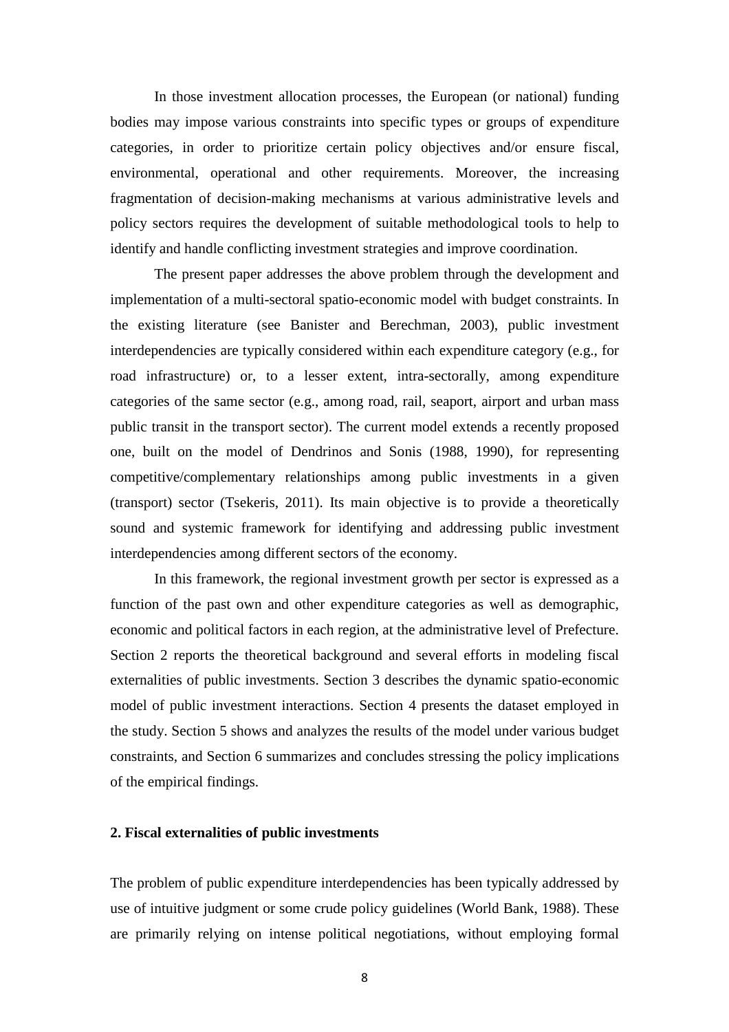In those investment allocation processes, the European (or national) funding bodies may impose various constraints into specific types or groups of expenditure categories, in order to prioritize certain policy objectives and/or ensure fiscal, environmental, operational and other requirements. Moreover, the increasing fragmentation of decision-making mechanisms at various administrative levels and policy sectors requires the development of suitable methodological tools to help to identify and handle conflicting investment strategies and improve coordination.

The present paper addresses the above problem through the development and implementation of a multi-sectoral spatio-economic model with budget constraints. In the existing literature (see Banister and Berechman, 2003), public investment interdependencies are typically considered within each expenditure category (e.g., for road infrastructure) or, to a lesser extent, intra-sectorally, among expenditure categories of the same sector (e.g., among road, rail, seaport, airport and urban mass public transit in the transport sector). The current model extends a recently proposed one, built on the model of Dendrinos and Sonis (1988, 1990), for representing competitive/complementary relationships among public investments in a given (transport) sector (Tsekeris, 2011). Its main objective is to provide a theoretically sound and systemic framework for identifying and addressing public investment interdependencies among different sectors of the economy.

In this framework, the regional investment growth per sector is expressed as a function of the past own and other expenditure categories as well as demographic, economic and political factors in each region, at the administrative level of Prefecture. Section 2 reports the theoretical background and several efforts in modeling fiscal externalities of public investments. Section 3 describes the dynamic spatio-economic model of public investment interactions. Section 4 presents the dataset employed in the study. Section 5 shows and analyzes the results of the model under various budget constraints, and Section 6 summarizes and concludes stressing the policy implications of the empirical findings.

## 2. Fiscal externalities of public investments

The problem of public expenditure interdependencies has been typically addressed by use of intuitive judgment or some crude policy guidelines (World Bank, 1988). These are primarily relying on intense political negotiations, without employing formal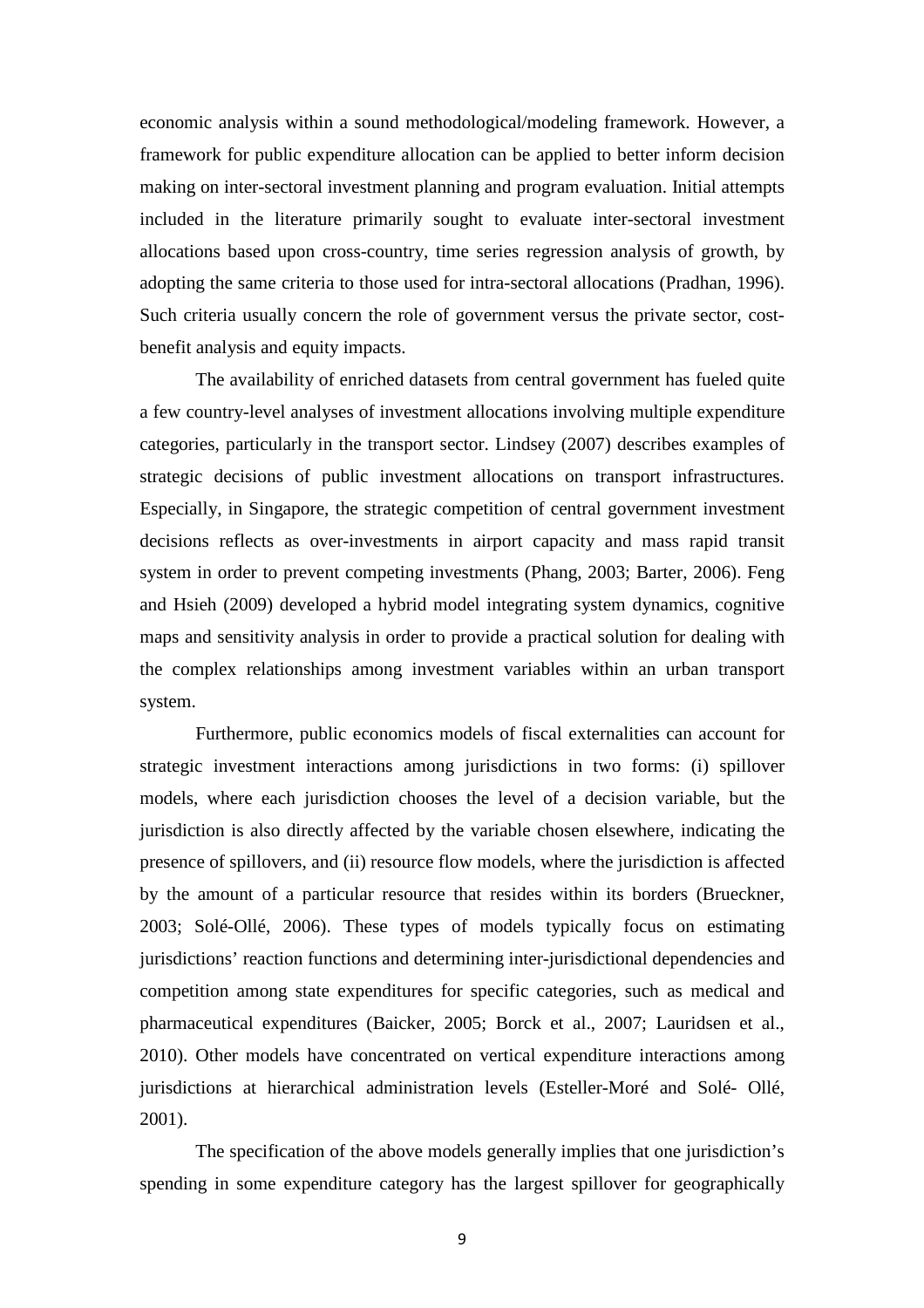economic analysis within a sound methodological/modeling framework. However, a framework for public expenditure allocation can be applied to better inform decision making on inter-sectoral investment planning and program evaluation. Initial attempts included in the literature primarily sought to evaluate inter-sectoral investment allocations based upon cross-country, time series regression analysis of growth, by adopting the same criteria to those used for intra-sectoral allocations (Pradhan, 1996). Such criteria usually concern the role of government versus the private sector, cost-benefit analysis and equity impacts.

The availability of enriched datasets from central government has fueled quite a few country-level analyses of investment allocations involving multiple expenditure categories, particularly in the transport sector. Lindsey (2007) describes examples of strategic decisions of public investment allocations on transport infrastructures. Especially, in Singapore, the strategic competition of central government investment decisions reflects as over-investments in airport capacity and mass rapid transit system in order to prevent competing investments (Phang, 2003; Barter, 2006). Feng and Hsieh (2009) developed a hybrid model integrating system dynamics, cognitive maps and sensitivity analysis in order to provide a practical solution for dealing with the complex relationships among investment variables within an urban transport system.

Furthermore, public economics models of fiscal externalities can account for strategic investment interactions among jurisdictions in two forms: (i) spillover models, where each jurisdiction chooses the level of a decision variable, but the jurisdiction is also directly affected by the variable chosen elsewhere, indicating the presence of spillovers, and (ii) resource flow models, where the jurisdiction is affected by the amount of a particular resource that resides within its borders (Brueckner, 2003; Solé-Ollé, 2006). These types of models typically focus on estimating jurisdictions' reaction functions and determining inter-jurisdictional dependencies and competition among state expenditures for specific categories, such as medical and pharmaceutical expenditures (Baicker, 2005; Borck et al., 2007; Lauridsen et al., 2010). Other models have concentrated on vertical expenditure interactions among jurisdictions at hierarchical administration levels (Esteller-Moré and Solé- Ollé, 2001).

The specification of the above models generally implies that one jurisdiction's spending in some expenditure category has the largest spillover for geographically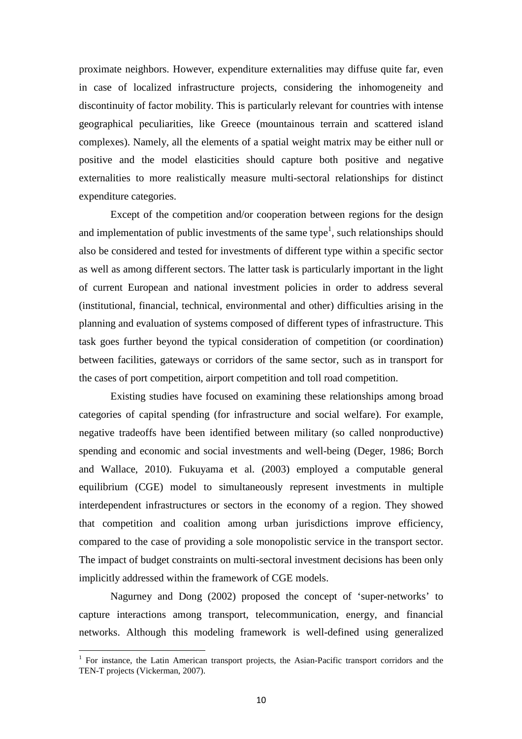proximate neighbors. However, expenditure externalities may diffuse quite far, even in case of localized infrastructure projects, considering the inhomogeneity and discontinuity of factor mobility. This is particularly relevant for countries with intense geographical peculiarities, like Greece (mountainous terrain and scattered island complexes). Namely, all the elements of a spatial weight matrix may be either null or positive and the model elasticities should capture both positive and negative externalities to more realistically measure multi-sectoral relationships for distinct expenditure categories.

Except of the competition and/or cooperation between regions for the design and implementation of public investments of the same type[1], such relationships should also be considered and tested for investments of different type within a specific sector as well as among different sectors. The latter task is particularly important in the light of current European and national investment policies in order to address several (institutional, financial, technical, environmental and other) difficulties arising in the planning and evaluation of systems composed of different types of infrastructure. This task goes further beyond the typical consideration of competition (or coordination) between facilities, gateways or corridors of the same sector, such as in transport for the cases of port competition, airport competition and toll road competition.

Existing studies have focused on examining these relationships among broad categories of capital spending (for infrastructure and social welfare). For example, negative tradeoffs have been identified between military (so called nonproductive) spending and economic and social investments and well-being (Deger, 1986; Borch and Wallace, 2010). Fukuyama et al. (2003) employed a computable general equilibrium (CGE) model to simultaneously represent investments in multiple interdependent infrastructures or sectors in the economy of a region. They showed that competition and coalition among urban jurisdictions improve efficiency, compared to the case of providing a sole monopolistic service in the transport sector. The impact of budget constraints on multi-sectoral investment decisions has been only implicitly addressed within the framework of CGE models.

Nagurney and Dong (2002) proposed the concept of 'super-networks' to capture interactions among transport, telecommunication, energy, and financial networks. Although this modeling framework is well-defined using generalized

[1] For instance, the Latin American transport projects, the Asian-Pacific transport corridors and the TEN-T projects (Vickerman, 2007).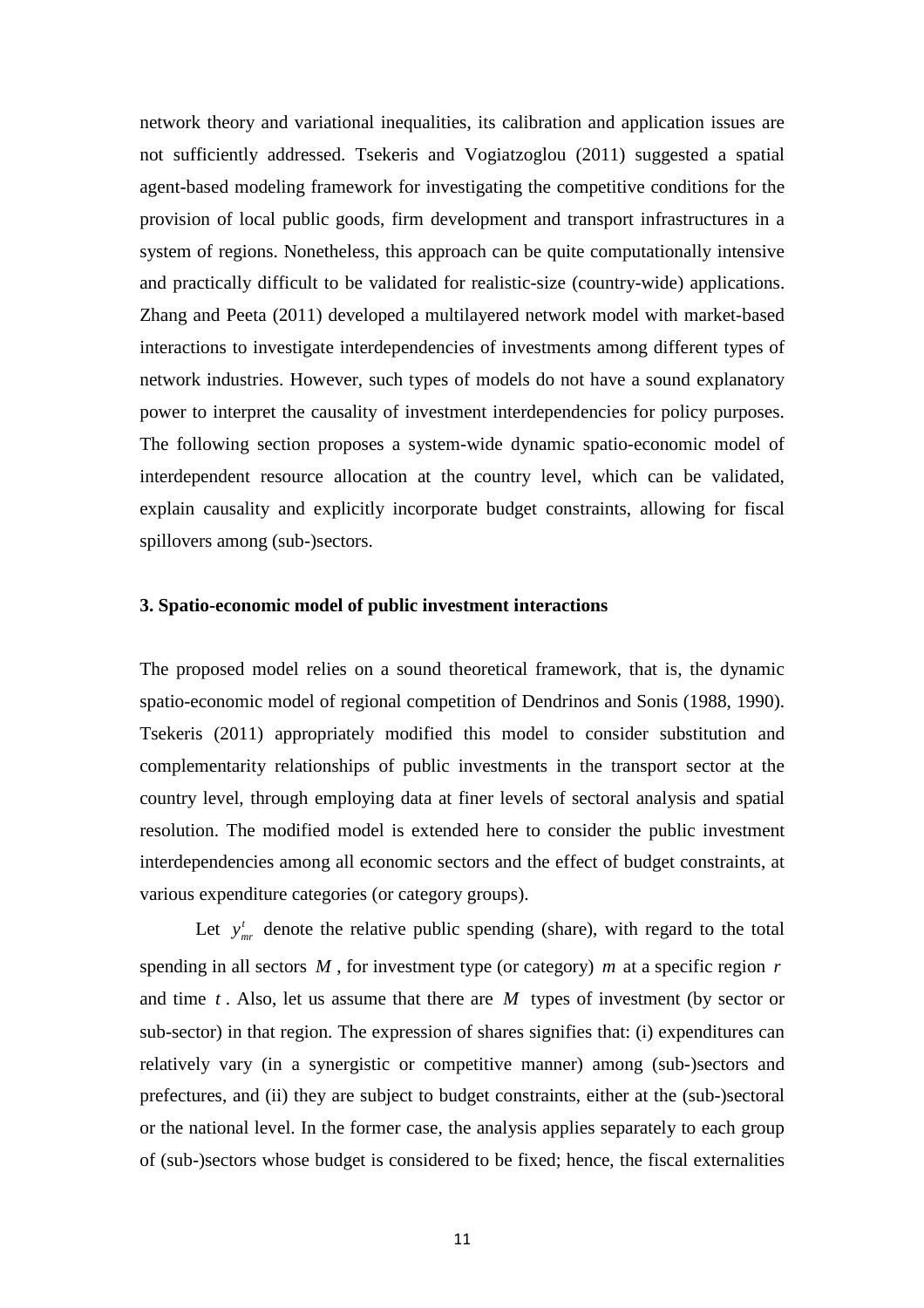network theory and variational inequalities, its calibration and application issues are not sufficiently addressed. Tsekeris and Vogiatzoglou (2011) suggested a spatial agent-based modeling framework for investigating the competitive conditions for the provision of local public goods, firm development and transport infrastructures in a system of regions. Nonetheless, this approach can be quite computationally intensive and practically difficult to be validated for realistic-size (country-wide) applications. Zhang and Peeta (2011) developed a multilayered network model with market-based interactions to investigate interdependencies of investments among different types of network industries. However, such types of models do not have a sound explanatory power to interpret the causality of investment interdependencies for policy purposes. The following section proposes a system-wide dynamic spatio-economic model of interdependent resource allocation at the country level, which can be validated, explain causality and explicitly incorporate budget constraints, allowing for fiscal spillovers among (sub-)sectors.

### 3. Spatio-economic model of public investment interactions

The proposed model relies on a sound theoretical framework, that is, the dynamic spatio-economic model of regional competition of Dendrinos and Sonis (1988, 1990). Tsekeris (2011) appropriately modified this model to consider substitution and complementarity relationships of public investments in the transport sector at the country level, through employing data at finer levels of sectoral analysis and spatial resolution. The modified model is extended here to consider the public investment interdependencies among all economic sectors and the effect of budget constraints, at various expenditure categories (or category groups).

Let $y_{mr}^{t}$ denote the relative public spending (share), with regard to the total spending in all sectors $M$, for investment type (or category) $m$ at a specific region $r$ and time $t$. Also, let us assume that there are $M$ types of investment (by sector or sub-sector) in that region. The expression of shares signifies that: (i) expenditures can relatively vary (in a synergistic or competitive manner) among (sub-)sectors and prefectures, and (ii) they are subject to budget constraints, either at the (sub-)sectoral or the national level. In the former case, the analysis applies separately to each group of (sub-)sectors whose budget is considered to be fixed; hence, the fiscal externalities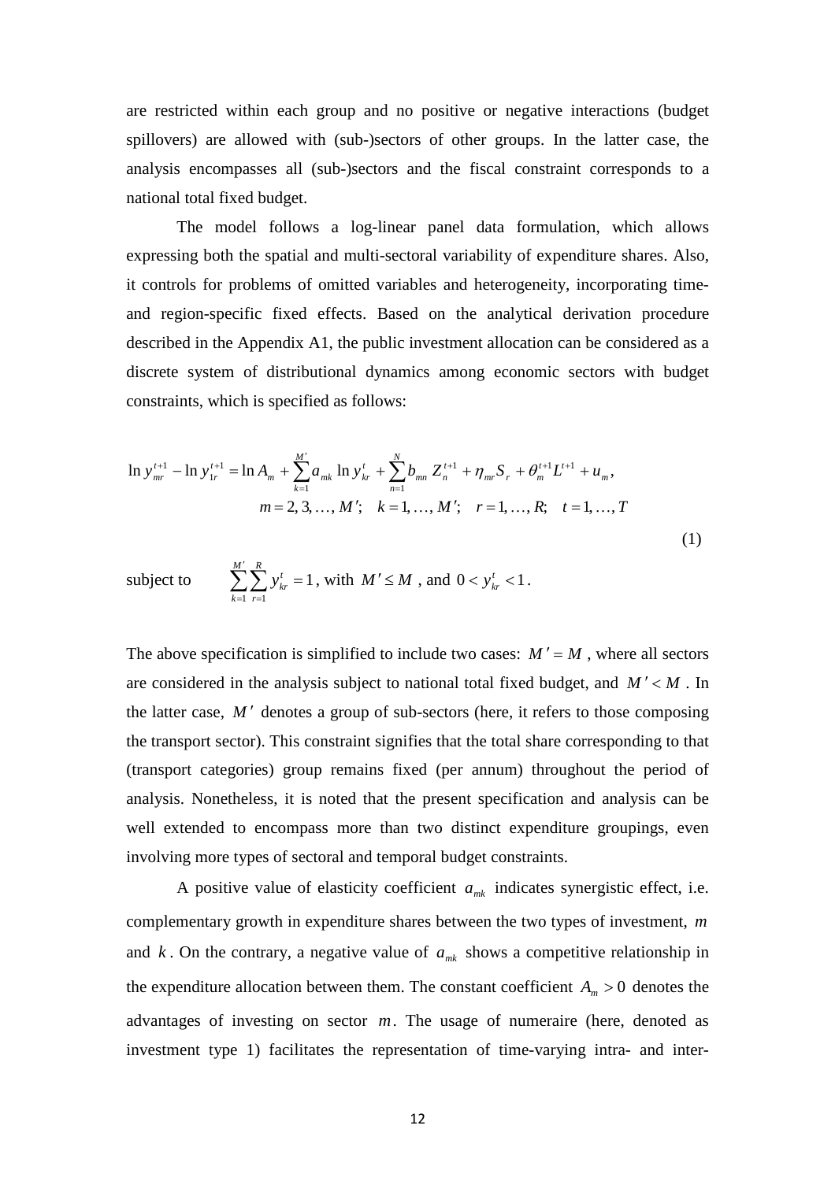are restricted within each group and no positive or negative interactions (budget spillovers) are allowed with (sub-)sectors of other groups. In the latter case, the analysis encompasses all (sub-)sectors and the fiscal constraint corresponds to a national total fixed budget.

The model follows a log-linear panel data formulation, which allows expressing both the spatial and multi-sectoral variability of expenditure shares. Also, it controls for problems of omitted variables and heterogeneity, incorporating time- and region-specific fixed effects. Based on the analytical derivation procedure described in the Appendix A1, the public investment allocation can be considered as a discrete system of distributional dynamics among economic sectors with budget constraints, which is specified as follows:

$$\ln y_{mr}^{t+1} - \ln y_{1r}^{t+1} = \ln A_m + \sum_{k=1}^{M'} a_{mk} \ln y_{kr}^{t} + \sum_{n=1}^{N} b_{mn} Z_n^{t+1} + \eta_{mr} S_r + \theta_m^{t+1} L^{t+1} + u_m,$$
$$m = 2, 3, \ldots, M'; \quad k = 1, \ldots, M'; \quad r = 1, \ldots, R; \quad t = 1, \ldots, T \tag{1}$$

subject to $\sum_{k=1}^{M'} \sum_{r=1}^{R} y_{kr}^{t} = 1$, with $M' \leq M$, and $0 < y_{kr}^{t} < 1$.

The above specification is simplified to include two cases: $M' = M$, where all sectors are considered in the analysis subject to national total fixed budget, and $M' < M$. In the latter case, $M'$ denotes a group of sub-sectors (here, it refers to those composing the transport sector). This constraint signifies that the total share corresponding to that (transport categories) group remains fixed (per annum) throughout the period of analysis. Nonetheless, it is noted that the present specification and analysis can be well extended to encompass more than two distinct expenditure groupings, even involving more types of sectoral and temporal budget constraints.

A positive value of elasticity coefficient $a_{mk}$ indicates synergistic effect, i.e. complementary growth in expenditure shares between the two types of investment, $m$ and $k$. On the contrary, a negative value of $a_{mk}$ shows a competitive relationship in the expenditure allocation between them. The constant coefficient $A_m > 0$ denotes the advantages of investing on sector $m$. The usage of numeraire (here, denoted as investment type 1) facilitates the representation of time-varying intra- and inter-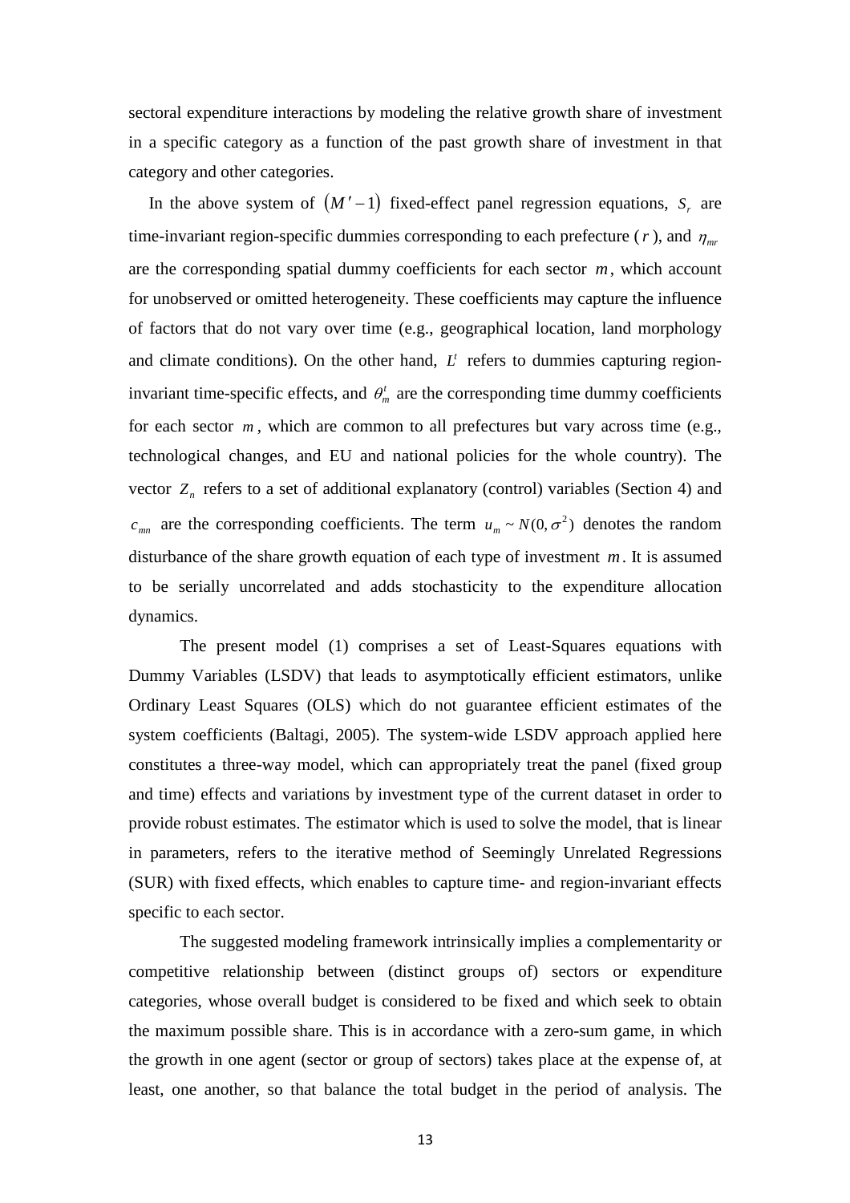sectoral expenditure interactions by modeling the relative growth share of investment in a specific category as a function of the past growth share of investment in that category and other categories.

In the above system of $(M'-1)$ fixed-effect panel regression equations, $S_r$ are time-invariant region-specific dummies corresponding to each prefecture ($r$), and $\eta_{mr}$ are the corresponding spatial dummy coefficients for each sector $m$, which account for unobserved or omitted heterogeneity. These coefficients may capture the influence of factors that do not vary over time (e.g., geographical location, land morphology and climate conditions). On the other hand, $L^t$ refers to dummies capturing region-invariant time-specific effects, and $\theta_m^t$ are the corresponding time dummy coefficients for each sector $m$, which are common to all prefectures but vary across time (e.g., technological changes, and EU and national policies for the whole country). The vector $Z_n$ refers to a set of additional explanatory (control) variables (Section 4) and $c_{mn}$ are the corresponding coefficients. The term $u_m \sim N(0, \sigma^2)$ denotes the random disturbance of the share growth equation of each type of investment $m$. It is assumed to be serially uncorrelated and adds stochasticity to the expenditure allocation dynamics.

The present model (1) comprises a set of Least-Squares equations with Dummy Variables (LSDV) that leads to asymptotically efficient estimators, unlike Ordinary Least Squares (OLS) which do not guarantee efficient estimates of the system coefficients (Baltagi, 2005). The system-wide LSDV approach applied here constitutes a three-way model, which can appropriately treat the panel (fixed group and time) effects and variations by investment type of the current dataset in order to provide robust estimates. The estimator which is used to solve the model, that is linear in parameters, refers to the iterative method of Seemingly Unrelated Regressions (SUR) with fixed effects, which enables to capture time- and region-invariant effects specific to each sector.

The suggested modeling framework intrinsically implies a complementarity or competitive relationship between (distinct groups of) sectors or expenditure categories, whose overall budget is considered to be fixed and which seek to obtain the maximum possible share. This is in accordance with a zero-sum game, in which the growth in one agent (sector or group of sectors) takes place at the expense of, at least, one another, so that balance the total budget in the period of analysis. The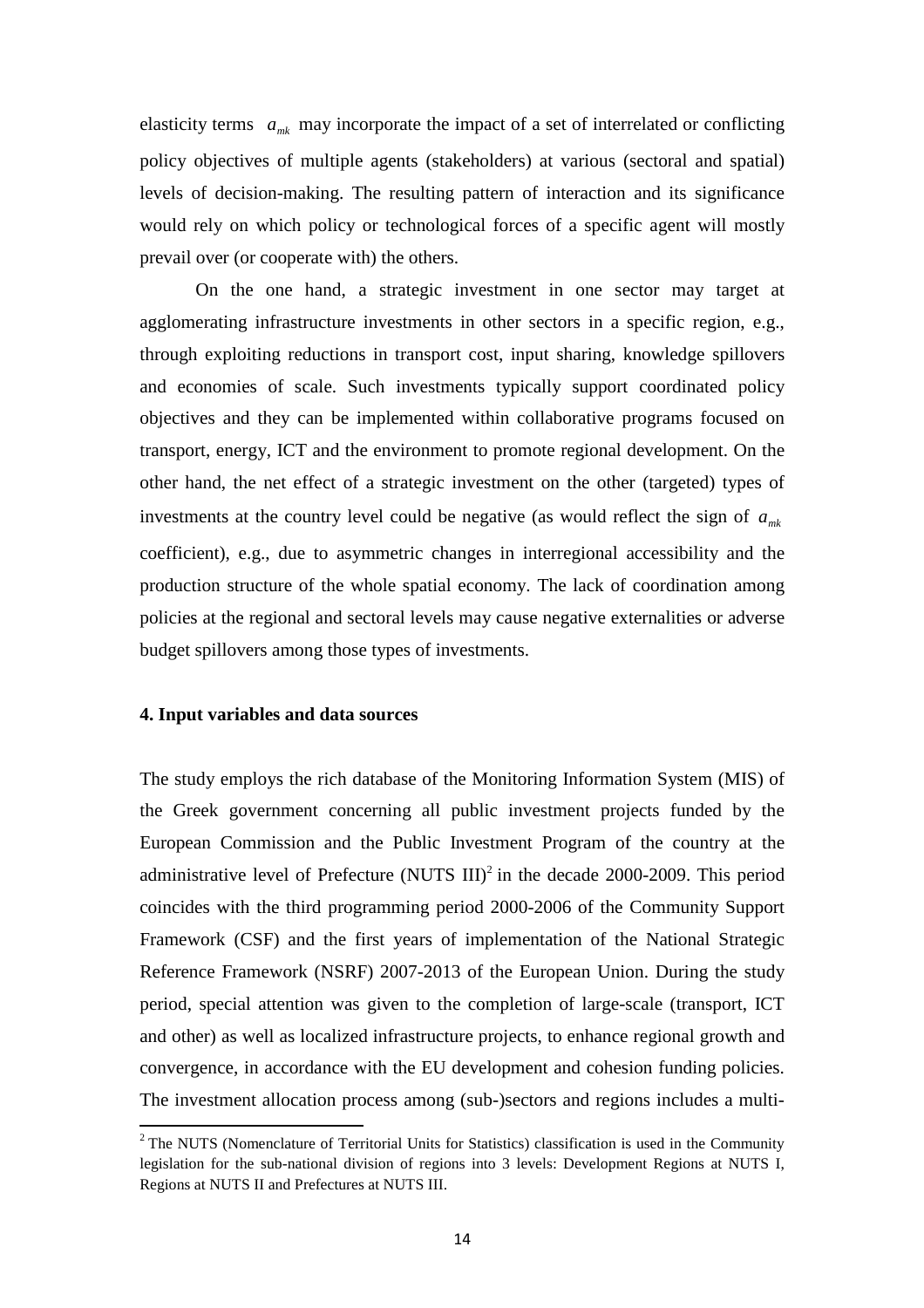elasticity terms $a_{mk}$ may incorporate the impact of a set of interrelated or conflicting policy objectives of multiple agents (stakeholders) at various (sectoral and spatial) levels of decision-making. The resulting pattern of interaction and its significance would rely on which policy or technological forces of a specific agent will mostly prevail over (or cooperate with) the others.

On the one hand, a strategic investment in one sector may target at agglomerating infrastructure investments in other sectors in a specific region, e.g., through exploiting reductions in transport cost, input sharing, knowledge spillovers and economies of scale. Such investments typically support coordinated policy objectives and they can be implemented within collaborative programs focused on transport, energy, ICT and the environment to promote regional development. On the other hand, the net effect of a strategic investment on the other (targeted) types of investments at the country level could be negative (as would reflect the sign of $a_{mk}$ coefficient), e.g., due to asymmetric changes in interregional accessibility and the production structure of the whole spatial economy. The lack of coordination among policies at the regional and sectoral levels may cause negative externalities or adverse budget spillovers among those types of investments.

#### 4. Input variables and data sources

The study employs the rich database of the Monitoring Information System (MIS) of the Greek government concerning all public investment projects funded by the European Commission and the Public Investment Program of the country at the administrative level of Prefecture (NUTS III)[2] in the decade 2000-2009. This period coincides with the third programming period 2000-2006 of the Community Support Framework (CSF) and the first years of implementation of the National Strategic Reference Framework (NSRF) 2007-2013 of the European Union. During the study period, special attention was given to the completion of large-scale (transport, ICT and other) as well as localized infrastructure projects, to enhance regional growth and convergence, in accordance with the EU development and cohesion funding policies. The investment allocation process among (sub-)sectors and regions includes a multi-

[2] The NUTS (Nomenclature of Territorial Units for Statistics) classification is used in the Community legislation for the sub-national division of regions into 3 levels: Development Regions at NUTS I, Regions at NUTS II and Prefectures at NUTS III.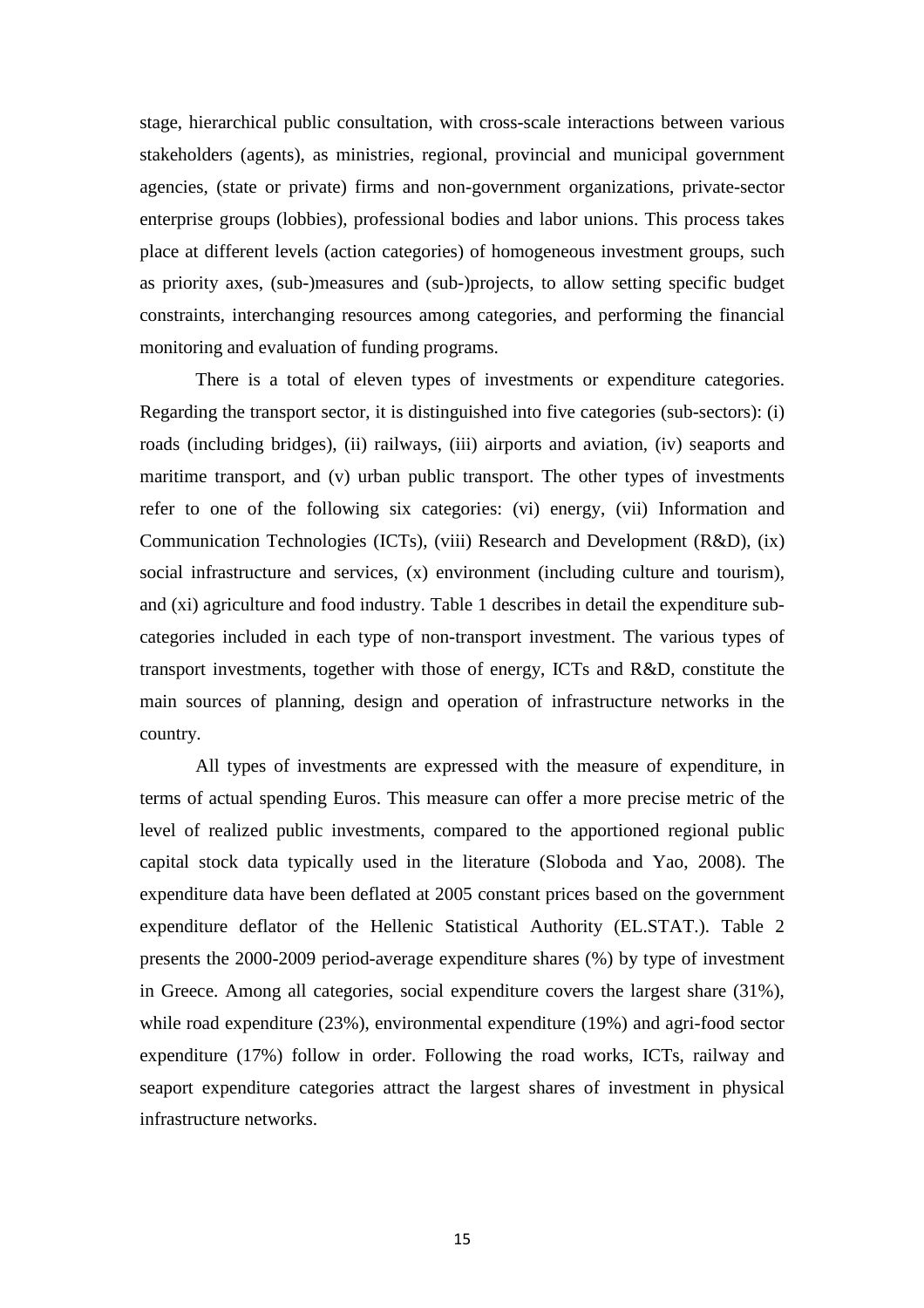stage, hierarchical public consultation, with cross-scale interactions between various stakeholders (agents), as ministries, regional, provincial and municipal government agencies, (state or private) firms and non-government organizations, private-sector enterprise groups (lobbies), professional bodies and labor unions. This process takes place at different levels (action categories) of homogeneous investment groups, such as priority axes, (sub-)measures and (sub-)projects, to allow setting specific budget constraints, interchanging resources among categories, and performing the financial monitoring and evaluation of funding programs.

There is a total of eleven types of investments or expenditure categories. Regarding the transport sector, it is distinguished into five categories (sub-sectors): (i) roads (including bridges), (ii) railways, (iii) airports and aviation, (iv) seaports and maritime transport, and (v) urban public transport. The other types of investments refer to one of the following six categories: (vi) energy, (vii) Information and Communication Technologies (ICTs), (viii) Research and Development (R&D), (ix) social infrastructure and services, (x) environment (including culture and tourism), and (xi) agriculture and food industry. Table 1 describes in detail the expenditure sub-categories included in each type of non-transport investment. The various types of transport investments, together with those of energy, ICTs and R&D, constitute the main sources of planning, design and operation of infrastructure networks in the country.

All types of investments are expressed with the measure of expenditure, in terms of actual spending Euros. This measure can offer a more precise metric of the level of realized public investments, compared to the apportioned regional public capital stock data typically used in the literature (Sloboda and Yao, 2008). The expenditure data have been deflated at 2005 constant prices based on the government expenditure deflator of the Hellenic Statistical Authority (EL.STAT.). Table 2 presents the 2000-2009 period-average expenditure shares (%) by type of investment in Greece. Among all categories, social expenditure covers the largest share (31%), while road expenditure (23%), environmental expenditure (19%) and agri-food sector expenditure (17%) follow in order. Following the road works, ICTs, railway and seaport expenditure categories attract the largest shares of investment in physical infrastructure networks.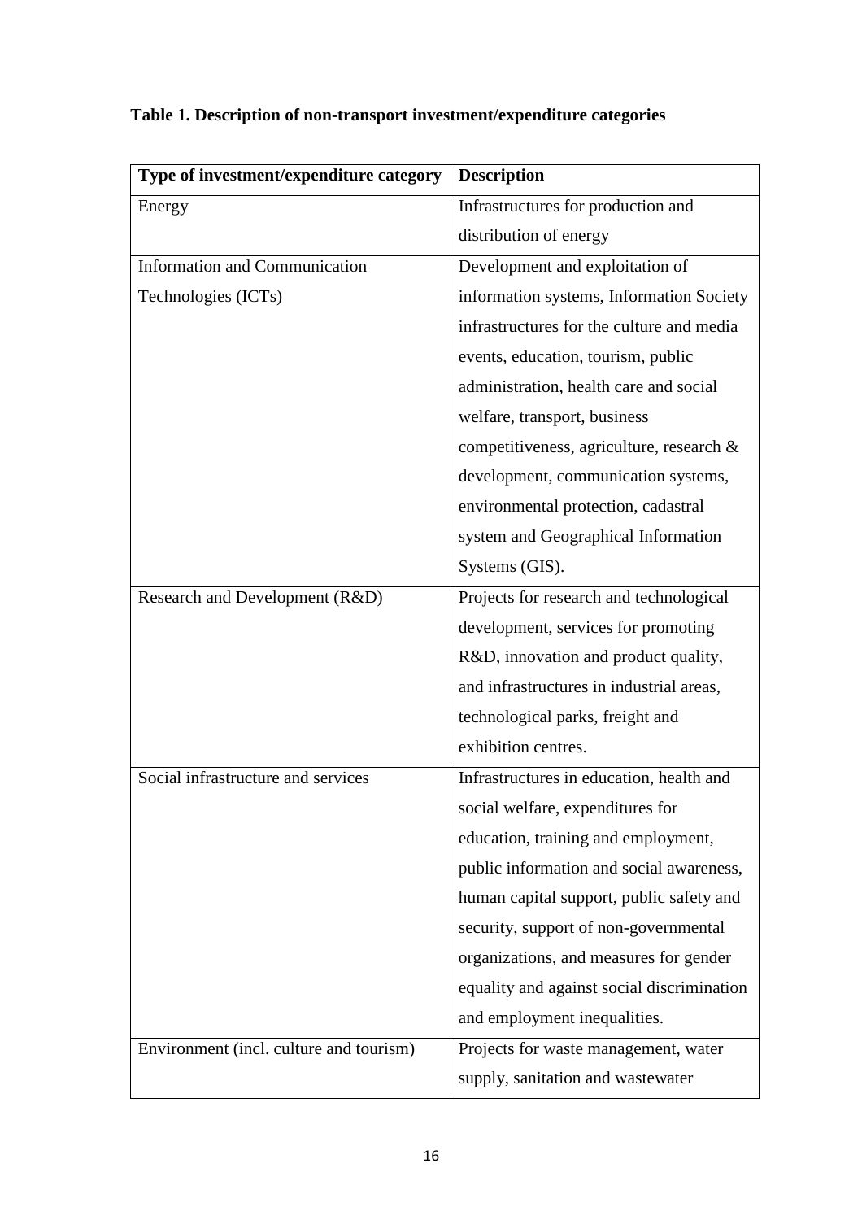**Table 1. Description of non-transport investment/expenditure categories**

| Type of investment/expenditure category | Description |
|---|---|
| Energy | Infrastructures for production and distribution of energy |
| Information and Communication Technologies (ICTs) | Development and exploitation of information systems, Information Society infrastructures for the culture and media events, education, tourism, public administration, health care and social welfare, transport, business competitiveness, agriculture, research & development, communication systems, environmental protection, cadastral system and Geographical Information Systems (GIS). |
| Research and Development (R&D) | Projects for research and technological development, services for promoting R&D, innovation and product quality, and infrastructures in industrial areas, technological parks, freight and exhibition centres. |
| Social infrastructure and services | Infrastructures in education, health and social welfare, expenditures for education, training and employment, public information and social awareness, human capital support, public safety and security, support of non-governmental organizations, and measures for gender equality and against social discrimination and employment inequalities. |
| Environment (incl. culture and tourism) | Projects for waste management, water supply, sanitation and wastewater |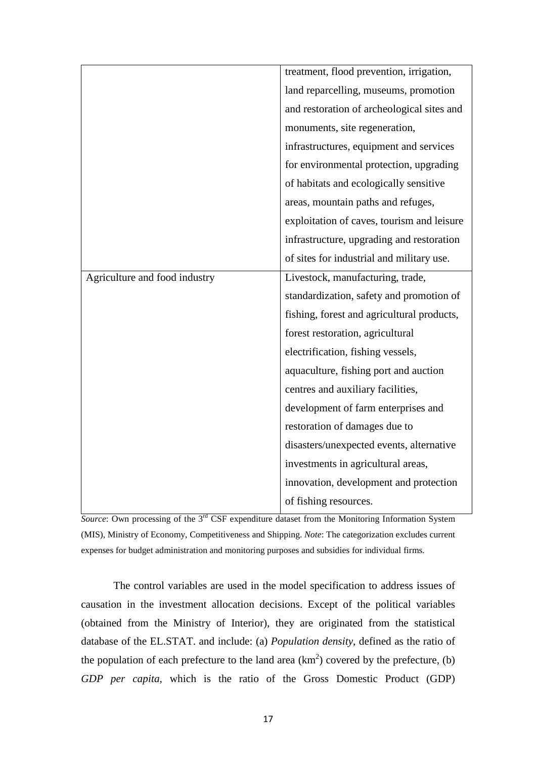| | |
|---|---|
| | treatment, flood prevention, irrigation, land reparcelling, museums, promotion and restoration of archeological sites and monuments, site regeneration, infrastructures, equipment and services for environmental protection, upgrading of habitats and ecologically sensitive areas, mountain paths and refuges, exploitation of caves, tourism and leisure infrastructure, upgrading and restoration of sites for industrial and military use. |
| Agriculture and food industry | Livestock, manufacturing, trade, standardization, safety and promotion of fishing, forest and agricultural products, forest restoration, agricultural electrification, fishing vessels, aquaculture, fishing port and auction centres and auxiliary facilities, development of farm enterprises and restoration of damages due to disasters/unexpected events, alternative investments in agricultural areas, innovation, development and protection of fishing resources. |

*Source*: Own processing of the 3rd CSF expenditure dataset from the Monitoring Information System (MIS), Ministry of Economy, Competitiveness and Shipping. *Note*: The categorization excludes current expenses for budget administration and monitoring purposes and subsidies for individual firms.

The control variables are used in the model specification to address issues of causation in the investment allocation decisions. Except of the political variables (obtained from the Ministry of Interior), they are originated from the statistical database of the EL.STAT. and include: (a) *Population density*, defined as the ratio of the population of each prefecture to the land area ($km^2$) covered by the prefecture, (b) *GDP per capita*, which is the ratio of the Gross Domestic Product (GDP)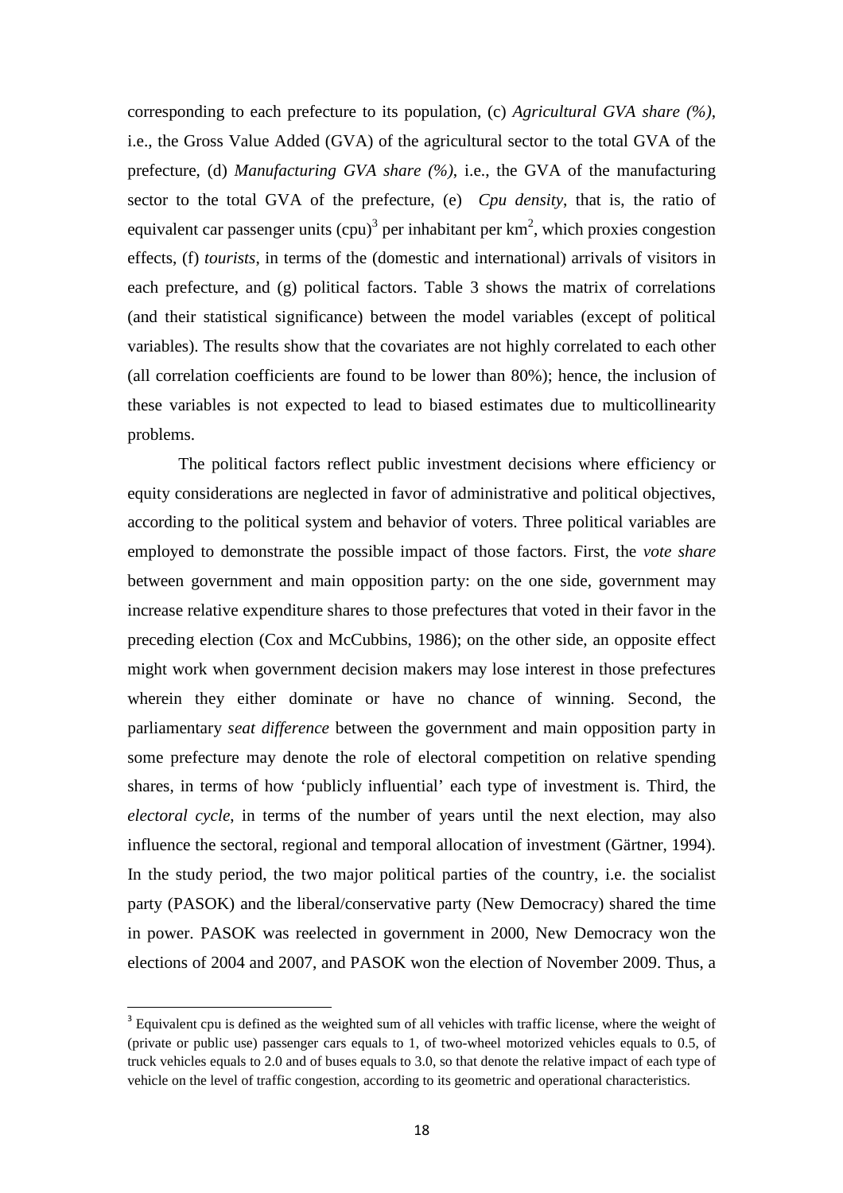corresponding to each prefecture to its population, (c) *Agricultural GVA share (%)*, i.e., the Gross Value Added (GVA) of the agricultural sector to the total GVA of the prefecture, (d) *Manufacturing GVA share (%)*, i.e., the GVA of the manufacturing sector to the total GVA of the prefecture, (e) *Cpu density*, that is, the ratio of equivalent car passenger units (cpu)[3] per inhabitant per km$^2$, which proxies congestion effects, (f) *tourists*, in terms of the (domestic and international) arrivals of visitors in each prefecture, and (g) political factors. Table 3 shows the matrix of correlations (and their statistical significance) between the model variables (except of political variables). The results show that the covariates are not highly correlated to each other (all correlation coefficients are found to be lower than 80%); hence, the inclusion of these variables is not expected to lead to biased estimates due to multicollinearity problems.

The political factors reflect public investment decisions where efficiency or equity considerations are neglected in favor of administrative and political objectives, according to the political system and behavior of voters. Three political variables are employed to demonstrate the possible impact of those factors. First, the *vote share* between government and main opposition party: on the one side, government may increase relative expenditure shares to those prefectures that voted in their favor in the preceding election (Cox and McCubbins, 1986); on the other side, an opposite effect might work when government decision makers may lose interest in those prefectures wherein they either dominate or have no chance of winning. Second, the parliamentary *seat difference* between the government and main opposition party in some prefecture may denote the role of electoral competition on relative spending shares, in terms of how 'publicly influential' each type of investment is. Third, the *electoral cycle*, in terms of the number of years until the next election, may also influence the sectoral, regional and temporal allocation of investment (Gärtner, 1994). In the study period, the two major political parties of the country, i.e. the socialist party (PASOK) and the liberal/conservative party (New Democracy) shared the time in power. PASOK was reelected in government in 2000, New Democracy won the elections of 2004 and 2007, and PASOK won the election of November 2009. Thus, a

[3] Equivalent cpu is defined as the weighted sum of all vehicles with traffic license, where the weight of (private or public use) passenger cars equals to 1, of two-wheel motorized vehicles equals to 0.5, of truck vehicles equals to 2.0 and of buses equals to 3.0, so that denote the relative impact of each type of vehicle on the level of traffic congestion, according to its geometric and operational characteristics.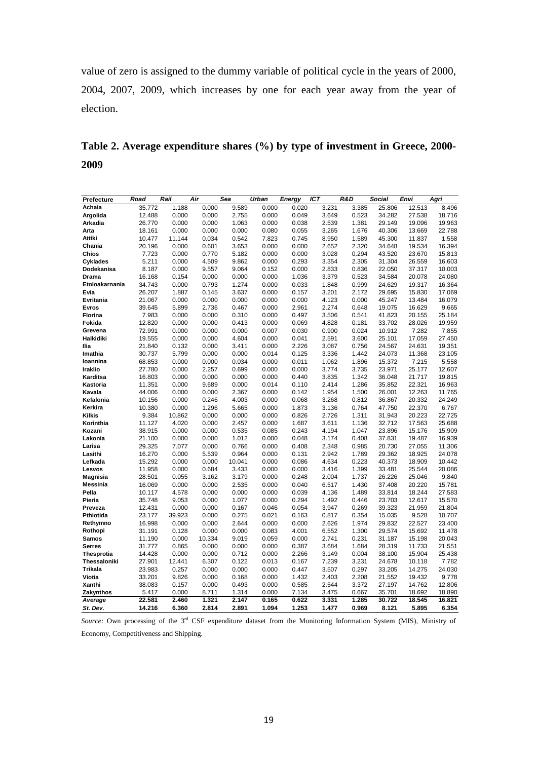value of zero is assigned to the dummy variable of political cycle in the years of 2000, 2004, 2007, 2009, which increases by one for each year away from the year of election.

**Table 2. Average expenditure shares (%) by type of investment in Greece, 2000-2009**

| Prefecture | *Road* | *Rail* | *Air* | *Sea* | *Urban* | *Energy* | *ICT* | *R&D* | *Social* | *Envi* | *Agri* |
|---|---|---|---|---|---|---|---|---|---|---|---|
| Achaia | 35.772 | 1.188 | 0.000 | 9.589 | 0.000 | 0.020 | 3.231 | 3.385 | 25.806 | 12.513 | 8.496 |
| Argolida | 12.488 | 0.000 | 0.000 | 2.755 | 0.000 | 0.049 | 3.649 | 0.523 | 34.282 | 27.538 | 18.716 |
| Arkadia | 26.770 | 0.000 | 0.000 | 1.063 | 0.000 | 0.038 | 2.539 | 1.381 | 29.149 | 19.096 | 19.963 |
| Arta | 18.161 | 0.000 | 0.000 | 0.000 | 0.080 | 0.055 | 3.265 | 1.676 | 40.306 | 13.669 | 22.788 |
| Attiki | 10.477 | 11.144 | 0.034 | 0.542 | 7.823 | 0.745 | 8.950 | 1.589 | 45.300 | 11.837 | 1.558 |
| Chania | 20.196 | 0.000 | 0.601 | 3.653 | 0.000 | 0.000 | 2.652 | 2.320 | 34.648 | 19.534 | 16.394 |
| Chios | 7.723 | 0.000 | 0.770 | 5.182 | 0.000 | 0.000 | 3.028 | 0.294 | 43.520 | 23.670 | 15.813 |
| Cyklades | 5.211 | 0.000 | 4.509 | 9.862 | 0.000 | 0.293 | 3.354 | 2.305 | 31.304 | 26.559 | 16.603 |
| Dodekanisa | 8.187 | 0.000 | 9.557 | 9.064 | 0.152 | 0.000 | 2.833 | 0.836 | 22.050 | 37.317 | 10.003 |
| Drama | 16.168 | 0.154 | 0.000 | 0.000 | 0.000 | 1.036 | 3.379 | 0.523 | 34.584 | 20.078 | 24.080 |
| Etoloakarnania | 34.743 | 0.000 | 0.793 | 1.274 | 0.000 | 0.033 | 1.848 | 0.999 | 24.629 | 19.317 | 16.364 |
| Evia | 26.207 | 1.887 | 0.145 | 3.637 | 0.000 | 0.157 | 3.201 | 2.172 | 29.695 | 15.830 | 17.069 |
| Evritania | 21.067 | 0.000 | 0.000 | 0.000 | 0.000 | 0.000 | 4.123 | 0.000 | 45.247 | 13.484 | 16.079 |
| Evros | 39.645 | 5.899 | 2.736 | 0.467 | 0.000 | 2.961 | 2.274 | 0.648 | 19.075 | 16.629 | 9.665 |
| Florina | 7.983 | 0.000 | 0.000 | 0.310 | 0.000 | 0.497 | 3.506 | 0.541 | 41.823 | 20.155 | 25.184 |
| Fokida | 12.820 | 0.000 | 0.000 | 0.413 | 0.000 | 0.069 | 4.828 | 0.181 | 33.702 | 28.026 | 19.959 |
| Grevena | 72.991 | 0.000 | 0.000 | 0.000 | 0.007 | 0.030 | 0.900 | 0.024 | 10.912 | 7.282 | 7.855 |
| Halkidiki | 19.555 | 0.000 | 0.000 | 4.604 | 0.000 | 0.041 | 2.591 | 3.600 | 25.101 | 17.059 | 27.450 |
| Ilia | 21.840 | 0.132 | 0.000 | 3.411 | 0.000 | 2.226 | 3.087 | 0.756 | 24.567 | 24.631 | 19.351 |
| Imathia | 30.737 | 5.799 | 0.000 | 0.000 | 0.014 | 0.125 | 3.336 | 1.442 | 24.073 | 11.368 | 23.105 |
| Ioannina | 68.853 | 0.000 | 0.000 | 0.034 | 0.000 | 0.011 | 1.062 | 1.896 | 15.372 | 7.215 | 5.558 |
| Iraklio | 27.780 | 0.000 | 2.257 | 0.699 | 0.000 | 0.000 | 3.774 | 3.735 | 23.971 | 25.177 | 12.607 |
| Karditsa | 16.803 | 0.000 | 0.000 | 0.000 | 0.000 | 0.440 | 3.835 | 1.342 | 36.048 | 21.717 | 19.815 |
| Kastoria | 11.351 | 0.000 | 9.689 | 0.000 | 0.014 | 0.110 | 2.414 | 1.286 | 35.852 | 22.321 | 16.963 |
| Kavala | 44.006 | 0.000 | 0.000 | 2.367 | 0.000 | 0.142 | 1.954 | 1.500 | 26.001 | 12.263 | 11.765 |
| Kefalonia | 10.156 | 0.000 | 0.246 | 4.003 | 0.000 | 0.068 | 3.268 | 0.812 | 36.867 | 20.332 | 24.249 |
| Kerkira | 10.380 | 0.000 | 1.296 | 5.665 | 0.000 | 1.873 | 3.136 | 0.764 | 47.750 | 22.370 | 6.767 |
| Kilkis | 9.384 | 10.862 | 0.000 | 0.000 | 0.000 | 0.826 | 2.726 | 1.311 | 31.943 | 20.223 | 22.725 |
| Korinthia | 11.127 | 4.020 | 0.000 | 2.457 | 0.000 | 1.687 | 3.611 | 1.136 | 32.712 | 17.563 | 25.688 |
| Kozani | 38.915 | 0.000 | 0.000 | 0.535 | 0.085 | 0.243 | 4.194 | 1.047 | 23.896 | 15.176 | 15.909 |
| Lakonia | 21.100 | 0.000 | 0.000 | 1.012 | 0.000 | 0.048 | 3.174 | 0.408 | 37.831 | 19.487 | 16.939 |
| Larisa | 29.325 | 7.077 | 0.000 | 0.766 | 0.000 | 0.408 | 2.348 | 0.985 | 20.730 | 27.055 | 11.306 |
| Lasithi | 16.270 | 0.000 | 5.539 | 0.964 | 0.000 | 0.131 | 2.942 | 1.789 | 29.362 | 18.925 | 24.078 |
| Lefkada | 15.292 | 0.000 | 0.000 | 10.041 | 0.000 | 0.086 | 4.634 | 0.223 | 40.373 | 18.909 | 10.442 |
| Lesvos | 11.958 | 0.000 | 0.684 | 3.433 | 0.000 | 0.000 | 3.416 | 1.399 | 33.481 | 25.544 | 20.086 |
| Magnisia | 28.501 | 0.055 | 3.162 | 3.179 | 0.000 | 0.248 | 2.004 | 1.737 | 26.226 | 25.046 | 9.840 |
| Messinia | 16.069 | 0.000 | 0.000 | 2.535 | 0.000 | 0.040 | 6.517 | 1.430 | 37.408 | 20.220 | 15.781 |
| Pella | 10.117 | 4.578 | 0.000 | 0.000 | 0.000 | 0.039 | 4.136 | 1.489 | 33.814 | 18.244 | 27.583 |
| Pieria | 35.748 | 9.053 | 0.000 | 1.077 | 0.000 | 0.294 | 1.492 | 0.446 | 23.703 | 12.617 | 15.570 |
| Preveza | 12.431 | 0.000 | 0.000 | 0.167 | 0.046 | 0.054 | 3.947 | 0.269 | 39.323 | 21.959 | 21.804 |
| Pthiotida | 23.177 | 39.923 | 0.000 | 0.275 | 0.021 | 0.163 | 0.817 | 0.354 | 15.035 | 9.528 | 10.707 |
| Rethymno | 16.998 | 0.000 | 0.000 | 2.644 | 0.000 | 0.000 | 2.626 | 1.974 | 29.832 | 22.527 | 23.400 |
| Rothopi | 31.191 | 0.128 | 0.000 | 0.000 | 0.083 | 4.001 | 6.552 | 1.300 | 29.574 | 15.692 | 12.806 |
| Samos | 11.190 | 0.000 | 10.334 | 9.019 | 0.059 | 0.000 | 2.741 | 0.231 | 31.187 | 15.198 | 20.043 |
| Serres | 31.777 | 0.865 | 0.000 | 0.000 | 0.000 | 0.387 | 3.684 | 1.684 | 28.319 | 11.733 | 21.551 |
| Thesprotia | 14.428 | 0.000 | 0.000 | 0.712 | 0.000 | 2.266 | 3.149 | 0.004 | 38.100 | 15.904 | 25.438 |
| Thessaloniki | 27.901 | 12.441 | 6.307 | 0.122 | 0.013 | 0.167 | 7.239 | 3.231 | 24.678 | 10.118 | 7.782 |
| Trikala | 23.983 | 0.257 | 0.000 | 0.000 | 0.000 | 0.447 | 3.507 | 0.297 | 33.205 | 14.275 | 24.030 |
| Viotia | 33.201 | 9.826 | 0.000 | 0.168 | 0.000 | 1.432 | 2.403 | 2.208 | 21.552 | 19.432 | 9.778 |
| Xanthi | 38.083 | 0.157 | 0.000 | 0.493 | 0.000 | 0.585 | 2.544 | 3.372 | 27.197 | 14.762 | 11.478 |
| Zakynthos | 5.417 | 0.000 | 8.711 | 1.314 | 0.000 | 7.134 | 3.475 | 0.667 | 35.701 | 18.692 | 18.890 |
| ***Average*** | **22.581** | **2.460** | **1.321** | **2.147** | **0.165** | **0.622** | **3.331** | **1.285** | **30.722** | **18.545** | **16.821** |
| ***St. Dev.*** | **14.216** | **6.360** | **2.814** | **2.891** | **1.094** | **1.253** | **1.477** | **0.969** | **8.121** | **5.895** | **6.354** |

*Source*: Own processing of the 3rd CSF expenditure dataset from the Monitoring Information System (MIS), Ministry of Economy, Competitiveness and Shipping.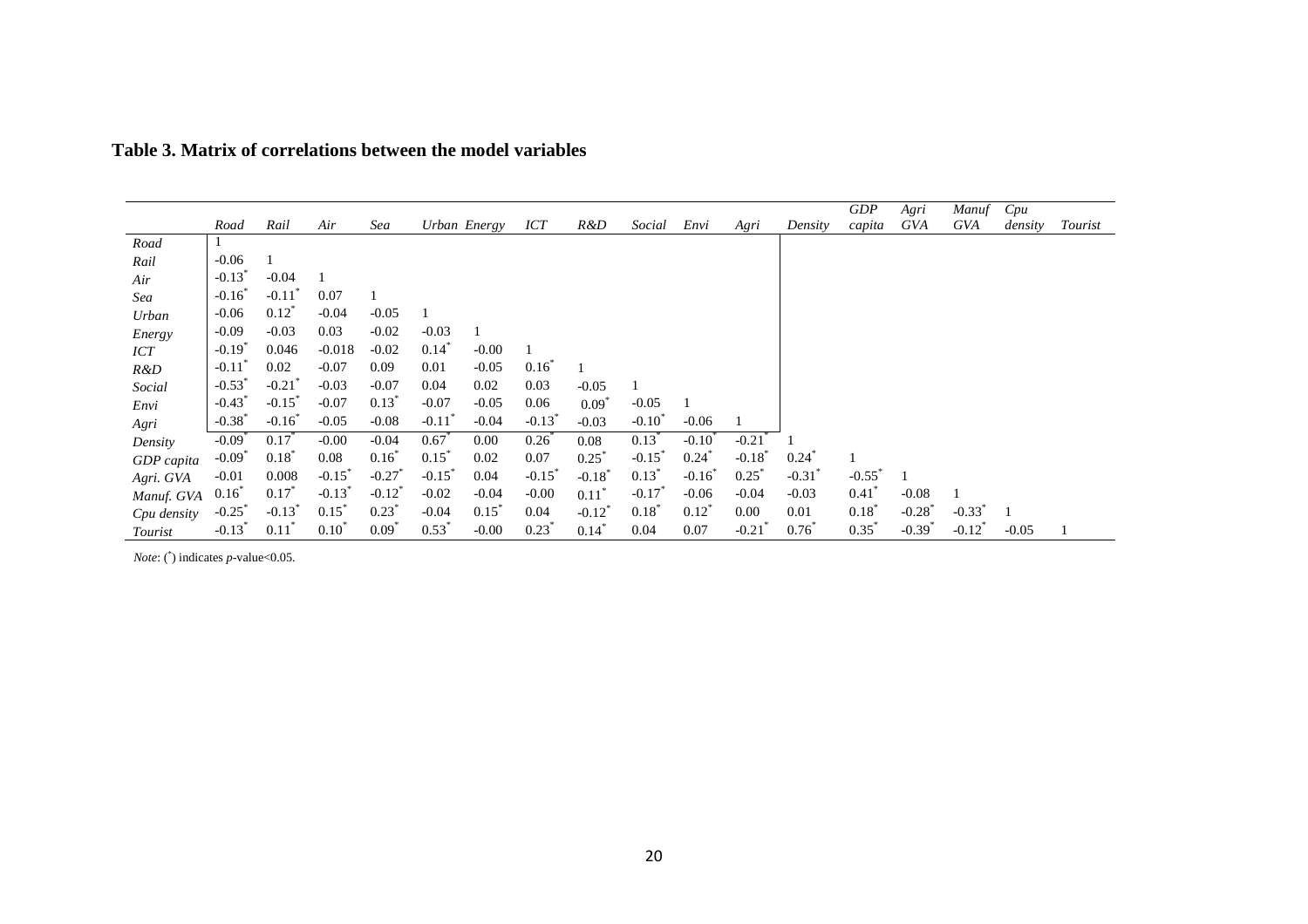**Table 3. Matrix of correlations between the model variables**

| | *Road* | *Rail* | *Air* | *Sea* | *Urban* | *Energy* | *ICT* | *R&D* | *Social* | *Envi* | *Agri* | *Density* | *GDP capita* | *Agri GVA* | *Manuf GVA* | *Cpu density* | *Tourist* |
|---|---|---|---|---|---|---|---|---|---|---|---|---|---|---|---|---|---|
| *Road* | 1 | | | | | | | | | | | | | | | | |
| *Rail* | -0.06 | 1 | | | | | | | | | | | | | | | |
| *Air* | -0.13* | -0.04 | 1 | | | | | | | | | | | | | | |
| *Sea* | -0.16* | -0.11* | 0.07 | 1 | | | | | | | | | | | | | |
| *Urban* | -0.06 | 0.12* | -0.04 | -0.05 | 1 | | | | | | | | | | | | |
| *Energy* | -0.09 | -0.03 | 0.03 | -0.02 | -0.03 | 1 | | | | | | | | | | | |
| *ICT* | -0.19* | 0.046 | -0.018 | -0.02 | 0.14* | -0.00 | 1 | | | | | | | | | | |
| *R&D* | -0.11* | 0.02 | -0.07 | 0.09 | 0.01 | -0.05 | 0.16* | 1 | | | | | | | | | |
| *Social* | -0.53* | -0.21* | -0.03 | -0.07 | 0.04 | 0.02 | 0.03 | -0.05 | 1 | | | | | | | | |
| *Envi* | -0.43* | -0.15* | -0.07 | 0.13* | -0.07 | -0.05 | 0.06 | 0.09* | -0.05 | 1 | | | | | | | |
| *Agri* | -0.38* | -0.16* | -0.05 | -0.08 | -0.11* | -0.04 | -0.13* | -0.03 | -0.10* | -0.06 | 1 | | | | | | |
| *Density* | -0.09* | 0.17* | -0.00 | -0.04 | 0.67* | 0.00 | 0.26* | 0.08 | 0.13* | -0.10* | -0.21* | 1 | | | | | |
| *GDP capita* | -0.09* | 0.18* | 0.08 | 0.16* | 0.15* | 0.02 | 0.07 | 0.25* | -0.15* | 0.24* | -0.18* | 0.24* | 1 | | | | |
| *Agri. GVA* | -0.01 | 0.008 | -0.15* | -0.27* | -0.15* | 0.04 | -0.15* | -0.18* | 0.13* | -0.16* | 0.25* | -0.31* | -0.55* | 1 | | | |
| *Manuf. GVA* | 0.16* | 0.17* | -0.13* | -0.12* | -0.02 | -0.04 | -0.00 | 0.11* | -0.17* | -0.06 | -0.04 | -0.03 | 0.41* | -0.08 | 1 | | |
| *Cpu density* | -0.25* | -0.13* | 0.15* | 0.23* | -0.04 | 0.15* | 0.04 | -0.12* | 0.18* | 0.12* | 0.00 | 0.01 | 0.18* | -0.28* | -0.33* | 1 | |
| *Tourist* | -0.13* | 0.11* | 0.10* | 0.09* | 0.53* | -0.00 | 0.23* | 0.14* | 0.04 | 0.07 | -0.21* | 0.76* | 0.35* | -0.39* | -0.12* | -0.05 | 1 |

*Note*: (*) indicates *p*-value<0.05.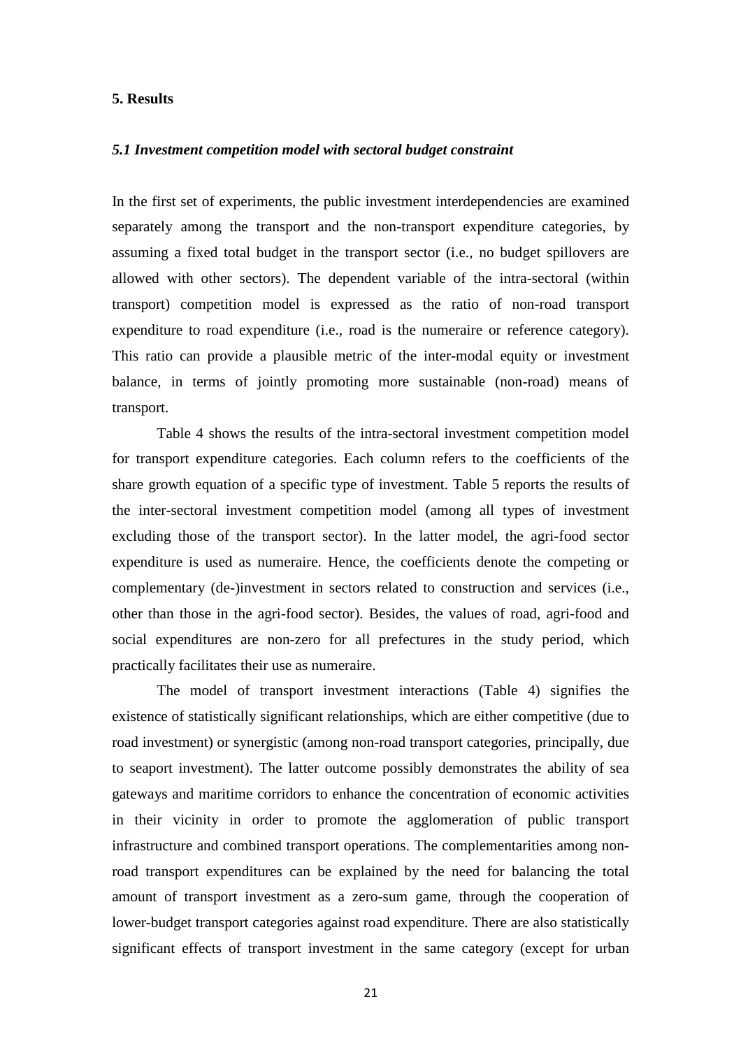## 5. Results

### *5.1 Investment competition model with sectoral budget constraint*

In the first set of experiments, the public investment interdependencies are examined separately among the transport and the non-transport expenditure categories, by assuming a fixed total budget in the transport sector (i.e., no budget spillovers are allowed with other sectors). The dependent variable of the intra-sectoral (within transport) competition model is expressed as the ratio of non-road transport expenditure to road expenditure (i.e., road is the numeraire or reference category). This ratio can provide a plausible metric of the inter-modal equity or investment balance, in terms of jointly promoting more sustainable (non-road) means of transport.

Table 4 shows the results of the intra-sectoral investment competition model for transport expenditure categories. Each column refers to the coefficients of the share growth equation of a specific type of investment. Table 5 reports the results of the inter-sectoral investment competition model (among all types of investment excluding those of the transport sector). In the latter model, the agri-food sector expenditure is used as numeraire. Hence, the coefficients denote the competing or complementary (de-)investment in sectors related to construction and services (i.e., other than those in the agri-food sector). Besides, the values of road, agri-food and social expenditures are non-zero for all prefectures in the study period, which practically facilitates their use as numeraire.

The model of transport investment interactions (Table 4) signifies the existence of statistically significant relationships, which are either competitive (due to road investment) or synergistic (among non-road transport categories, principally, due to seaport investment). The latter outcome possibly demonstrates the ability of sea gateways and maritime corridors to enhance the concentration of economic activities in their vicinity in order to promote the agglomeration of public transport infrastructure and combined transport operations. The complementarities among non-road transport expenditures can be explained by the need for balancing the total amount of transport investment as a zero-sum game, through the cooperation of lower-budget transport categories against road expenditure. There are also statistically significant effects of transport investment in the same category (except for urban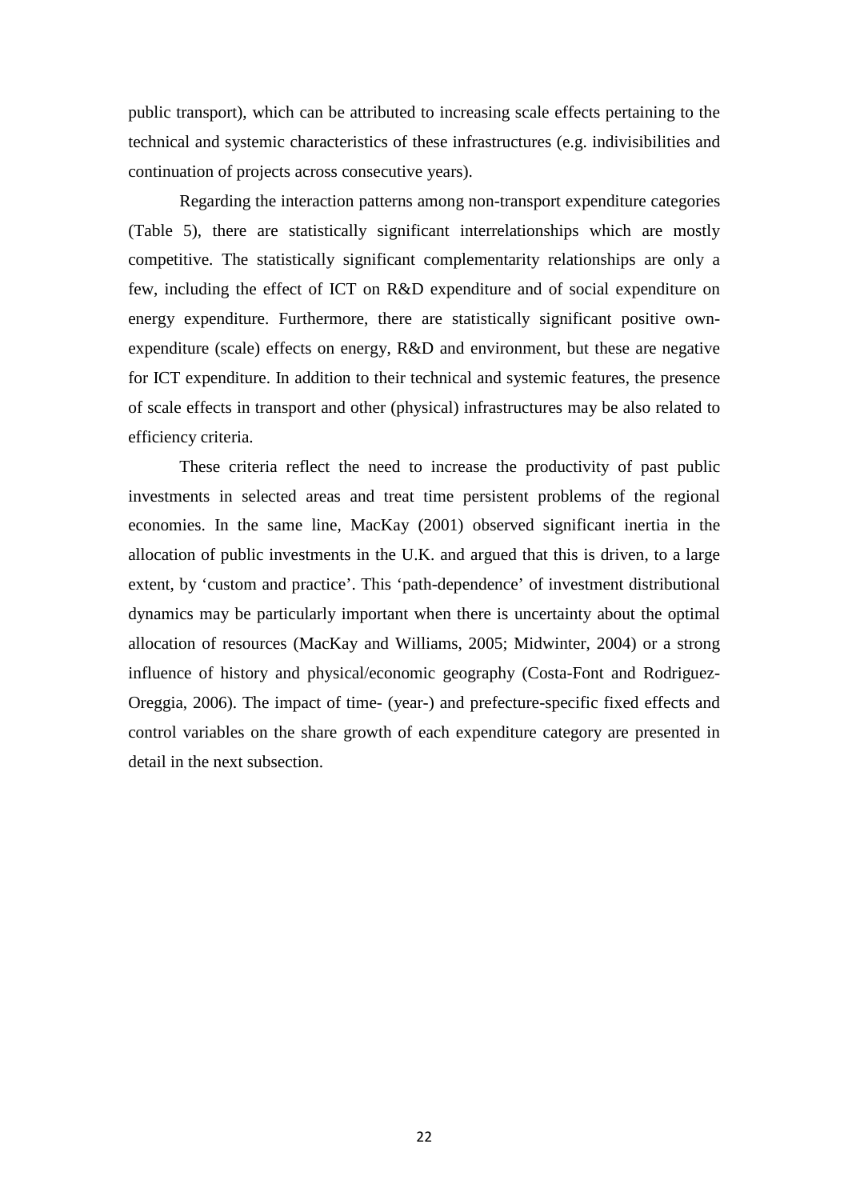public transport), which can be attributed to increasing scale effects pertaining to the technical and systemic characteristics of these infrastructures (e.g. indivisibilities and continuation of projects across consecutive years).

Regarding the interaction patterns among non-transport expenditure categories (Table 5), there are statistically significant interrelationships which are mostly competitive. The statistically significant complementarity relationships are only a few, including the effect of ICT on R&D expenditure and of social expenditure on energy expenditure. Furthermore, there are statistically significant positive own-expenditure (scale) effects on energy, R&D and environment, but these are negative for ICT expenditure. In addition to their technical and systemic features, the presence of scale effects in transport and other (physical) infrastructures may be also related to efficiency criteria.

These criteria reflect the need to increase the productivity of past public investments in selected areas and treat time persistent problems of the regional economies. In the same line, MacKay (2001) observed significant inertia in the allocation of public investments in the U.K. and argued that this is driven, to a large extent, by 'custom and practice'. This 'path-dependence' of investment distributional dynamics may be particularly important when there is uncertainty about the optimal allocation of resources (MacKay and Williams, 2005; Midwinter, 2004) or a strong influence of history and physical/economic geography (Costa-Font and Rodriguez-Oreggia, 2006). The impact of time- (year-) and prefecture-specific fixed effects and control variables on the share growth of each expenditure category are presented in detail in the next subsection.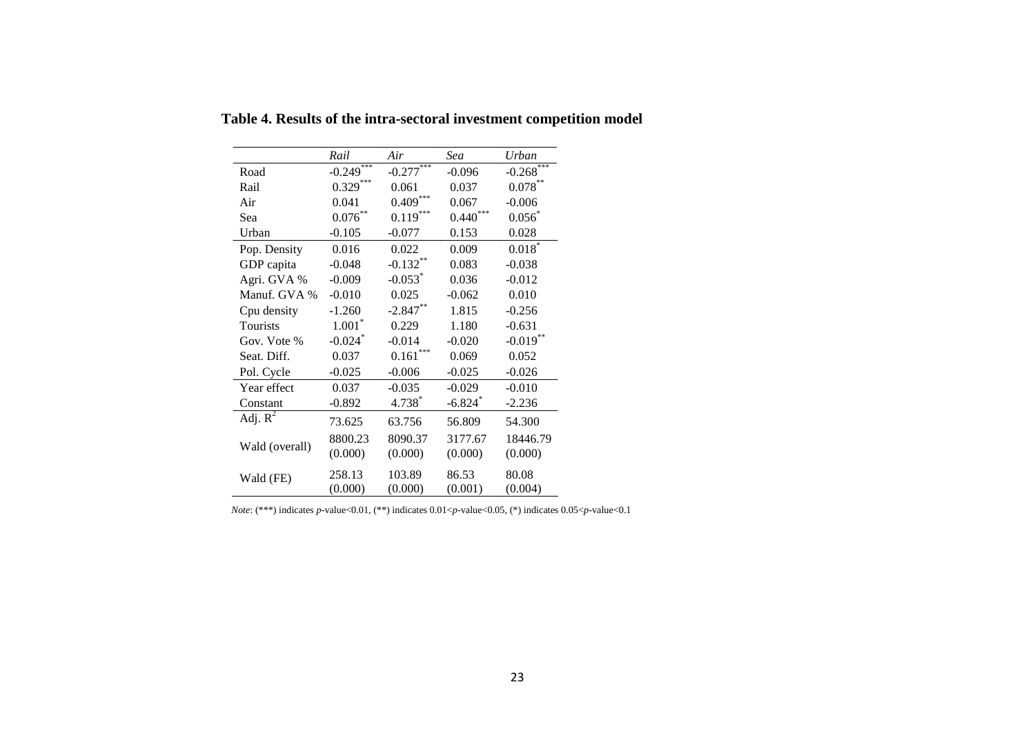**Table 4. Results of the intra-sectoral investment competition model**

| | *Rail* | *Air* | *Sea* | *Urban* |
|---|---|---|---|---|
| Road | -0.249*** | -0.277*** | -0.096 | -0.268*** |
| Rail | 0.329*** | 0.061 | 0.037 | 0.078** |
| Air | 0.041 | 0.409*** | 0.067 | -0.006 |
| Sea | 0.076** | 0.119*** | 0.440*** | 0.056* |
| Urban | -0.105 | -0.077 | 0.153 | 0.028 |
| Pop. Density | 0.016 | 0.022 | 0.009 | 0.018* |
| GDP capita | -0.048 | -0.132** | 0.083 | -0.038 |
| Agri. GVA % | -0.009 | -0.053* | 0.036 | -0.012 |
| Manuf. GVA % | -0.010 | 0.025 | -0.062 | 0.010 |
| Cpu density | -1.260 | -2.847** | 1.815 | -0.256 |
| Tourists | 1.001* | 0.229 | 1.180 | -0.631 |
| Gov. Vote % | -0.024* | -0.014 | -0.020 | -0.019** |
| Seat. Diff. | 0.037 | 0.161*** | 0.069 | 0.052 |
| Pol. Cycle | -0.025 | -0.006 | -0.025 | -0.026 |
| Year effect | 0.037 | -0.035 | -0.029 | -0.010 |
| Constant | -0.892 | 4.738* | -6.824* | -2.236 |
| Adj. $R^2$ | 73.625 | 63.756 | 56.809 | 54.300 |
| Wald (overall) | 8800.23 (0.000) | 8090.37 (0.000) | 3177.67 (0.000) | 18446.79 (0.000) |
| Wald (FE) | 258.13 (0.000) | 103.89 (0.000) | 86.53 (0.001) | 80.08 (0.004) |

*Note*: (***) indicates *p*-value<0.01, (**) indicates 0.01<*p*-value<0.05, (*) indicates 0.05<*p*-value<0.1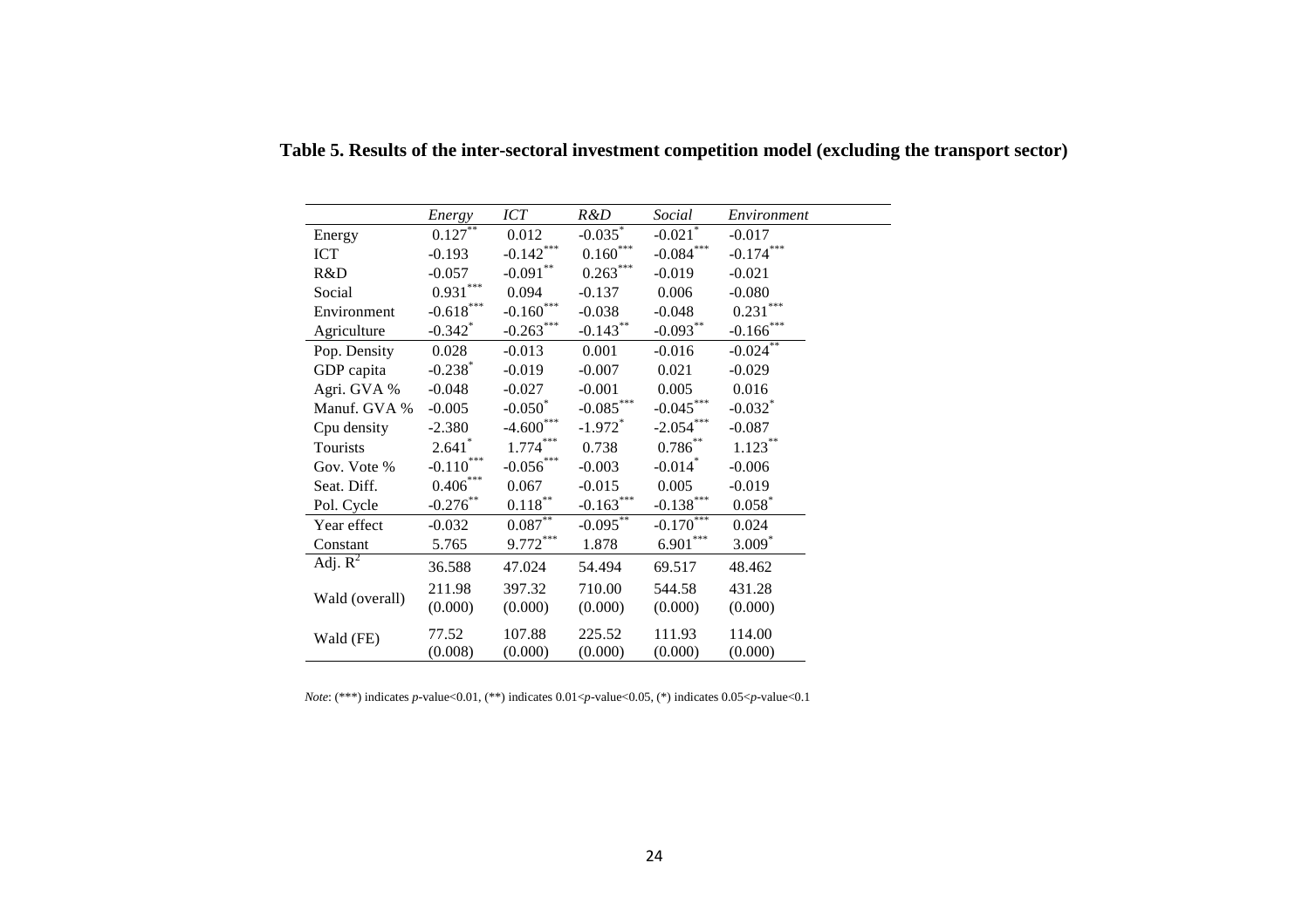**Table 5. Results of the inter-sectoral investment competition model (excluding the transport sector)**

| | *Energy* | *ICT* | *R&D* | *Social* | *Environment* |
|---|---|---|---|---|---|
| Energy | 0.127** | 0.012 | -0.035* | -0.021* | -0.017 |
| ICT | -0.193 | -0.142*** | 0.160*** | -0.084*** | -0.174*** |
| R&D | -0.057 | -0.091** | 0.263*** | -0.019 | -0.021 |
| Social | 0.931*** | 0.094 | -0.137 | 0.006 | -0.080 |
| Environment | -0.618*** | -0.160*** | -0.038 | -0.048 | 0.231*** |
| Agriculture | -0.342* | -0.263*** | -0.143** | -0.093** | -0.166*** |
| Pop. Density | 0.028 | -0.013 | 0.001 | -0.016 | -0.024** |
| GDP capita | -0.238* | -0.019 | -0.007 | 0.021 | -0.029 |
| Agri. GVA % | -0.048 | -0.027 | -0.001 | 0.005 | 0.016 |
| Manuf. GVA % | -0.005 | -0.050* | -0.085*** | -0.045*** | -0.032* |
| Cpu density | -2.380 | -4.600*** | -1.972* | -2.054*** | -0.087 |
| Tourists | 2.641* | 1.774*** | 0.738 | 0.786** | 1.123** |
| Gov. Vote % | -0.110*** | -0.056*** | -0.003 | -0.014* | -0.006 |
| Seat. Diff. | 0.406*** | 0.067 | -0.015 | 0.005 | -0.019 |
| Pol. Cycle | -0.276** | 0.118** | -0.163*** | -0.138*** | 0.058* |
| Year effect | -0.032 | 0.087** | -0.095** | -0.170*** | 0.024 |
| Constant | 5.765 | 9.772*** | 1.878 | 6.901*** | 3.009* |
| Adj. $R^2$ | 36.588 | 47.024 | 54.494 | 69.517 | 48.462 |
| Wald (overall) | 211.98 (0.000) | 397.32 (0.000) | 710.00 (0.000) | 544.58 (0.000) | 431.28 (0.000) |
| Wald (FE) | 77.52 (0.008) | 107.88 (0.000) | 225.52 (0.000) | 111.93 (0.000) | 114.00 (0.000) |

*Note*: (***) indicates *p*-value<0.01, (**) indicates 0.01<*p*-value<0.05, (*) indicates 0.05<*p*-value<0.1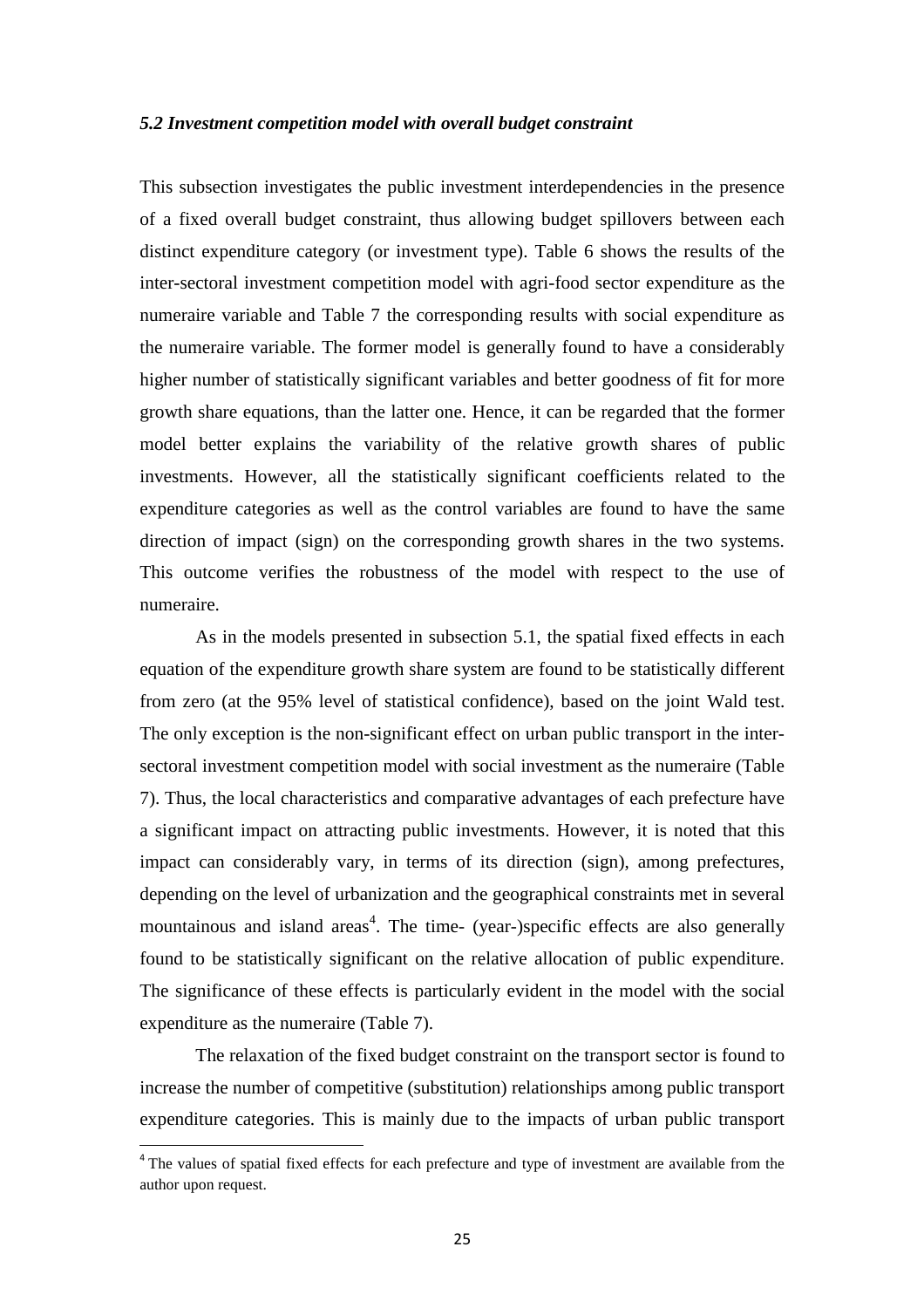### *5.2 Investment competition model with overall budget constraint*

This subsection investigates the public investment interdependencies in the presence of a fixed overall budget constraint, thus allowing budget spillovers between each distinct expenditure category (or investment type). Table 6 shows the results of the inter-sectoral investment competition model with agri-food sector expenditure as the numeraire variable and Table 7 the corresponding results with social expenditure as the numeraire variable. The former model is generally found to have a considerably higher number of statistically significant variables and better goodness of fit for more growth share equations, than the latter one. Hence, it can be regarded that the former model better explains the variability of the relative growth shares of public investments. However, all the statistically significant coefficients related to the expenditure categories as well as the control variables are found to have the same direction of impact (sign) on the corresponding growth shares in the two systems. This outcome verifies the robustness of the model with respect to the use of numeraire.

As in the models presented in subsection 5.1, the spatial fixed effects in each equation of the expenditure growth share system are found to be statistically different from zero (at the 95% level of statistical confidence), based on the joint Wald test. The only exception is the non-significant effect on urban public transport in the inter-sectoral investment competition model with social investment as the numeraire (Table 7). Thus, the local characteristics and comparative advantages of each prefecture have a significant impact on attracting public investments. However, it is noted that this impact can considerably vary, in terms of its direction (sign), among prefectures, depending on the level of urbanization and the geographical constraints met in several mountainous and island areas[4]. The time- (year-)specific effects are also generally found to be statistically significant on the relative allocation of public expenditure. The significance of these effects is particularly evident in the model with the social expenditure as the numeraire (Table 7).

The relaxation of the fixed budget constraint on the transport sector is found to increase the number of competitive (substitution) relationships among public transport expenditure categories. This is mainly due to the impacts of urban public transport

[4] The values of spatial fixed effects for each prefecture and type of investment are available from the author upon request.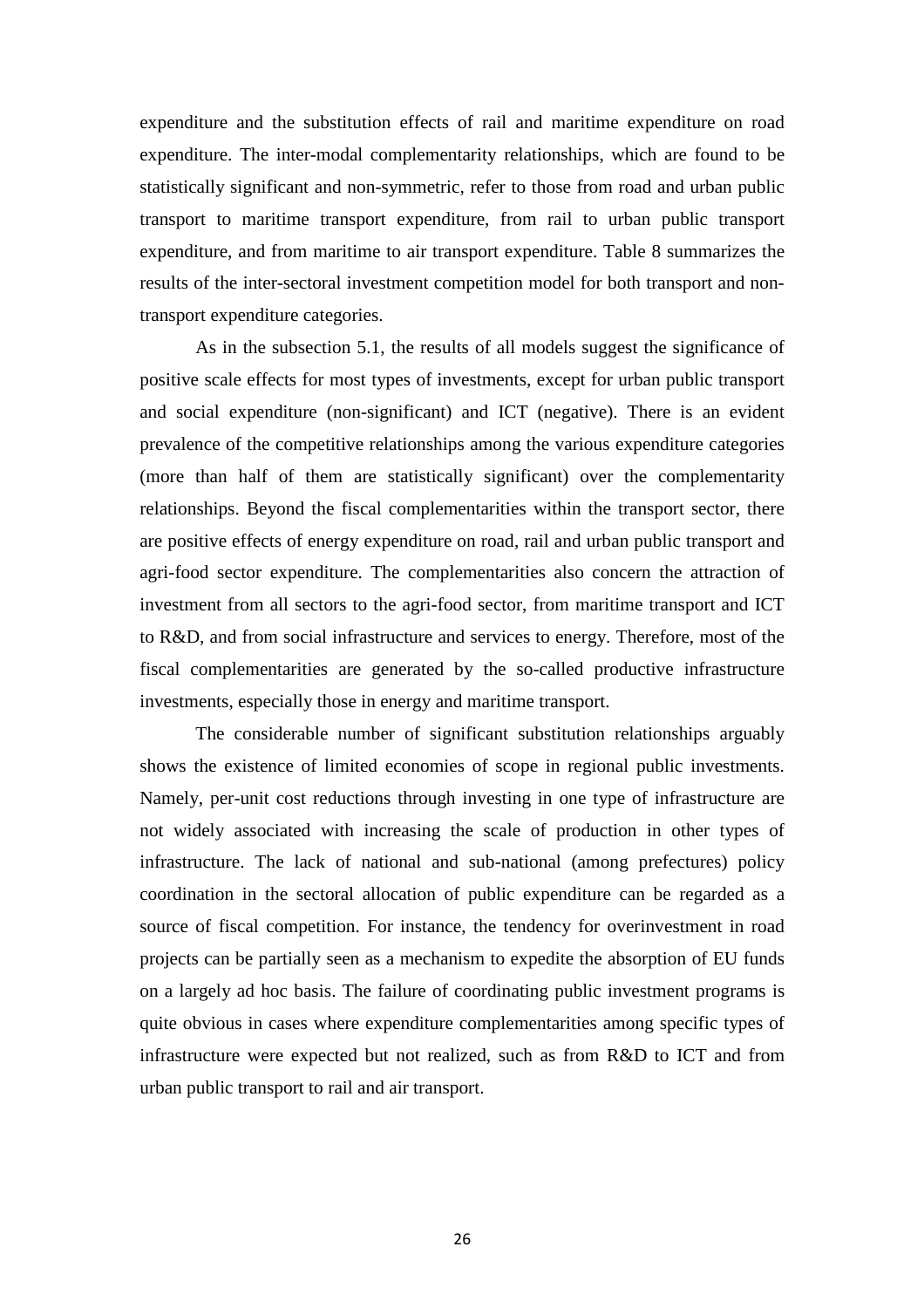expenditure and the substitution effects of rail and maritime expenditure on road expenditure. The inter-modal complementarity relationships, which are found to be statistically significant and non-symmetric, refer to those from road and urban public transport to maritime transport expenditure, from rail to urban public transport expenditure, and from maritime to air transport expenditure. Table 8 summarizes the results of the inter-sectoral investment competition model for both transport and non-transport expenditure categories.

As in the subsection 5.1, the results of all models suggest the significance of positive scale effects for most types of investments, except for urban public transport and social expenditure (non-significant) and ICT (negative). There is an evident prevalence of the competitive relationships among the various expenditure categories (more than half of them are statistically significant) over the complementarity relationships. Beyond the fiscal complementarities within the transport sector, there are positive effects of energy expenditure on road, rail and urban public transport and agri-food sector expenditure. The complementarities also concern the attraction of investment from all sectors to the agri-food sector, from maritime transport and ICT to R&D, and from social infrastructure and services to energy. Therefore, most of the fiscal complementarities are generated by the so-called productive infrastructure investments, especially those in energy and maritime transport.

The considerable number of significant substitution relationships arguably shows the existence of limited economies of scope in regional public investments. Namely, per-unit cost reductions through investing in one type of infrastructure are not widely associated with increasing the scale of production in other types of infrastructure. The lack of national and sub-national (among prefectures) policy coordination in the sectoral allocation of public expenditure can be regarded as a source of fiscal competition. For instance, the tendency for overinvestment in road projects can be partially seen as a mechanism to expedite the absorption of EU funds on a largely ad hoc basis. The failure of coordinating public investment programs is quite obvious in cases where expenditure complementarities among specific types of infrastructure were expected but not realized, such as from R&D to ICT and from urban public transport to rail and air transport.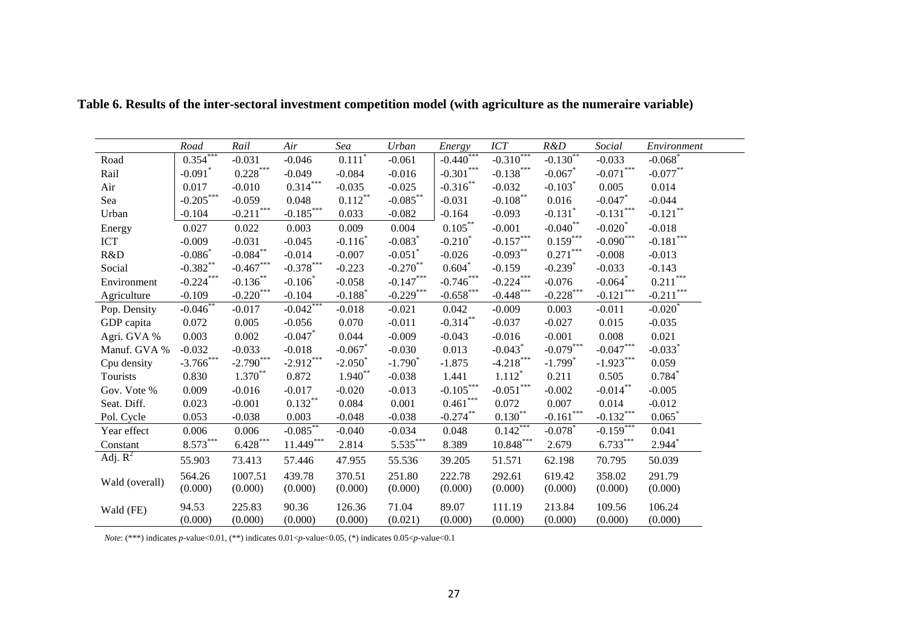**Table 6. Results of the inter-sectoral investment competition model (with agriculture as the numeraire variable)**

| | *Road* | *Rail* | *Air* | *Sea* | *Urban* | *Energy* | *ICT* | *R&D* | *Social* | *Environment* |
|---|---|---|---|---|---|---|---|---|---|---|
| Road | 0.354*** | -0.031 | -0.046 | 0.111* | -0.061 | -0.440*** | -0.310*** | -0.130** | -0.033 | -0.068* |
| Rail | -0.091* | 0.228*** | -0.049 | -0.084 | -0.016 | -0.301*** | -0.138*** | -0.067* | -0.071*** | -0.077** |
| Air | 0.017 | -0.010 | 0.314*** | -0.035 | -0.025 | -0.316** | -0.032 | -0.103* | 0.005 | 0.014 |
| Sea | -0.205*** | -0.059 | 0.048 | 0.112** | -0.085** | -0.031 | -0.108** | 0.016 | -0.047* | -0.044 |
| Urban | -0.104 | -0.211*** | -0.185*** | 0.033 | -0.082 | -0.164 | -0.093 | -0.131* | -0.131*** | -0.121** |
| Energy | 0.027 | 0.022 | 0.003 | 0.009 | 0.004 | 0.105** | -0.001 | -0.040** | -0.020* | -0.018 |
| ICT | -0.009 | -0.031 | -0.045 | -0.116* | -0.083* | -0.210* | 0.159*** | 0.159*** | -0.090*** | -0.181*** |
| R&D | -0.086* | -0.084** | -0.014 | -0.007 | -0.051* | -0.026 | -0.093** | 0.271*** | -0.008 | -0.013 |
| Social | -0.382** | -0.467*** | -0.378*** | -0.223 | -0.270** | 0.604* | -0.159 | -0.239* | -0.033 | -0.143 |
| Environment | -0.224*** | -0.136** | -0.106* | -0.058 | -0.147*** | -0.746*** | -0.224*** | -0.076 | -0.064* | 0.211*** |
| Agriculture | -0.109 | -0.220*** | -0.104 | -0.188* | -0.229*** | -0.658*** | -0.448*** | -0.228*** | -0.121*** | -0.211*** |
| Pop. Density | -0.046** | -0.017 | -0.042*** | -0.018 | -0.021 | 0.042 | -0.009 | 0.003 | -0.011 | -0.020* |
| GDP capita | 0.072 | 0.005 | -0.056 | 0.070 | -0.011 | -0.314** | -0.037 | -0.027 | 0.015 | -0.035 |
| Agri. GVA % | 0.003 | 0.002 | -0.047* | 0.044 | -0.009 | -0.043 | -0.016 | -0.001 | 0.008 | 0.021 |
| Manuf. GVA % | -0.032 | -0.033 | -0.018 | -0.067* | -0.030 | 0.013 | -0.043* | -0.079*** | -0.047*** | -0.033* |
| Cpu density | -3.766*** | -2.790*** | -2.912*** | -2.050* | -1.790* | -1.875 | -4.218*** | -1.799* | -1.923*** | 0.059 |
| Tourists | 0.830 | 1.370** | 0.872 | 1.940** | -0.038 | 1.441 | 1.112* | 0.211 | 0.505 | 0.784* |
| Gov. Vote % | 0.009 | -0.016 | -0.017 | -0.020 | -0.013 | -0.105*** | -0.051*** | -0.002 | -0.014** | -0.005 |
| Seat. Diff. | 0.023 | -0.001 | 0.132** | 0.084 | 0.001 | 0.461*** | 0.072 | 0.007 | 0.014 | -0.012 |
| Pol. Cycle | 0.053 | -0.038 | 0.003 | -0.048 | -0.038 | -0.274** | 0.130** | -0.161*** | -0.132*** | 0.065* |
| Year effect | 0.006 | 0.006 | -0.085** | -0.040 | -0.034 | 0.048 | 0.142*** | -0.078* | -0.159*** | 0.041 |
| Constant | 8.573*** | 6.428*** | 11.449*** | 2.814 | 5.535*** | 8.389 | 10.848*** | 2.679 | 6.733*** | 2.944* |
| Adj. $R^2$ | 55.903 | 73.413 | 57.446 | 47.955 | 55.536 | 39.205 | 51.571 | 62.198 | 70.795 | 50.039 |
| Wald (overall) | 564.26 (0.000) | 1007.51 (0.000) | 439.78 (0.000) | 370.51 (0.000) | 251.80 (0.000) | 222.78 (0.000) | 292.61 (0.000) | 619.42 (0.000) | 358.02 (0.000) | 291.79 (0.000) |
| Wald (FE) | 94.53 (0.000) | 225.83 (0.000) | 90.36 (0.000) | 126.36 (0.000) | 71.04 (0.021) | 89.07 (0.000) | 111.19 (0.000) | 213.84 (0.000) | 109.56 (0.000) | 106.24 (0.000) |

*Note*: (***) indicates *p*-value<0.01, (**) indicates 0.01<*p*-value<0.05, (*) indicates 0.05<*p*-value<0.1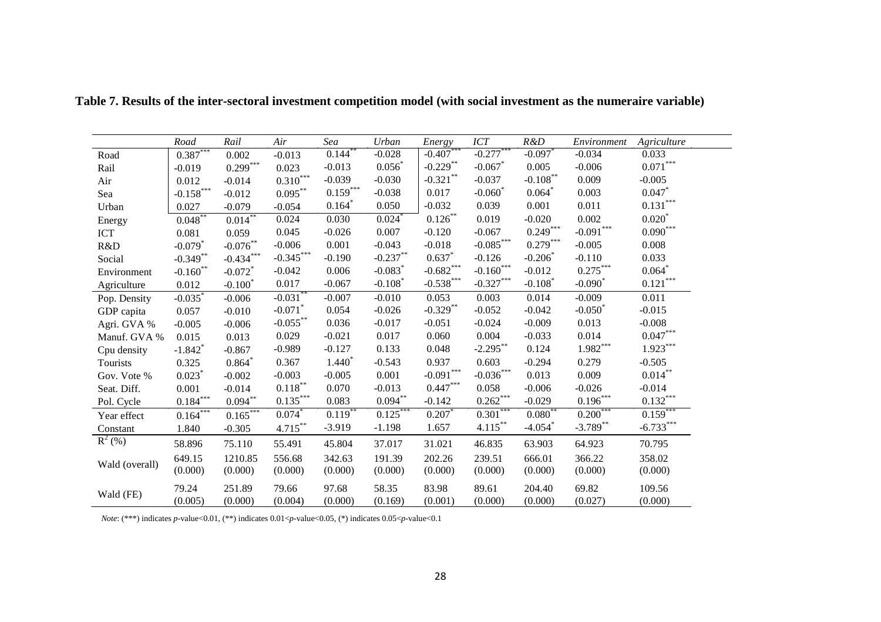**Table 7. Results of the inter-sectoral investment competition model (with social investment as the numeraire variable)**

| | *Road* | *Rail* | *Air* | *Sea* | *Urban* | *Energy* | *ICT* | *R&D* | *Environment* | *Agriculture* |
|---|---|---|---|---|---|---|---|---|---|---|
| Road | 0.387*** | 0.002 | -0.013 | 0.144** | -0.028 | -0.407*** | -0.277*** | -0.097* | -0.034 | 0.033 |
| Rail | -0.019 | 0.299*** | 0.023 | -0.013 | 0.056* | -0.229** | -0.067* | 0.005 | -0.006 | 0.071*** |
| Air | 0.012 | -0.014 | 0.310*** | -0.039 | -0.030 | -0.321** | -0.037 | -0.108** | 0.009 | -0.005 |
| Sea | -0.158*** | -0.012 | 0.095** | 0.159*** | -0.038 | 0.017 | -0.060* | 0.064* | 0.003 | 0.047* |
| Urban | 0.027 | -0.079 | -0.054 | 0.164* | 0.050 | -0.032 | 0.039 | 0.001 | 0.011 | 0.131*** |
| Energy | 0.048** | 0.014** | 0.024 | 0.030 | 0.024* | 0.126** | 0.019 | -0.020 | 0.002 | 0.020* |
| ICT | 0.081 | 0.059 | 0.045 | -0.026 | 0.007 | -0.120 | -0.067 | 0.249*** | -0.091*** | 0.090*** |
| R&D | -0.079* | -0.076** | -0.006 | 0.001 | -0.043 | -0.018 | -0.085*** | 0.279*** | -0.005 | 0.008 |
| Social | -0.349** | -0.434*** | -0.345*** | -0.190 | -0.237** | 0.637* | -0.126 | -0.206* | -0.110 | 0.033 |
| Environment | -0.160** | -0.072* | -0.042 | 0.006 | -0.083* | -0.682*** | -0.160*** | -0.012 | 0.275*** | 0.064* |
| Agriculture | 0.012 | -0.100* | 0.017 | -0.067 | -0.108* | -0.538*** | -0.327*** | -0.108* | -0.090* | 0.121*** |
| Pop. Density | -0.035* | -0.006 | -0.031** | -0.007 | -0.010 | 0.053 | 0.003 | 0.014 | -0.009 | 0.011 |
| GDP capita | 0.057 | -0.010 | -0.071* | 0.054 | -0.026 | -0.329** | -0.052 | -0.042 | -0.050* | -0.015 |
| Agri. GVA % | -0.005 | -0.006 | -0.055** | 0.036 | -0.017 | -0.051 | -0.024 | -0.009 | 0.013 | -0.008 |
| Manuf. GVA % | 0.015 | 0.013 | 0.029 | -0.021 | 0.017 | 0.060 | 0.004 | -0.033 | 0.014 | 0.047*** |
| Cpu density | -1.842* | -0.867 | -0.989 | -0.127 | 0.133 | 0.048 | -2.295** | 0.124 | 1.982*** | 1.923*** |
| Tourists | 0.325 | 0.864* | 0.367 | 1.440* | -0.543 | 0.937 | 0.603 | -0.294 | 0.279 | -0.505 |
| Gov. Vote % | 0.023* | -0.002 | -0.003 | -0.005 | 0.001 | -0.091*** | -0.036*** | 0.013 | 0.009 | 0.014** |
| Seat. Diff. | 0.001 | -0.014 | 0.118** | 0.070 | -0.013 | 0.447*** | 0.058 | -0.006 | -0.026 | -0.014 |
| Pol. Cycle | 0.184*** | 0.094** | 0.135*** | 0.083 | 0.094** | -0.142 | 0.262*** | -0.029 | 0.196*** | 0.132*** |
| Year effect | 0.164*** | 0.165*** | 0.074* | 0.119** | 0.125*** | 0.207* | 0.301*** | 0.080** | 0.200*** | 0.159*** |
| Constant | 1.840 | -0.305 | 4.715** | -3.919 | -1.198 | 1.657 | 4.115** | -4.054* | -3.789** | -6.733*** |
| $R^2$ (%) | 58.896 | 75.110 | 55.491 | 45.804 | 37.017 | 31.021 | 46.835 | 63.903 | 64.923 | 70.795 |
| Wald (overall) | 649.15 (0.000) | 1210.85 (0.000) | 556.68 (0.000) | 342.63 (0.000) | 191.39 (0.000) | 202.26 (0.000) | 239.51 (0.000) | 666.01 (0.000) | 366.22 (0.000) | 358.02 (0.000) |
| Wald (FE) | 79.24 (0.005) | 251.89 (0.000) | 79.66 (0.004) | 97.68 (0.000) | 58.35 (0.169) | 83.98 (0.001) | 89.61 (0.000) | 204.40 (0.000) | 69.82 (0.027) | 109.56 (0.000) |

*Note*: (***) indicates *p*-value<0.01, (**) indicates 0.01<*p*-value<0.05, (*) indicates 0.05<*p*-value<0.1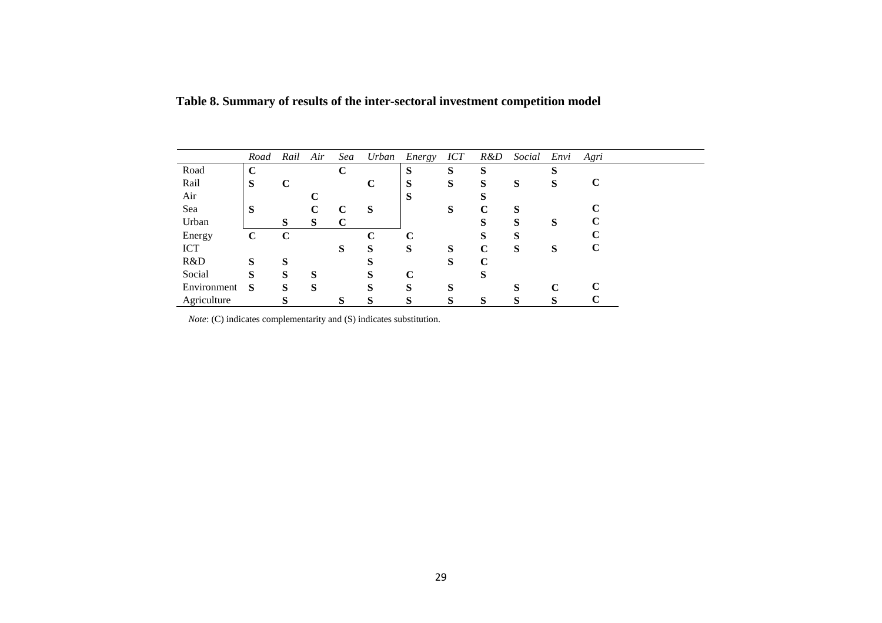**Table 8. Summary of results of the inter-sectoral investment competition model**

| | *Road* | *Rail* | *Air* | *Sea* | *Urban* | *Energy* | *ICT* | *R&D* | *Social* | *Envi* | *Agri* |
|---|---|---|---|---|---|---|---|---|---|---|---|
| Road | **C** | | | **C** | | **S** | **S** | **S** | | **S** | |
| Rail | **S** | **C** | | | **C** | **S** | **S** | **S** | **S** | **S** | **C** |
| Air | | | **C** | | | **S** | | **S** | | | |
| Sea | **S** | | **C** | **C** | **S** | | **S** | **C** | **S** | | **C** |
| Urban | | **S** | **S** | **C** | | | | **S** | **S** | **S** | **C** |
| Energy | **C** | **C** | | | **C** | **C** | | **S** | **S** | | **C** |
| ICT | | | | **S** | **S** | **S** | **S** | **C** | **S** | **S** | **C** |
| R&D | **S** | **S** | | | **S** | | **S** | **C** | | | |
| Social | **S** | **S** | **S** | | **S** | **C** | | **S** | | | |
| Environment | **S** | **S** | **S** | | **S** | **S** | **S** | | **S** | **C** | **C** |
| Agriculture | | **S** | | **S** | **S** | **S** | **S** | **S** | **S** | **S** | **C** |

*Note*: (C) indicates complementarity and (S) indicates substitution.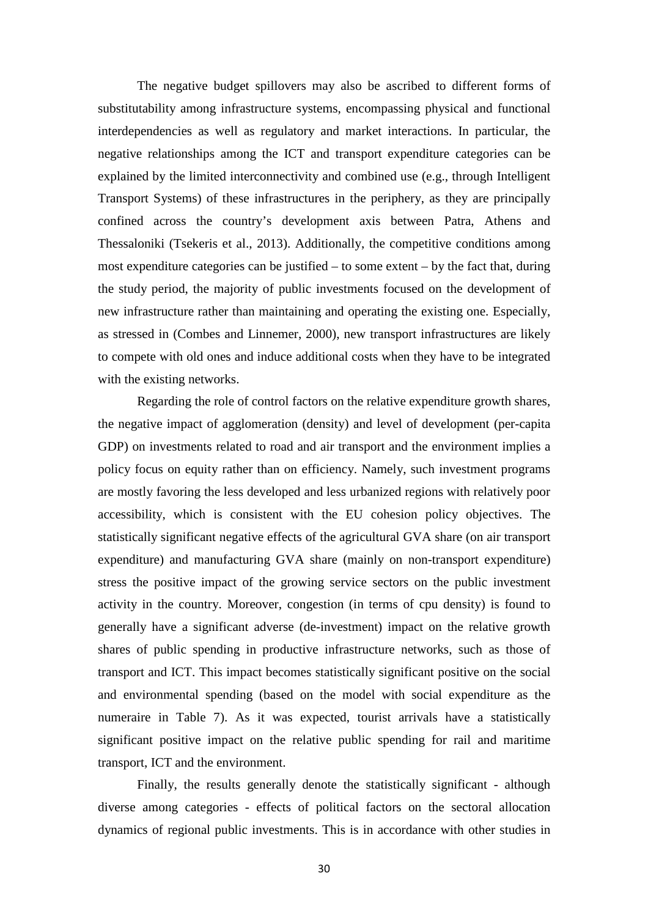The negative budget spillovers may also be ascribed to different forms of substitutability among infrastructure systems, encompassing physical and functional interdependencies as well as regulatory and market interactions. In particular, the negative relationships among the ICT and transport expenditure categories can be explained by the limited interconnectivity and combined use (e.g., through Intelligent Transport Systems) of these infrastructures in the periphery, as they are principally confined across the country's development axis between Patra, Athens and Thessaloniki (Tsekeris et al., 2013). Additionally, the competitive conditions among most expenditure categories can be justified – to some extent – by the fact that, during the study period, the majority of public investments focused on the development of new infrastructure rather than maintaining and operating the existing one. Especially, as stressed in (Combes and Linnemer, 2000), new transport infrastructures are likely to compete with old ones and induce additional costs when they have to be integrated with the existing networks.

Regarding the role of control factors on the relative expenditure growth shares, the negative impact of agglomeration (density) and level of development (per-capita GDP) on investments related to road and air transport and the environment implies a policy focus on equity rather than on efficiency. Namely, such investment programs are mostly favoring the less developed and less urbanized regions with relatively poor accessibility, which is consistent with the EU cohesion policy objectives. The statistically significant negative effects of the agricultural GVA share (on air transport expenditure) and manufacturing GVA share (mainly on non-transport expenditure) stress the positive impact of the growing service sectors on the public investment activity in the country. Moreover, congestion (in terms of cpu density) is found to generally have a significant adverse (de-investment) impact on the relative growth shares of public spending in productive infrastructure networks, such as those of transport and ICT. This impact becomes statistically significant positive on the social and environmental spending (based on the model with social expenditure as the numeraire in Table 7). As it was expected, tourist arrivals have a statistically significant positive impact on the relative public spending for rail and maritime transport, ICT and the environment.

Finally, the results generally denote the statistically significant - although diverse among categories - effects of political factors on the sectoral allocation dynamics of regional public investments. This is in accordance with other studies in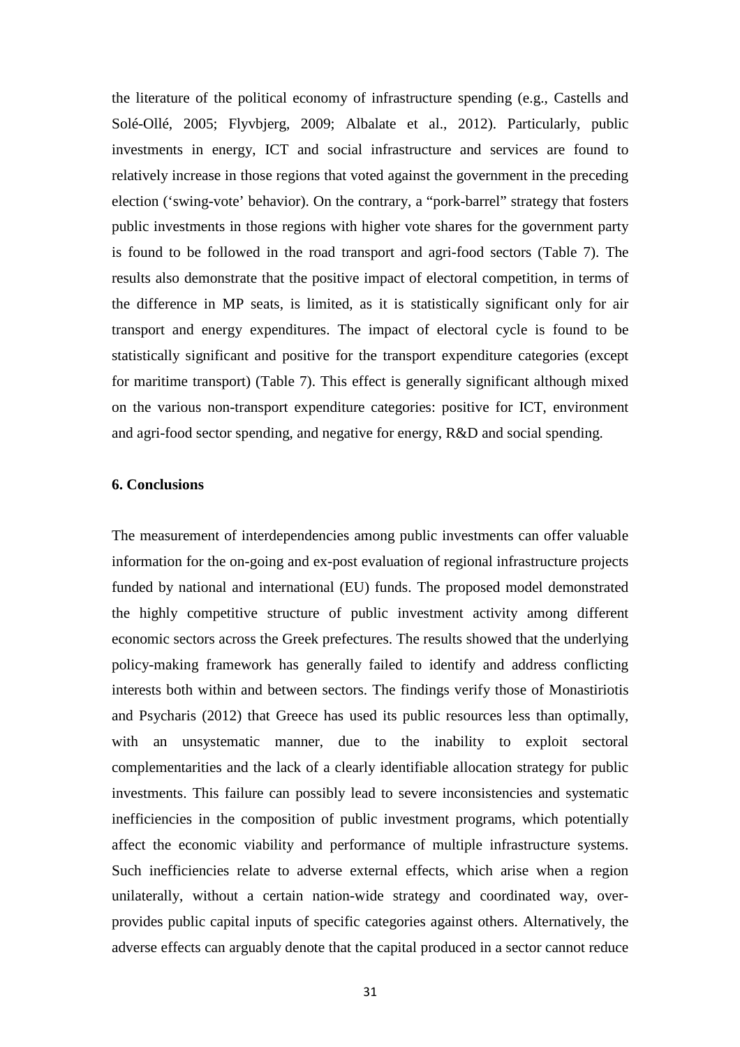the literature of the political economy of infrastructure spending (e.g., Castells and Solé-Ollé, 2005; Flyvbjerg, 2009; Albalate et al., 2012). Particularly, public investments in energy, ICT and social infrastructure and services are found to relatively increase in those regions that voted against the government in the preceding election ('swing-vote' behavior). On the contrary, a "pork-barrel" strategy that fosters public investments in those regions with higher vote shares for the government party is found to be followed in the road transport and agri-food sectors (Table 7). The results also demonstrate that the positive impact of electoral competition, in terms of the difference in MP seats, is limited, as it is statistically significant only for air transport and energy expenditures. The impact of electoral cycle is found to be statistically significant and positive for the transport expenditure categories (except for maritime transport) (Table 7). This effect is generally significant although mixed on the various non-transport expenditure categories: positive for ICT, environment and agri-food sector spending, and negative for energy, R&D and social spending.

## 6. Conclusions

The measurement of interdependencies among public investments can offer valuable information for the on-going and ex-post evaluation of regional infrastructure projects funded by national and international (EU) funds. The proposed model demonstrated the highly competitive structure of public investment activity among different economic sectors across the Greek prefectures. The results showed that the underlying policy-making framework has generally failed to identify and address conflicting interests both within and between sectors. The findings verify those of Monastiriotis and Psycharis (2012) that Greece has used its public resources less than optimally, with an unsystematic manner, due to the inability to exploit sectoral complementarities and the lack of a clearly identifiable allocation strategy for public investments. This failure can possibly lead to severe inconsistencies and systematic inefficiencies in the composition of public investment programs, which potentially affect the economic viability and performance of multiple infrastructure systems. Such inefficiencies relate to adverse external effects, which arise when a region unilaterally, without a certain nation-wide strategy and coordinated way, over-provides public capital inputs of specific categories against others. Alternatively, the adverse effects can arguably denote that the capital produced in a sector cannot reduce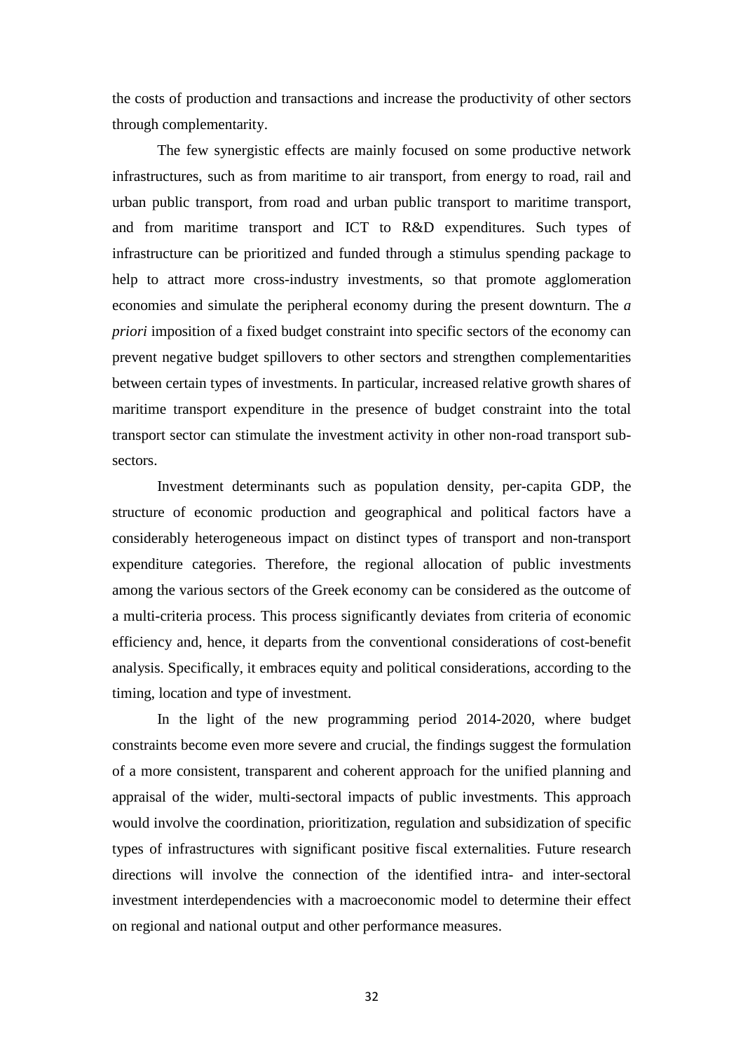the costs of production and transactions and increase the productivity of other sectors through complementarity.

The few synergistic effects are mainly focused on some productive network infrastructures, such as from maritime to air transport, from energy to road, rail and urban public transport, from road and urban public transport to maritime transport, and from maritime transport and ICT to R&D expenditures. Such types of infrastructure can be prioritized and funded through a stimulus spending package to help to attract more cross-industry investments, so that promote agglomeration economies and simulate the peripheral economy during the present downturn. The *a priori* imposition of a fixed budget constraint into specific sectors of the economy can prevent negative budget spillovers to other sectors and strengthen complementarities between certain types of investments. In particular, increased relative growth shares of maritime transport expenditure in the presence of budget constraint into the total transport sector can stimulate the investment activity in other non-road transport sub-sectors.

Investment determinants such as population density, per-capita GDP, the structure of economic production and geographical and political factors have a considerably heterogeneous impact on distinct types of transport and non-transport expenditure categories. Therefore, the regional allocation of public investments among the various sectors of the Greek economy can be considered as the outcome of a multi-criteria process. This process significantly deviates from criteria of economic efficiency and, hence, it departs from the conventional considerations of cost-benefit analysis. Specifically, it embraces equity and political considerations, according to the timing, location and type of investment.

In the light of the new programming period 2014-2020, where budget constraints become even more severe and crucial, the findings suggest the formulation of a more consistent, transparent and coherent approach for the unified planning and appraisal of the wider, multi-sectoral impacts of public investments. This approach would involve the coordination, prioritization, regulation and subsidization of specific types of infrastructures with significant positive fiscal externalities. Future research directions will involve the connection of the identified intra- and inter-sectoral investment interdependencies with a macroeconomic model to determine their effect on regional and national output and other performance measures.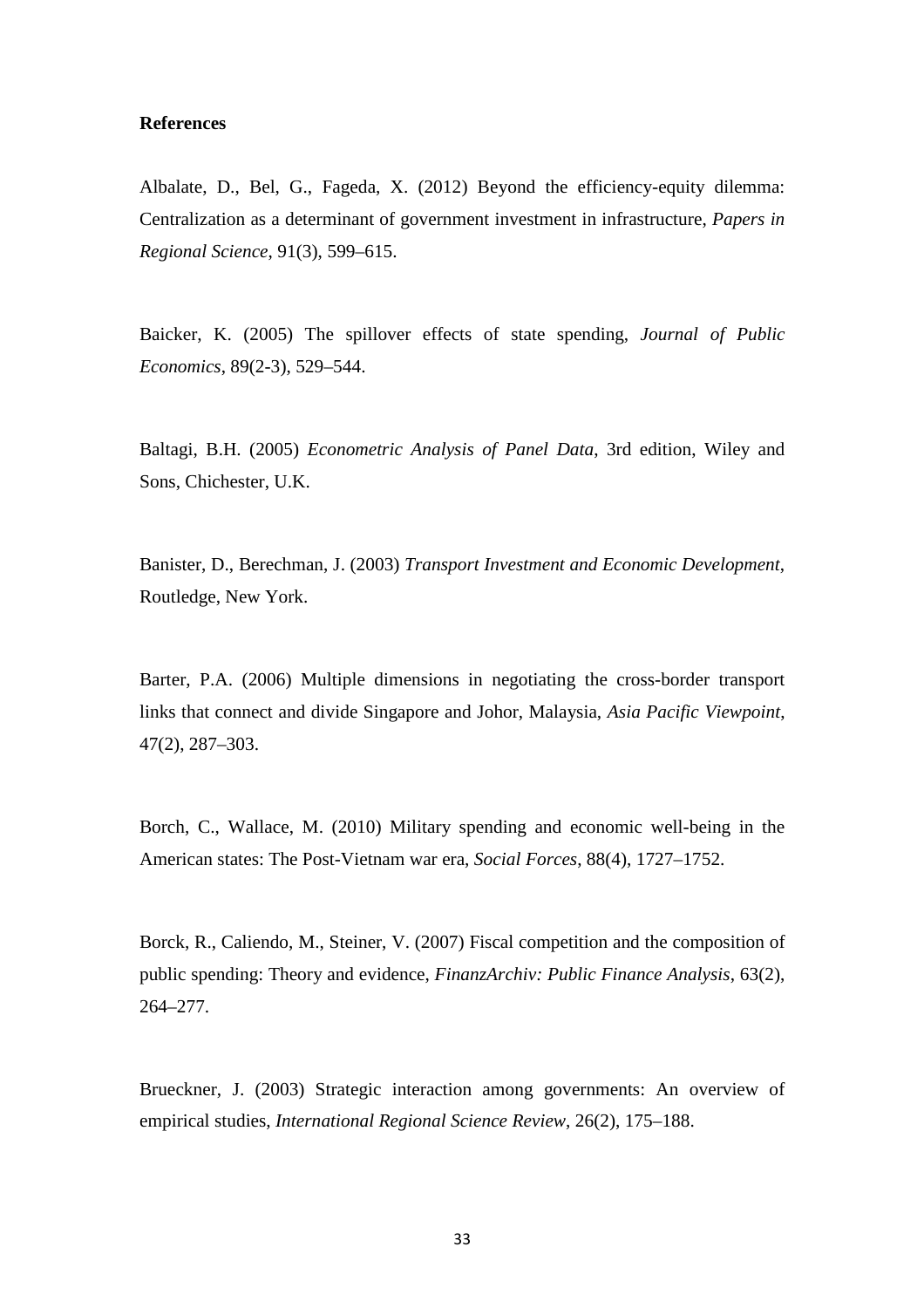**References**

Albalate, D., Bel, G., Fageda, X. (2012) Beyond the efficiency-equity dilemma: Centralization as a determinant of government investment in infrastructure, *Papers in Regional Science*, 91(3), 599–615.

Baicker, K. (2005) The spillover effects of state spending, *Journal of Public Economics*, 89(2-3), 529–544.

Baltagi, B.H. (2005) *Econometric Analysis of Panel Data*, 3rd edition, Wiley and Sons, Chichester, U.K.

Banister, D., Berechman, J. (2003) *Transport Investment and Economic Development*, Routledge, New York.

Barter, P.A. (2006) Multiple dimensions in negotiating the cross-border transport links that connect and divide Singapore and Johor, Malaysia, *Asia Pacific Viewpoint*, 47(2), 287–303.

Borch, C., Wallace, M. (2010) Military spending and economic well-being in the American states: The Post-Vietnam war era, *Social Forces*, 88(4), 1727–1752.

Borck, R., Caliendo, M., Steiner, V. (2007) Fiscal competition and the composition of public spending: Theory and evidence, *FinanzArchiv: Public Finance Analysis*, 63(2), 264–277.

Brueckner, J. (2003) Strategic interaction among governments: An overview of empirical studies, *International Regional Science Review*, 26(2), 175–188.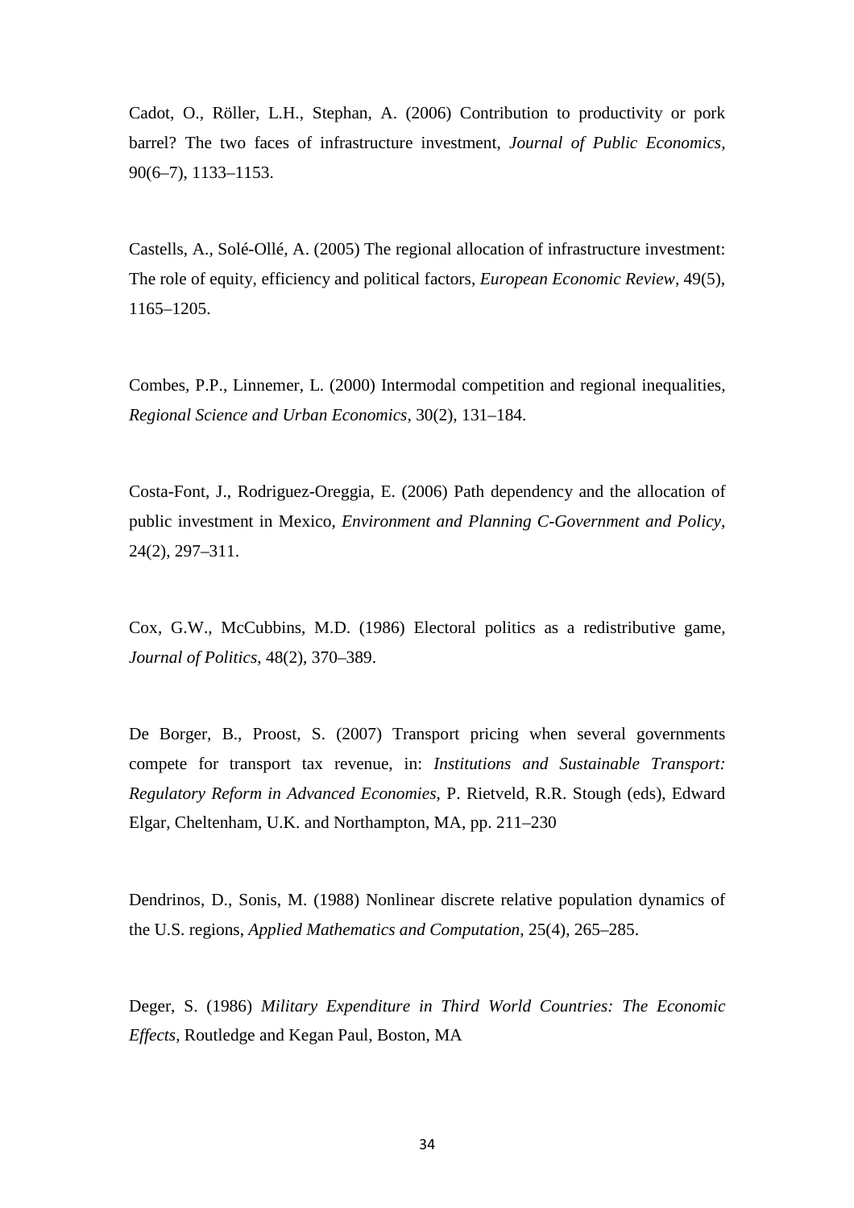Cadot, O., Röller, L.H., Stephan, A. (2006) Contribution to productivity or pork barrel? The two faces of infrastructure investment, *Journal of Public Economics*, 90(6–7), 1133–1153.

Castells, A., Solé-Ollé, A. (2005) The regional allocation of infrastructure investment: The role of equity, efficiency and political factors, *European Economic Review*, 49(5), 1165–1205.

Combes, P.P., Linnemer, L. (2000) Intermodal competition and regional inequalities, *Regional Science and Urban Economics*, 30(2), 131–184.

Costa-Font, J., Rodriguez-Oreggia, E. (2006) Path dependency and the allocation of public investment in Mexico, *Environment and Planning C-Government and Policy*, 24(2), 297–311.

Cox, G.W., McCubbins, M.D. (1986) Electoral politics as a redistributive game, *Journal of Politics*, 48(2), 370–389.

De Borger, B., Proost, S. (2007) Transport pricing when several governments compete for transport tax revenue, in: *Institutions and Sustainable Transport: Regulatory Reform in Advanced Economies*, P. Rietveld, R.R. Stough (eds), Edward Elgar, Cheltenham, U.K. and Northampton, MA, pp. 211–230

Dendrinos, D., Sonis, M. (1988) Nonlinear discrete relative population dynamics of the U.S. regions, *Applied Mathematics and Computation*, 25(4), 265–285.

Deger, S. (1986) *Military Expenditure in Third World Countries: The Economic Effects*, Routledge and Kegan Paul, Boston, MA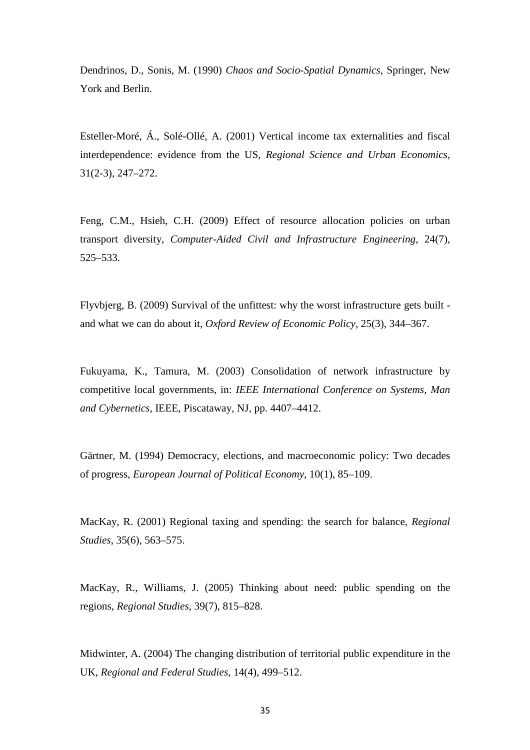Dendrinos, D., Sonis, M. (1990) *Chaos and Socio-Spatial Dynamics*, Springer, New York and Berlin.

Esteller-Moré, Á., Solé-Ollé, A. (2001) Vertical income tax externalities and fiscal interdependence: evidence from the US, *Regional Science and Urban Economics*, 31(2-3), 247–272.

Feng, C.M., Hsieh, C.H. (2009) Effect of resource allocation policies on urban transport diversity, *Computer-Aided Civil and Infrastructure Engineering*, 24(7), 525–533.

Flyvbjerg, B. (2009) Survival of the unfittest: why the worst infrastructure gets built - and what we can do about it, *Oxford Review of Economic Policy*, 25(3), 344–367.

Fukuyama, K., Tamura, M. (2003) Consolidation of network infrastructure by competitive local governments, in: *IEEE International Conference on Systems, Man and Cybernetics*, IEEE, Piscataway, NJ, pp. 4407–4412.

Gärtner, M. (1994) Democracy, elections, and macroeconomic policy: Two decades of progress, *European Journal of Political Economy*, 10(1), 85–109.

MacKay, R. (2001) Regional taxing and spending: the search for balance, *Regional Studies*, 35(6), 563–575.

MacKay, R., Williams, J. (2005) Thinking about need: public spending on the regions, *Regional Studies*, 39(7), 815–828.

Midwinter, A. (2004) The changing distribution of territorial public expenditure in the UK, *Regional and Federal Studies*, 14(4), 499–512.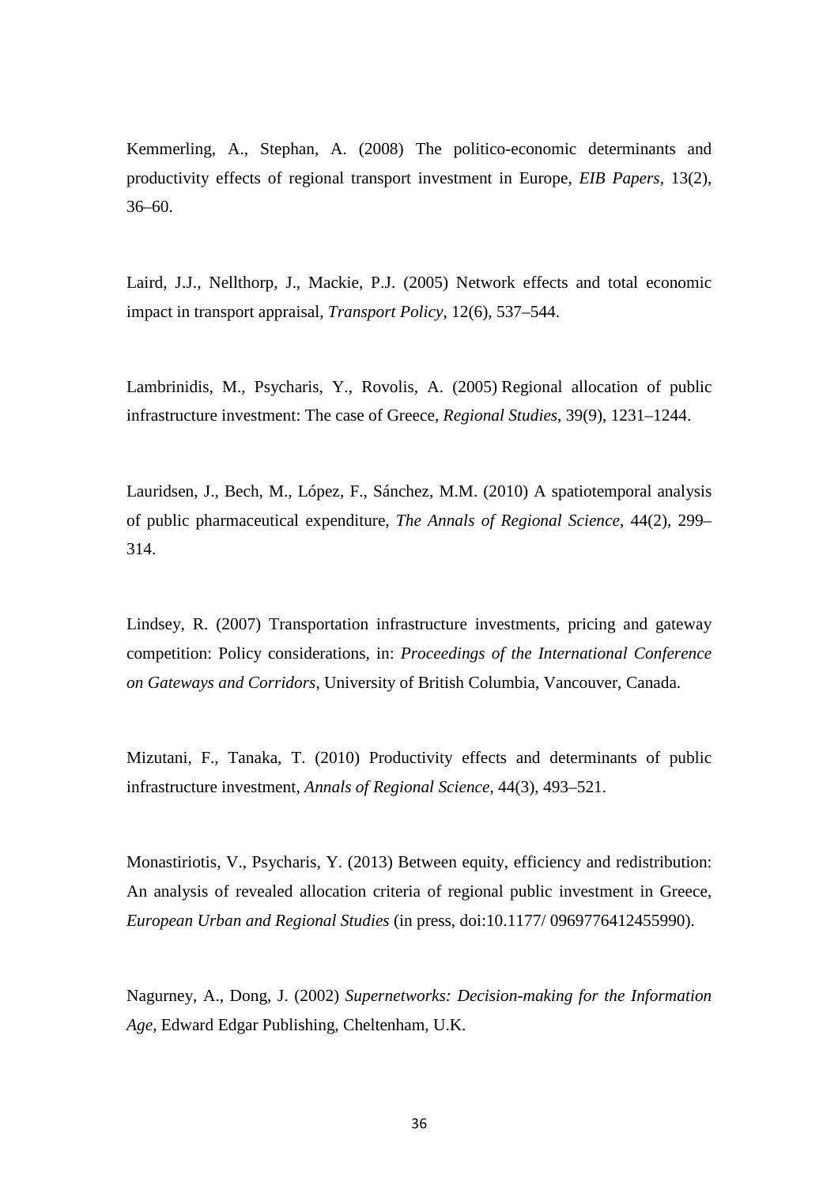Kemmerling, A., Stephan, A. (2008) The politico-economic determinants and productivity effects of regional transport investment in Europe, *EIB Papers*, 13(2), 36–60.

Laird, J.J., Nellthorp, J., Mackie, P.J. (2005) Network effects and total economic impact in transport appraisal, *Transport Policy*, 12(6), 537–544.

Lambrinidis, M., Psycharis, Y., Rovolis, A. (2005) Regional allocation of public infrastructure investment: The case of Greece, *Regional Studies*, 39(9), 1231–1244.

Lauridsen, J., Bech, M., López, F., Sánchez, M.M. (2010) A spatiotemporal analysis of public pharmaceutical expenditure, *The Annals of Regional Science*, 44(2), 299–314.

Lindsey, R. (2007) Transportation infrastructure investments, pricing and gateway competition: Policy considerations, in: *Proceedings of the International Conference on Gateways and Corridors*, University of British Columbia, Vancouver, Canada.

Mizutani, F., Tanaka, T. (2010) Productivity effects and determinants of public infrastructure investment, *Annals of Regional Science*, 44(3), 493–521.

Monastiriotis, V., Psycharis, Y. (2013) Between equity, efficiency and redistribution: An analysis of revealed allocation criteria of regional public investment in Greece, *European Urban and Regional Studies* (in press, doi:10.1177/ 0969776412455990).

Nagurney, A., Dong, J. (2002) *Supernetworks: Decision-making for the Information Age*, Edward Edgar Publishing, Cheltenham, U.K.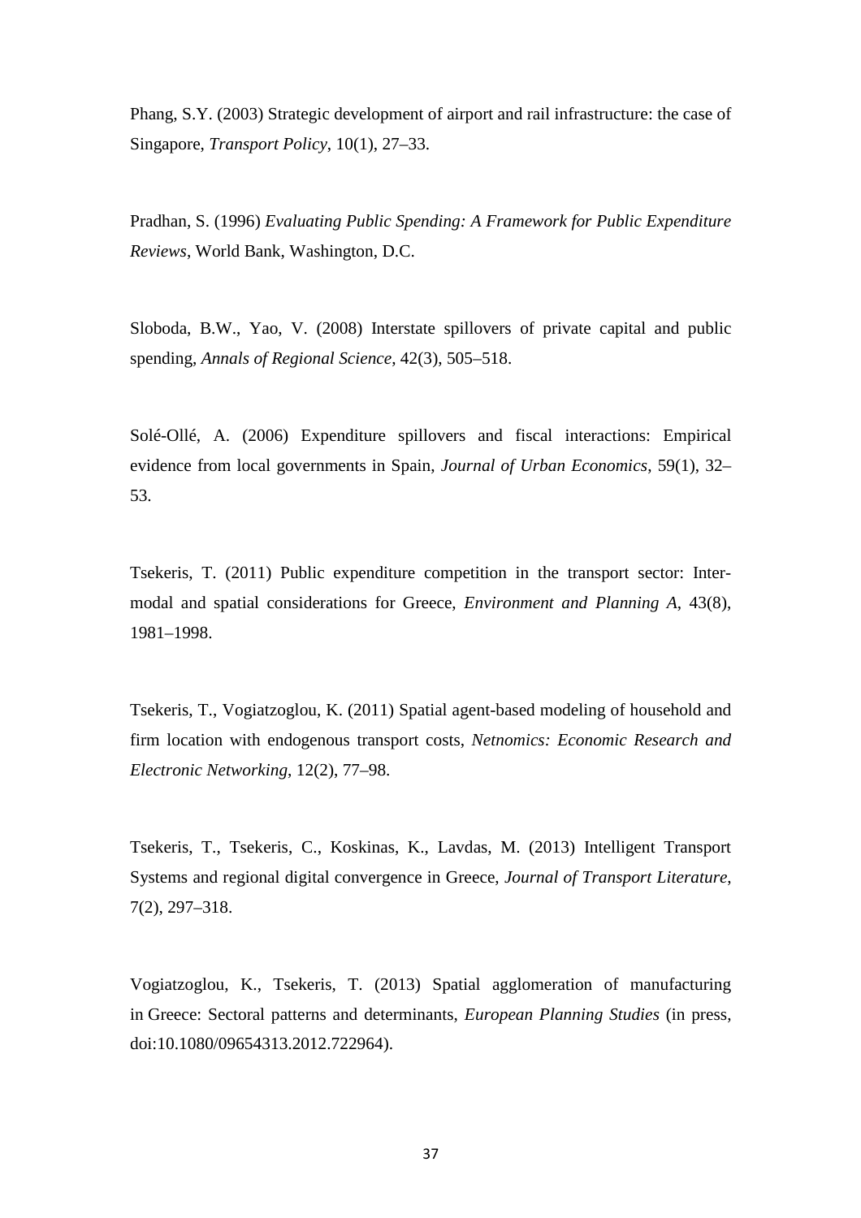Phang, S.Y. (2003) Strategic development of airport and rail infrastructure: the case of Singapore, *Transport Policy*, 10(1), 27–33.

Pradhan, S. (1996) *Evaluating Public Spending: A Framework for Public Expenditure Reviews*, World Bank, Washington, D.C.

Sloboda, B.W., Yao, V. (2008) Interstate spillovers of private capital and public spending, *Annals of Regional Science*, 42(3), 505–518.

Solé-Ollé, A. (2006) Expenditure spillovers and fiscal interactions: Empirical evidence from local governments in Spain, *Journal of Urban Economics*, 59(1), 32–53.

Tsekeris, T. (2011) Public expenditure competition in the transport sector: Inter-modal and spatial considerations for Greece, *Environment and Planning A*, 43(8), 1981–1998.

Tsekeris, T., Vogiatzoglou, K. (2011) Spatial agent-based modeling of household and firm location with endogenous transport costs, *Netnomics: Economic Research and Electronic Networking*, 12(2), 77–98.

Tsekeris, T., Tsekeris, C., Koskinas, K., Lavdas, M. (2013) Intelligent Transport Systems and regional digital convergence in Greece, *Journal of Transport Literature*, 7(2), 297–318.

Vogiatzoglou, K., Tsekeris, T. (2013) Spatial agglomeration of manufacturing in Greece: Sectoral patterns and determinants, *European Planning Studies* (in press, doi:10.1080/09654313.2012.722964).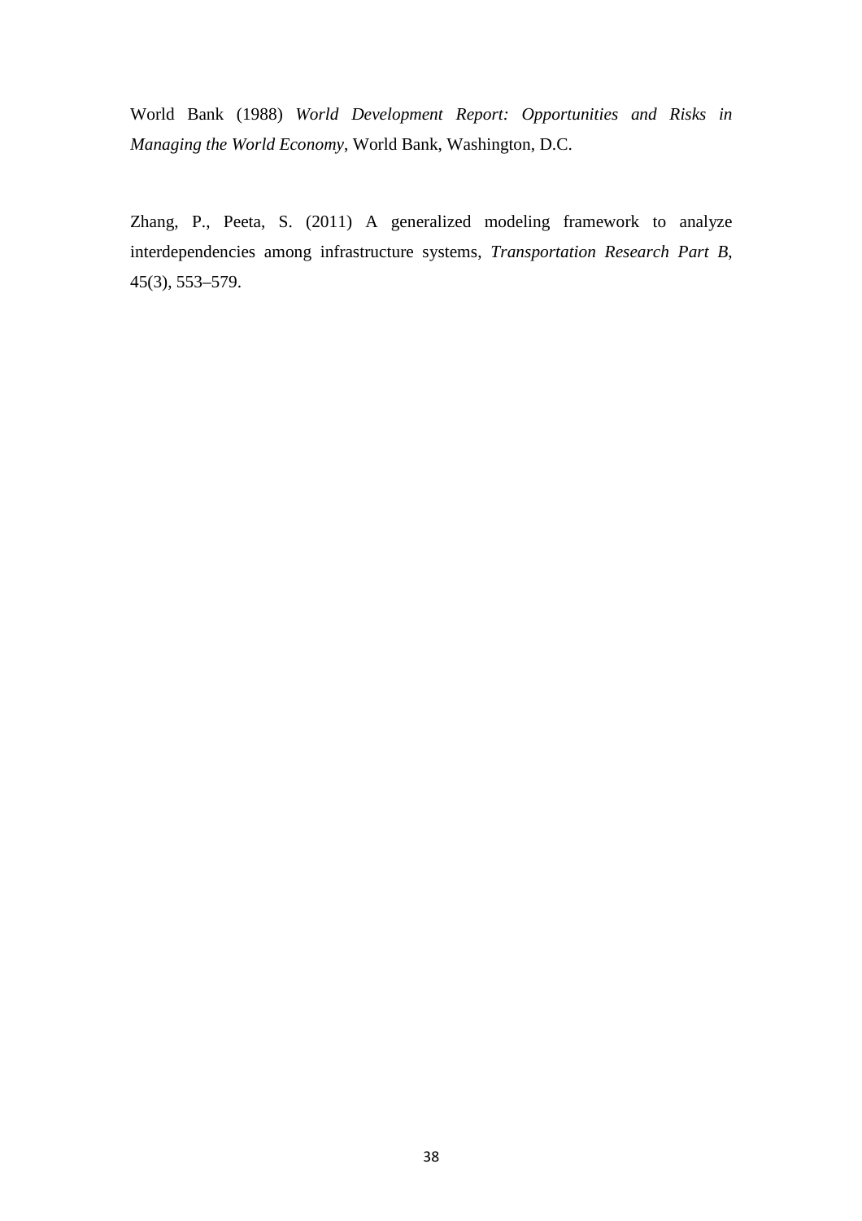World Bank (1988) *World Development Report: Opportunities and Risks in Managing the World Economy*, World Bank, Washington, D.C.

Zhang, P., Peeta, S. (2011) A generalized modeling framework to analyze interdependencies among infrastructure systems, *Transportation Research Part B,* 45(3), 553–579.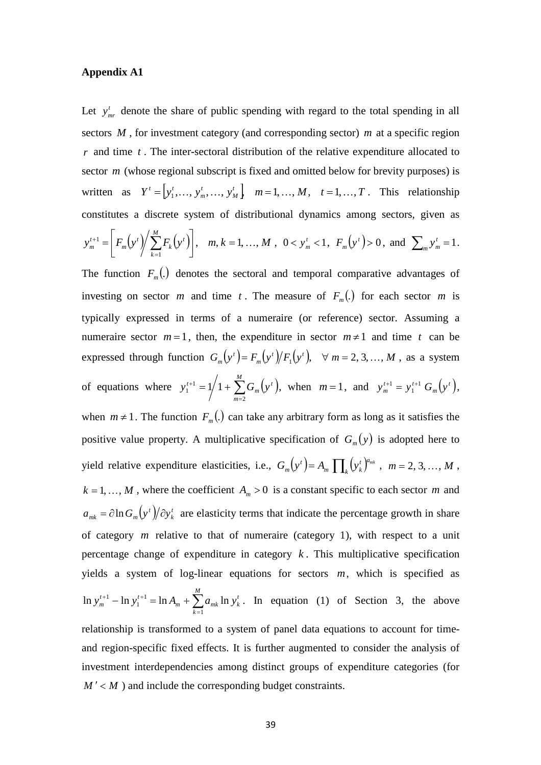**Appendix A1**

Let $y_{mr}^{t}$ denote the share of public spending with regard to the total spending in all sectors $M$, for investment category (and corresponding sector) $m$ at a specific region $r$ and time $t$. The inter-sectoral distribution of the relative expenditure allocated to sector $m$ (whose regional subscript is fixed and omitted below for brevity purposes) is written as $Y^{t} = \left[y_{1}^{t}, \ldots, y_{m}^{t}, \ldots, y_{M}^{t}\right]$, $m = 1, \ldots, M$, $t = 1, \ldots, T$. This relationship constitutes a discrete system of distributional dynamics among sectors, given as $y_{m}^{t+1} = \left[F_{m}\left(y^{t}\right) \Big/ \sum_{k=1}^{M} F_{k}\left(y^{t}\right)\right]$, $m, k = 1, \ldots, M$, $0 < y_{m}^{t} < 1$, $F_{m}\left(y^{t}\right) > 0$, and $\sum_{m} y_{m}^{t} = 1$. The function $F_{m}(.)$ denotes the sectoral and temporal comparative advantages of investing on sector $m$ and time $t$. The measure of $F_{m}(.)$ for each sector $m$ is typically expressed in terms of a numeraire (or reference) sector. Assuming a numeraire sector $m = 1$, then, the expenditure in sector $m \neq 1$ and time $t$ can be expressed through function $G_{m}\left(y^{t}\right) = F_{m}\left(y^{t}\right) / F_{1}\left(y^{t}\right)$, $\forall\, m = 2, 3, \ldots, M$, as a system of equations where $y_{1}^{t+1} = 1 \Big/ 1 + \sum_{m=2}^{M} G_{m}\left(y^{t}\right)$, when $m = 1$, and $y_{m}^{t+1} = y_{1}^{t+1}\, G_{m}\left(y^{t}\right)$, when $m \neq 1$. The function $F_{m}(.)$ can take any arbitrary form as long as it satisfies the positive value property. A multiplicative specification of $G_{m}(y)$ is adopted here to yield relative expenditure elasticities, i.e., $G_{m}\left(y^{t}\right) = A_{m} \prod_{k} \left(y_{k}^{t}\right)^{a_{mk}}$, $m = 2, 3, \ldots, M$, $k = 1, \ldots, M$, where the coefficient $A_{m} > 0$ is a constant specific to each sector $m$ and $a_{mk} = \partial \ln G_{m}\left(y^{t}\right) / \partial y_{k}^{t}$ are elasticity terms that indicate the percentage growth in share of category $m$ relative to that of numeraire (category 1), with respect to a unit percentage change of expenditure in category $k$. This multiplicative specification yields a system of log-linear equations for sectors $m$, which is specified as $\ln y_{m}^{t+1} - \ln y_{1}^{t+1} = \ln A_{m} + \sum_{k=1}^{M} a_{mk} \ln y_{k}^{t}$. In equation (1) of Section 3, the above relationship is transformed to a system of panel data equations to account for time- and region-specific fixed effects. It is further augmented to consider the analysis of investment interdependencies among distinct groups of expenditure categories (for $M' < M$) and include the corresponding budget constraints.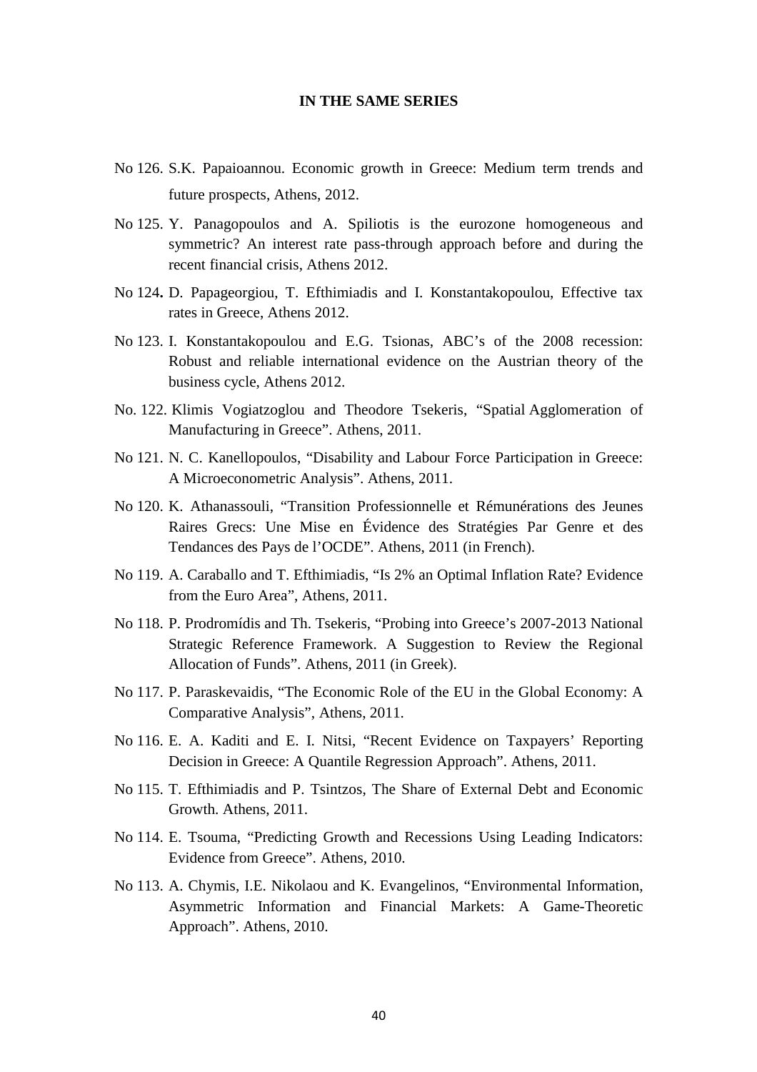**IN THE SAME SERIES**

No 126. S.K. Papaioannou. Economic growth in Greece: Medium term trends and future prospects, Athens, 2012.

No 125. Y. Panagopoulos and A. Spiliotis is the eurozone homogeneous and symmetric? An interest rate pass-through approach before and during the recent financial crisis, Athens 2012.

No 124**.** D. Papageorgiou, T. Efthimiadis and I. Konstantakopoulou, Effective tax rates in Greece, Athens 2012.

No 123. I. Konstantakopoulou and E.G. Tsionas, ABC's of the 2008 recession: Robust and reliable international evidence on the Austrian theory of the business cycle, Athens 2012.

No. 122. Klimis Vogiatzoglou and Theodore Tsekeris, "Spatial Agglomeration of Manufacturing in Greece". Athens, 2011.

No 121. N. C. Kanellopoulos, "Disability and Labour Force Participation in Greece: A Microeconometric Analysis". Athens, 2011.

No 120. K. Athanassouli, "Transition Professionnelle et Rémunérations des Jeunes Raires Grecs: Une Mise en Évidence des Stratégies Par Genre et des Tendances des Pays de l'OCDE". Athens, 2011 (in French).

No 119. A. Caraballo and T. Efthimiadis, "Is 2% an Optimal Inflation Rate? Evidence from the Euro Area", Athens, 2011.

No 118. P. Prodromídis and Th. Tsekeris, "Probing into Greece's 2007-2013 National Strategic Reference Framework. A Suggestion to Review the Regional Allocation of Funds". Athens, 2011 (in Greek).

No 117. P. Paraskevaidis, "The Economic Role of the EU in the Global Economy: A Comparative Analysis", Athens, 2011.

No 116. E. A. Kaditi and E. I. Nitsi, "Recent Evidence on Taxpayers' Reporting Decision in Greece: A Quantile Regression Approach". Athens, 2011.

No 115. T. Efthimiadis and P. Tsintzos, The Share of External Debt and Economic Growth. Athens, 2011.

No 114. E. Tsouma, "Predicting Growth and Recessions Using Leading Indicators: Evidence from Greece". Athens, 2010.

No 113. A. Chymis, I.E. Nikolaou and K. Evangelinos, "Environmental Information, Asymmetric Information and Financial Markets: A Game-Theoretic Approach". Athens, 2010.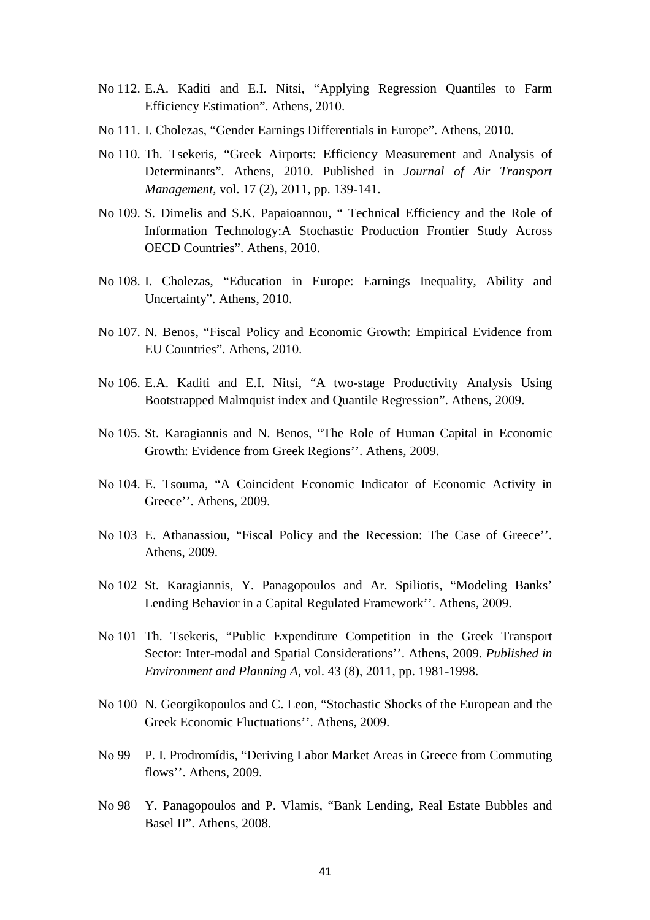No 112. E.A. Kaditi and E.I. Nitsi, "Applying Regression Quantiles to Farm Efficiency Estimation". Athens, 2010.

No 111. I. Cholezas, "Gender Earnings Differentials in Europe". Athens, 2010.

No 110. Th. Tsekeris, "Greek Airports: Efficiency Measurement and Analysis of Determinants". Athens, 2010. Published in *Journal of Air Transport Management*, vol. 17 (2), 2011, pp. 139-141.

No 109. S. Dimelis and S.K. Papaioannou, " Technical Efficiency and the Role of Information Technology:A Stochastic Production Frontier Study Across OECD Countries". Athens, 2010.

No 108. I. Cholezas, "Education in Europe: Earnings Inequality, Ability and Uncertainty". Athens, 2010.

No 107. N. Benos, "Fiscal Policy and Economic Growth: Empirical Evidence from EU Countries". Athens, 2010.

No 106. E.A. Kaditi and E.I. Nitsi, "A two-stage Productivity Analysis Using Bootstrapped Malmquist index and Quantile Regression". Athens, 2009.

No 105. St. Karagiannis and N. Benos, "The Role of Human Capital in Economic Growth: Evidence from Greek Regions''. Athens, 2009.

No 104. E. Tsouma, "A Coincident Economic Indicator of Economic Activity in Greece''. Athens, 2009.

No 103 E. Athanassiou, "Fiscal Policy and the Recession: The Case of Greece''. Athens, 2009.

No 102 St. Karagiannis, Y. Panagopoulos and Ar. Spiliotis, "Modeling Banks' Lending Behavior in a Capital Regulated Framework''. Athens, 2009.

No 101 Th. Tsekeris, "Public Expenditure Competition in the Greek Transport Sector: Inter-modal and Spatial Considerations''. Athens, 2009. *Published in Environment and Planning A*, vol. 43 (8), 2011, pp. 1981-1998.

No 100 N. Georgikopoulos and C. Leon, "Stochastic Shocks of the European and the Greek Economic Fluctuations''. Athens, 2009.

No 99 P. I. Prodromídis, "Deriving Labor Market Areas in Greece from Commuting flows''. Athens, 2009.

No 98 Y. Panagopoulos and P. Vlamis, "Bank Lending, Real Estate Bubbles and Basel II". Athens, 2008.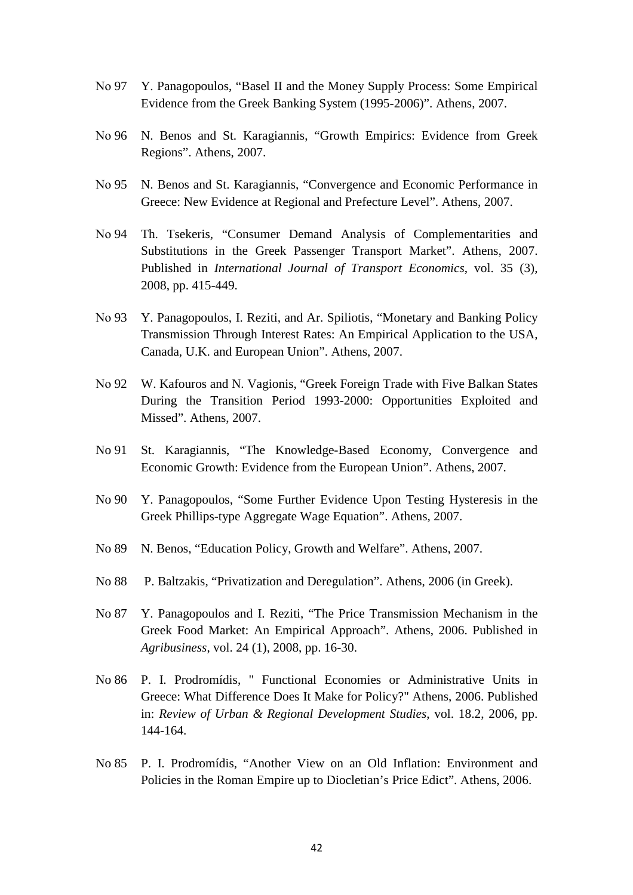No 97 Y. Panagopoulos, "Basel II and the Money Supply Process: Some Empirical Evidence from the Greek Banking System (1995-2006)". Athens, 2007.

No 96 N. Benos and St. Karagiannis, "Growth Empirics: Evidence from Greek Regions". Athens, 2007.

No 95 N. Benos and St. Karagiannis, "Convergence and Economic Performance in Greece: New Evidence at Regional and Prefecture Level". Athens, 2007.

No 94 Th. Tsekeris, "Consumer Demand Analysis of Complementarities and Substitutions in the Greek Passenger Transport Market". Athens, 2007. Published in *International Journal of Transport Economics*, vol. 35 (3), 2008, pp. 415-449.

No 93 Y. Panagopoulos, I. Reziti, and Ar. Spiliotis, "Monetary and Banking Policy Transmission Through Interest Rates: An Empirical Application to the USA, Canada, U.K. and European Union". Athens, 2007.

No 92 W. Kafouros and N. Vagionis, "Greek Foreign Trade with Five Balkan States During the Transition Period 1993-2000: Opportunities Exploited and Missed". Athens, 2007.

No 91 St. Karagiannis, "The Knowledge-Based Economy, Convergence and Economic Growth: Evidence from the European Union". Athens, 2007.

No 90 Y. Panagopoulos, "Some Further Evidence Upon Testing Hysteresis in the Greek Phillips-type Aggregate Wage Equation". Athens, 2007.

No 89 N. Benos, "Education Policy, Growth and Welfare". Athens, 2007.

No 88 P. Baltzakis, "Privatization and Deregulation". Athens, 2006 (in Greek).

No 87 Y. Panagopoulos and I. Reziti, "The Price Transmission Mechanism in the Greek Food Market: An Empirical Approach". Athens, 2006. Published in *Agribusiness*, vol. 24 (1), 2008, pp. 16-30.

No 86 P. I. Prodromídis, " Functional Economies or Administrative Units in Greece: What Difference Does It Make for Policy?" Athens, 2006. Published in: *Review of Urban & Regional Development Studies*, vol. 18.2, 2006, pp. 144-164.

No 85 P. I. Prodromídis, "Another View on an Old Inflation: Environment and Policies in the Roman Empire up to Diocletian's Price Edict". Athens, 2006.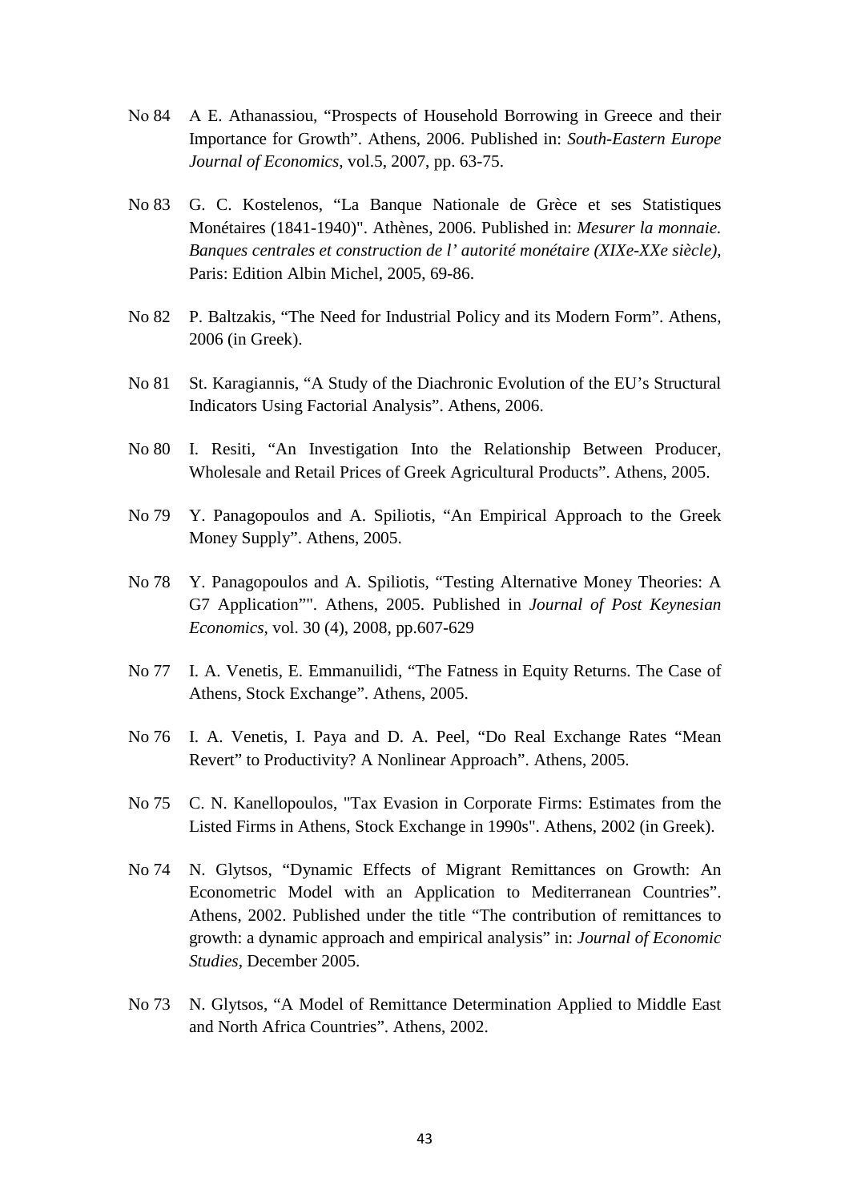No 84 A E. Athanassiou, "Prospects of Household Borrowing in Greece and their Importance for Growth". Athens, 2006. Published in: *South-Eastern Europe Journal of Economics*, vol.5, 2007, pp. 63-75.

No 83 G. C. Kostelenos, "La Banque Nationale de Grèce et ses Statistiques Monétaires (1841-1940)". Athènes, 2006. Published in: *Mesurer la monnaie. Banques centrales et construction de l' autorité monétaire (XIXe-XXe siècle)*, Paris: Edition Albin Michel, 2005, 69-86.

No 82 P. Baltzakis, "The Need for Industrial Policy and its Modern Form". Athens, 2006 (in Greek).

No 81 St. Karagiannis, "A Study of the Diachronic Evolution of the EU's Structural Indicators Using Factorial Analysis". Athens, 2006.

No 80 I. Resiti, "An Investigation Into the Relationship Between Producer, Wholesale and Retail Prices of Greek Agricultural Products". Athens, 2005.

No 79 Y. Panagopoulos and A. Spiliotis, "An Empirical Approach to the Greek Money Supply". Athens, 2005.

No 78 Y. Panagopoulos and A. Spiliotis, "Testing Alternative Money Theories: A G7 Application"". Athens, 2005. Published in *Journal of Post Keynesian Economics*, vol. 30 (4), 2008, pp.607-629

No 77 I. A. Venetis, E. Emmanuilidi, "The Fatness in Equity Returns. The Case of Athens, Stock Exchange". Athens, 2005.

No 76 I. A. Venetis, I. Paya and D. A. Peel, "Do Real Exchange Rates "Mean Revert" to Productivity? A Nonlinear Approach". Athens, 2005.

No 75 C. N. Kanellopoulos, "Tax Evasion in Corporate Firms: Estimates from the Listed Firms in Athens, Stock Exchange in 1990s". Athens, 2002 (in Greek).

No 74 N. Glytsos, "Dynamic Effects of Migrant Remittances on Growth: An Econometric Model with an Application to Mediterranean Countries". Athens, 2002. Published under the title "The contribution of remittances to growth: a dynamic approach and empirical analysis" in: *Journal of Economic Studies*, December 2005.

No 73 N. Glytsos, "A Model of Remittance Determination Applied to Middle East and North Africa Countries". Athens, 2002.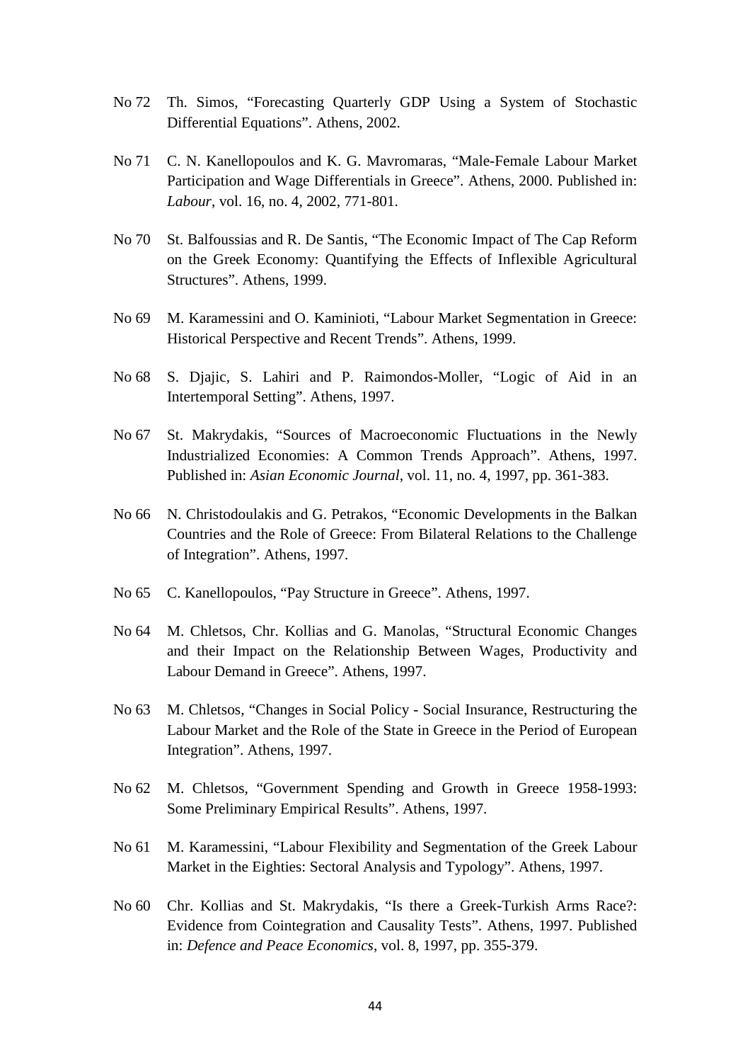No 72 Th. Simos, "Forecasting Quarterly GDP Using a System of Stochastic Differential Equations". Athens, 2002.

No 71 C. N. Kanellopoulos and K. G. Mavromaras, "Male-Female Labour Market Participation and Wage Differentials in Greece". Athens, 2000. Published in: *Labour*, vol. 16, no. 4, 2002, 771-801.

No 70 St. Balfoussias and R. De Santis, "The Economic Impact of The Cap Reform on the Greek Economy: Quantifying the Effects of Inflexible Agricultural Structures". Athens, 1999.

No 69 M. Karamessini and O. Kaminioti, "Labour Market Segmentation in Greece: Historical Perspective and Recent Trends". Athens, 1999.

No 68 S. Djajic, S. Lahiri and P. Raimondos-Moller, "Logic of Aid in an Intertemporal Setting". Athens, 1997.

No 67 St. Makrydakis, "Sources of Macroeconomic Fluctuations in the Newly Industrialized Economies: A Common Trends Approach". Athens, 1997. Published in: *Asian Economic Journal*, vol. 11, no. 4, 1997, pp. 361-383.

No 66 N. Christodoulakis and G. Petrakos, "Economic Developments in the Balkan Countries and the Role of Greece: From Bilateral Relations to the Challenge of Integration". Athens, 1997.

No 65 C. Kanellopoulos, "Pay Structure in Greece". Athens, 1997.

No 64 M. Chletsos, Chr. Kollias and G. Manolas, "Structural Economic Changes and their Impact on the Relationship Between Wages, Productivity and Labour Demand in Greece". Athens, 1997.

No 63 M. Chletsos, "Changes in Social Policy - Social Insurance, Restructuring the Labour Market and the Role of the State in Greece in the Period of European Integration". Athens, 1997.

No 62 M. Chletsos, "Government Spending and Growth in Greece 1958-1993: Some Preliminary Empirical Results". Athens, 1997.

No 61 M. Karamessini, "Labour Flexibility and Segmentation of the Greek Labour Market in the Eighties: Sectoral Analysis and Typology". Athens, 1997.

No 60 Chr. Kollias and St. Makrydakis, "Is there a Greek-Turkish Arms Race?: Evidence from Cointegration and Causality Tests". Athens, 1997. Published in: *Defence and Peace Economics*, vol. 8, 1997, pp. 355-379.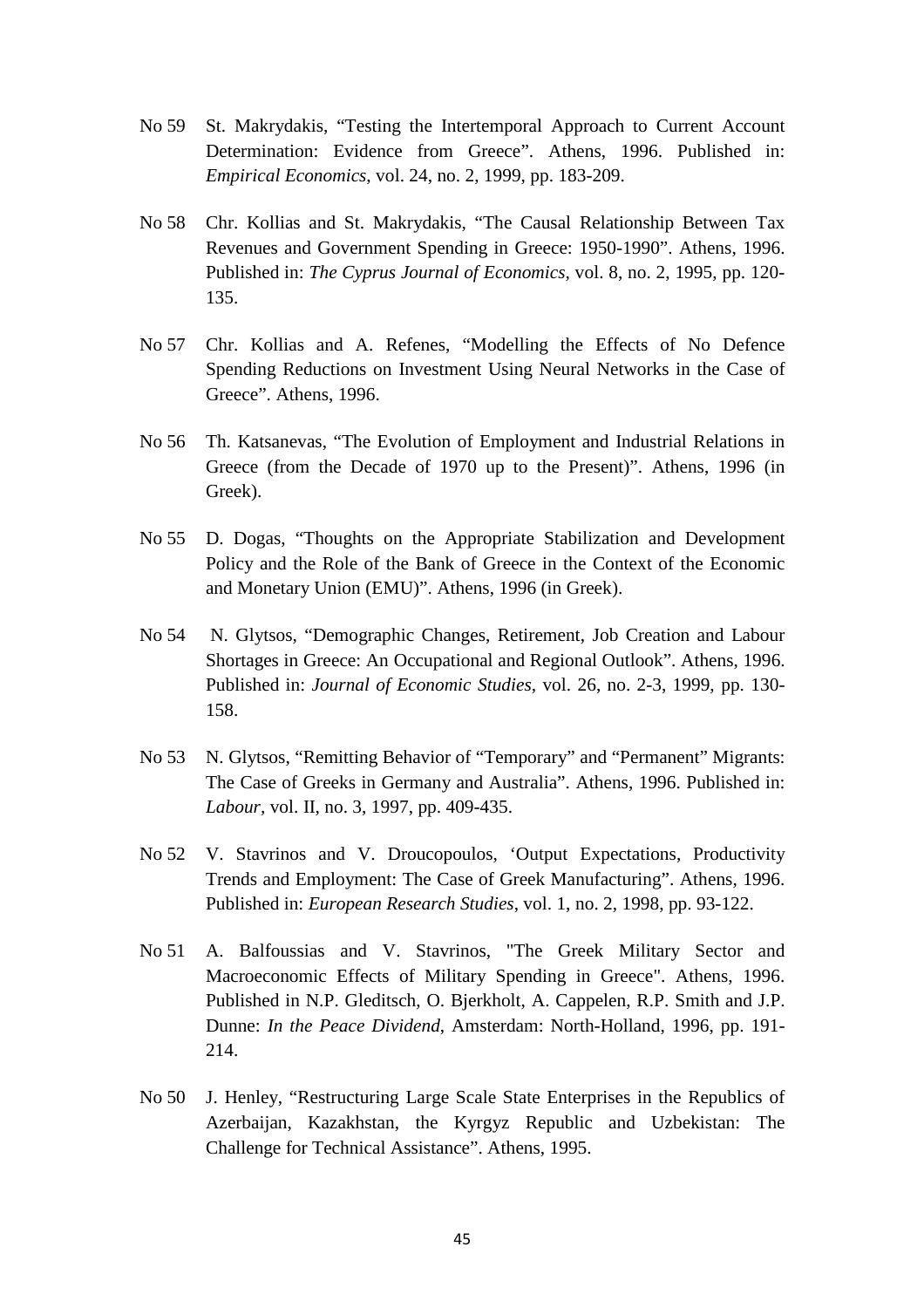No 59 St. Makrydakis, “Testing the Intertemporal Approach to Current Account Determination: Evidence from Greece”. Athens, 1996. Published in: *Empirical Economics*, vol. 24, no. 2, 1999, pp. 183-209.

No 58 Chr. Kollias and St. Makrydakis, “The Causal Relationship Between Tax Revenues and Government Spending in Greece: 1950-1990”. Athens, 1996. Published in: *The Cyprus Journal of Economics*, vol. 8, no. 2, 1995, pp. 120-135.

No 57 Chr. Kollias and A. Refenes, “Modelling the Effects of No Defence Spending Reductions on Investment Using Neural Networks in the Case of Greece”. Athens, 1996.

No 56 Th. Katsanevas, “The Evolution of Employment and Industrial Relations in Greece (from the Decade of 1970 up to the Present)”. Athens, 1996 (in Greek).

No 55 D. Dogas, “Thoughts on the Appropriate Stabilization and Development Policy and the Role of the Bank of Greece in the Context of the Economic and Monetary Union (EMU)”. Athens, 1996 (in Greek).

No 54 N. Glytsos, “Demographic Changes, Retirement, Job Creation and Labour Shortages in Greece: An Occupational and Regional Outlook”. Athens, 1996. Published in: *Journal of Economic Studies*, vol. 26, no. 2-3, 1999, pp. 130-158.

No 53 N. Glytsos, “Remitting Behavior of “Temporary” and “Permanent” Migrants: The Case of Greeks in Germany and Australia”. Athens, 1996. Published in: *Labour*, vol. II, no. 3, 1997, pp. 409-435.

No 52 V. Stavrinos and V. Droucopoulos, ‘Output Expectations, Productivity Trends and Employment: The Case of Greek Manufacturing”. Athens, 1996. Published in: *European Research Studies*, vol. 1, no. 2, 1998, pp. 93-122.

No 51 A. Balfoussias and V. Stavrinos, "The Greek Military Sector and Macroeconomic Effects of Military Spending in Greece". Athens, 1996. Published in N.P. Gleditsch, O. Bjerkholt, A. Cappelen, R.P. Smith and J.P. Dunne: *In the Peace Dividend*, Amsterdam: North-Holland, 1996, pp. 191-214.

No 50 J. Henley, “Restructuring Large Scale State Enterprises in the Republics of Azerbaijan, Kazakhstan, the Kyrgyz Republic and Uzbekistan: The Challenge for Technical Assistance”. Athens, 1995.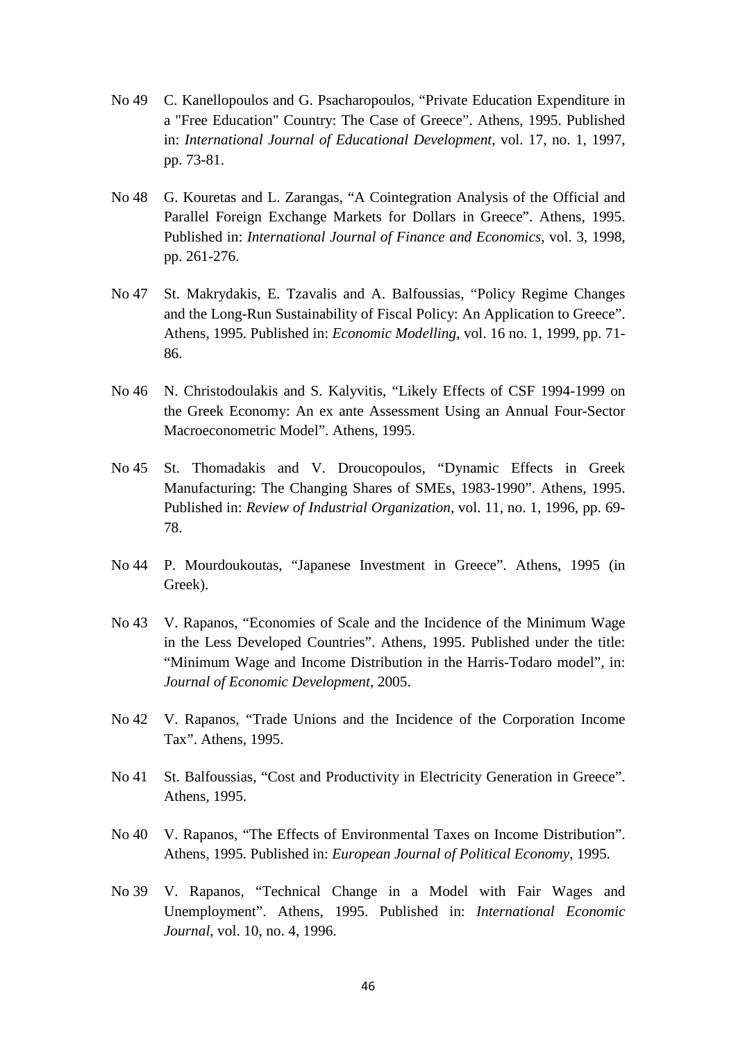No 49 C. Kanellopoulos and G. Psacharopoulos, “Private Education Expenditure in a "Free Education" Country: The Case of Greece”. Athens, 1995. Published in: *International Journal of Educational Development*, vol. 17, no. 1, 1997, pp. 73-81.

No 48 G. Kouretas and L. Zarangas, “A Cointegration Analysis of the Official and Parallel Foreign Exchange Markets for Dollars in Greece”. Athens, 1995. Published in: *International Journal of Finance and Economics*, vol. 3, 1998, pp. 261-276.

No 47 St. Makrydakis, E. Tzavalis and A. Balfoussias, “Policy Regime Changes and the Long-Run Sustainability of Fiscal Policy: An Application to Greece”. Athens, 1995. Published in: *Economic Modelling*, vol. 16 no. 1, 1999, pp. 71-86.

No 46 N. Christodoulakis and S. Kalyvitis, “Likely Effects of CSF 1994-1999 on the Greek Economy: An ex ante Assessment Using an Annual Four-Sector Macroeconometric Model”. Athens, 1995.

No 45 St. Thomadakis and V. Droucopoulos, “Dynamic Effects in Greek Manufacturing: The Changing Shares of SMEs, 1983-1990”. Athens, 1995. Published in: *Review of Industrial Organization*, vol. 11, no. 1, 1996, pp. 69-78.

No 44 P. Mourdoukoutas, “Japanese Investment in Greece”. Athens, 1995 (in Greek).

No 43 V. Rapanos, “Economies of Scale and the Incidence of the Minimum Wage in the Less Developed Countries”. Athens, 1995. Published under the title: “Minimum Wage and Income Distribution in the Harris-Todaro model”, in: *Journal of Economic Development*, 2005.

No 42 V. Rapanos, “Trade Unions and the Incidence of the Corporation Income Tax”. Athens, 1995.

No 41 St. Balfoussias, “Cost and Productivity in Electricity Generation in Greece”. Athens, 1995.

No 40 V. Rapanos, “The Effects of Environmental Taxes on Income Distribution”. Athens, 1995. Published in: *European Journal of Political Economy*, 1995.

No 39 V. Rapanos, “Technical Change in a Model with Fair Wages and Unemployment”. Athens, 1995. Published in: *International Economic Journal*, vol. 10, no. 4, 1996.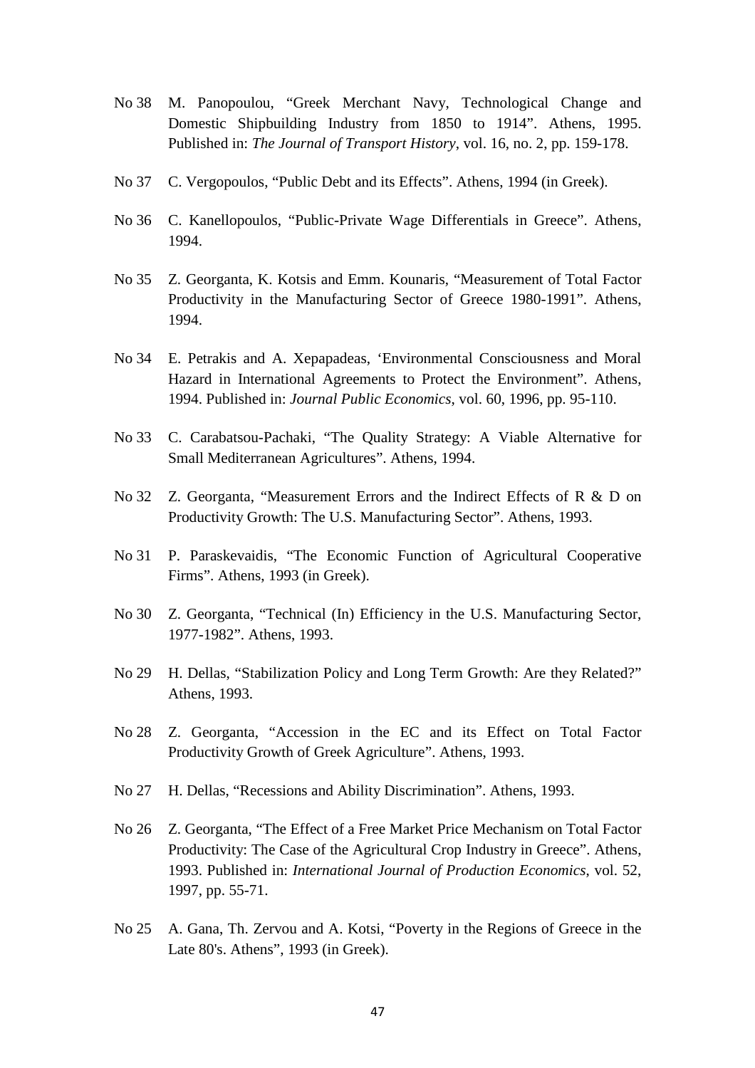No 38 M. Panopoulou, “Greek Merchant Navy, Technological Change and Domestic Shipbuilding Industry from 1850 to 1914”. Athens, 1995. Published in: *The Journal of Transport History*, vol. 16, no. 2, pp. 159-178.

No 37 C. Vergopoulos, “Public Debt and its Effects”. Athens, 1994 (in Greek).

No 36 C. Kanellopoulos, “Public-Private Wage Differentials in Greece”. Athens, 1994.

No 35 Z. Georganta, K. Kotsis and Emm. Kounaris, “Measurement of Total Factor Productivity in the Manufacturing Sector of Greece 1980-1991”. Athens, 1994.

No 34 E. Petrakis and A. Xepapadeas, ‘Environmental Consciousness and Moral Hazard in International Agreements to Protect the Environment”. Athens, 1994. Published in: *Journal Public Economics*, vol. 60, 1996, pp. 95-110.

No 33 C. Carabatsou-Pachaki, “The Quality Strategy: A Viable Alternative for Small Mediterranean Agricultures”. Athens, 1994.

No 32 Z. Georganta, “Measurement Errors and the Indirect Effects of R & D on Productivity Growth: The U.S. Manufacturing Sector”. Athens, 1993.

No 31 P. Paraskevaidis, “The Economic Function of Agricultural Cooperative Firms”. Athens, 1993 (in Greek).

No 30 Z. Georganta, “Technical (In) Efficiency in the U.S. Manufacturing Sector, 1977-1982”. Athens, 1993.

No 29 H. Dellas, “Stabilization Policy and Long Term Growth: Are they Related?” Athens, 1993.

No 28 Z. Georganta, “Accession in the EC and its Effect on Total Factor Productivity Growth of Greek Agriculture”. Athens, 1993.

No 27 H. Dellas, “Recessions and Ability Discrimination”. Athens, 1993.

No 26 Z. Georganta, “The Effect of a Free Market Price Mechanism on Total Factor Productivity: The Case of the Agricultural Crop Industry in Greece”. Athens, 1993. Published in: *International Journal of Production Economics*, vol. 52, 1997, pp. 55-71.

No 25 A. Gana, Th. Zervou and A. Kotsi, “Poverty in the Regions of Greece in the Late 80's. Athens”, 1993 (in Greek).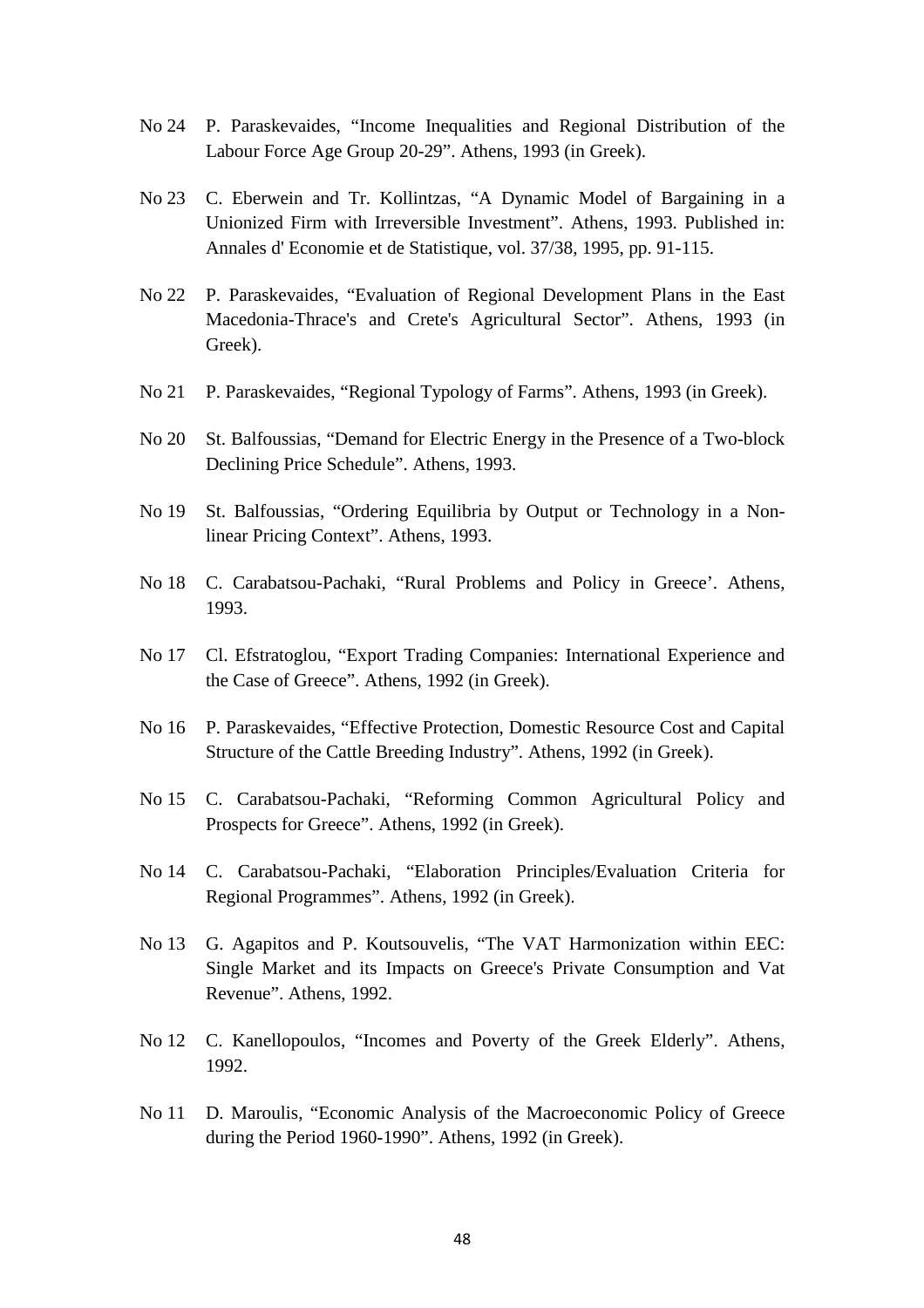No 24 P. Paraskevaides, “Income Inequalities and Regional Distribution of the Labour Force Age Group 20-29”. Athens, 1993 (in Greek).

No 23 C. Eberwein and Tr. Kollintzas, “A Dynamic Model of Bargaining in a Unionized Firm with Irreversible Investment”. Athens, 1993. Published in: Annales d' Economie et de Statistique, vol. 37/38, 1995, pp. 91-115.

No 22 P. Paraskevaides, “Evaluation of Regional Development Plans in the East Macedonia-Thrace's and Crete's Agricultural Sector”. Athens, 1993 (in Greek).

No 21 P. Paraskevaides, “Regional Typology of Farms”. Athens, 1993 (in Greek).

No 20 St. Balfoussias, “Demand for Electric Energy in the Presence of a Two-block Declining Price Schedule”. Athens, 1993.

No 19 St. Balfoussias, “Ordering Equilibria by Output or Technology in a Non-linear Pricing Context”. Athens, 1993.

No 18 C. Carabatsou-Pachaki, “Rural Problems and Policy in Greece’. Athens, 1993.

No 17 Cl. Efstratoglou, “Export Trading Companies: International Experience and the Case of Greece”. Athens, 1992 (in Greek).

No 16 P. Paraskevaides, “Effective Protection, Domestic Resource Cost and Capital Structure of the Cattle Breeding Industry”. Athens, 1992 (in Greek).

No 15 C. Carabatsou-Pachaki, “Reforming Common Agricultural Policy and Prospects for Greece”. Athens, 1992 (in Greek).

No 14 C. Carabatsou-Pachaki, “Elaboration Principles/Evaluation Criteria for Regional Programmes”. Athens, 1992 (in Greek).

No 13 G. Agapitos and P. Koutsouvelis, “The VAT Harmonization within EEC: Single Market and its Impacts on Greece's Private Consumption and Vat Revenue”. Athens, 1992.

No 12 C. Kanellopoulos, “Incomes and Poverty of the Greek Elderly”. Athens, 1992.

No 11 D. Maroulis, “Economic Analysis of the Macroeconomic Policy of Greece during the Period 1960-1990”. Athens, 1992 (in Greek).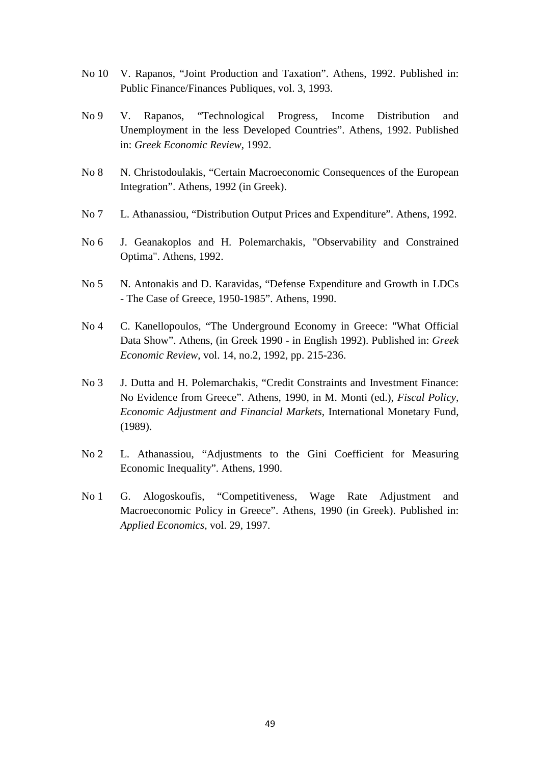No 10 V. Rapanos, “Joint Production and Taxation”. Athens, 1992. Published in: Public Finance/Finances Publiques, vol. 3, 1993.

No 9 V. Rapanos, “Technological Progress, Income Distribution and Unemployment in the less Developed Countries”. Athens, 1992. Published in: *Greek Economic Review*, 1992.

No 8 N. Christodoulakis, “Certain Macroeconomic Consequences of the European Integration”. Athens, 1992 (in Greek).

No 7 L. Athanassiou, “Distribution Output Prices and Expenditure”. Athens, 1992.

No 6 J. Geanakoplos and H. Polemarchakis, "Observability and Constrained Optima". Athens, 1992.

No 5 N. Antonakis and D. Karavidas, “Defense Expenditure and Growth in LDCs - The Case of Greece, 1950-1985”. Athens, 1990.

No 4 C. Kanellopoulos, “The Underground Economy in Greece: "What Official Data Show”. Athens, (in Greek 1990 - in English 1992). Published in: *Greek Economic Review*, vol. 14, no.2, 1992, pp. 215-236.

No 3 J. Dutta and H. Polemarchakis, “Credit Constraints and Investment Finance: No Evidence from Greece”. Athens, 1990, in M. Monti (ed.), *Fiscal Policy, Economic Adjustment and Financial Markets*, International Monetary Fund, (1989).

No 2 L. Athanassiou, “Adjustments to the Gini Coefficient for Measuring Economic Inequality”. Athens, 1990.

No 1 G. Alogoskoufis, “Competitiveness, Wage Rate Adjustment and Macroeconomic Policy in Greece”. Athens, 1990 (in Greek). Published in: *Applied Economics*, vol. 29, 1997.